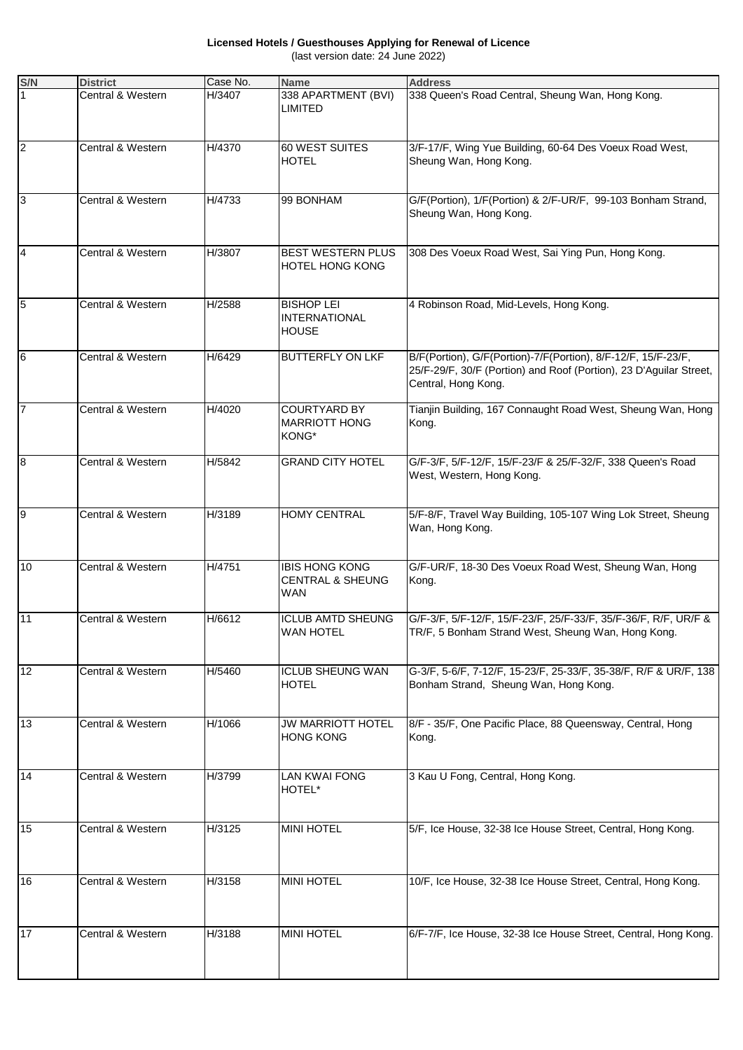**Licensed Hotels / Guesthouses Applying for Renewal of Licence**
(last version date: 24 June 2022)

| S/N | District | Case No. | Name | Address |
|---|---|---|---|---|
| 1 | Central & Western | H/3407 | 338 APARTMENT (BVI) LIMITED | 338 Queen's Road Central, Sheung Wan, Hong Kong. |
| 2 | Central & Western | H/4370 | 60 WEST SUITES HOTEL | 3/F-17/F, Wing Yue Building, 60-64 Des Voeux Road West, Sheung Wan, Hong Kong. |
| 3 | Central & Western | H/4733 | 99 BONHAM | G/F(Portion), 1/F(Portion) & 2/F-UR/F, 99-103 Bonham Strand, Sheung Wan, Hong Kong. |
| 4 | Central & Western | H/3807 | BEST WESTERN PLUS HOTEL HONG KONG | 308 Des Voeux Road West, Sai Ying Pun, Hong Kong. |
| 5 | Central & Western | H/2588 | BISHOP LEI INTERNATIONAL HOUSE | 4 Robinson Road, Mid-Levels, Hong Kong. |
| 6 | Central & Western | H/6429 | BUTTERFLY ON LKF | B/F(Portion), G/F(Portion)-7/F(Portion), 8/F-12/F, 15/F-23/F, 25/F-29/F, 30/F (Portion) and Roof (Portion), 23 D'Aguilar Street, Central, Hong Kong. |
| 7 | Central & Western | H/4020 | COURTYARD BY MARRIOTT HONG KONG* | Tianjin Building, 167 Connaught Road West, Sheung Wan, Hong Kong. |
| 8 | Central & Western | H/5842 | GRAND CITY HOTEL | G/F-3/F, 5/F-12/F, 15/F-23/F & 25/F-32/F, 338 Queen's Road West, Western, Hong Kong. |
| 9 | Central & Western | H/3189 | HOMY CENTRAL | 5/F-8/F, Travel Way Building, 105-107 Wing Lok Street, Sheung Wan, Hong Kong. |
| 10 | Central & Western | H/4751 | IBIS HONG KONG CENTRAL & SHEUNG WAN | G/F-UR/F, 18-30 Des Voeux Road West, Sheung Wan, Hong Kong. |
| 11 | Central & Western | H/6612 | ICLUB AMTD SHEUNG WAN HOTEL | G/F-3/F, 5/F-12/F, 15/F-23/F, 25/F-33/F, 35/F-36/F, R/F, UR/F & TR/F, 5 Bonham Strand West, Sheung Wan, Hong Kong. |
| 12 | Central & Western | H/5460 | ICLUB SHEUNG WAN HOTEL | G-3/F, 5-6/F, 7-12/F, 15-23/F, 25-33/F, 35-38/F, R/F & UR/F, 138 Bonham Strand, Sheung Wan, Hong Kong. |
| 13 | Central & Western | H/1066 | JW MARRIOTT HOTEL HONG KONG | 8/F - 35/F, One Pacific Place, 88 Queensway, Central, Hong Kong. |
| 14 | Central & Western | H/3799 | LAN KWAI FONG HOTEL* | 3 Kau U Fong, Central, Hong Kong. |
| 15 | Central & Western | H/3125 | MINI HOTEL | 5/F, Ice House, 32-38 Ice House Street, Central, Hong Kong. |
| 16 | Central & Western | H/3158 | MINI HOTEL | 10/F, Ice House, 32-38 Ice House Street, Central, Hong Kong. |
| 17 | Central & Western | H/3188 | MINI HOTEL | 6/F-7/F, Ice House, 32-38 Ice House Street, Central, Hong Kong. |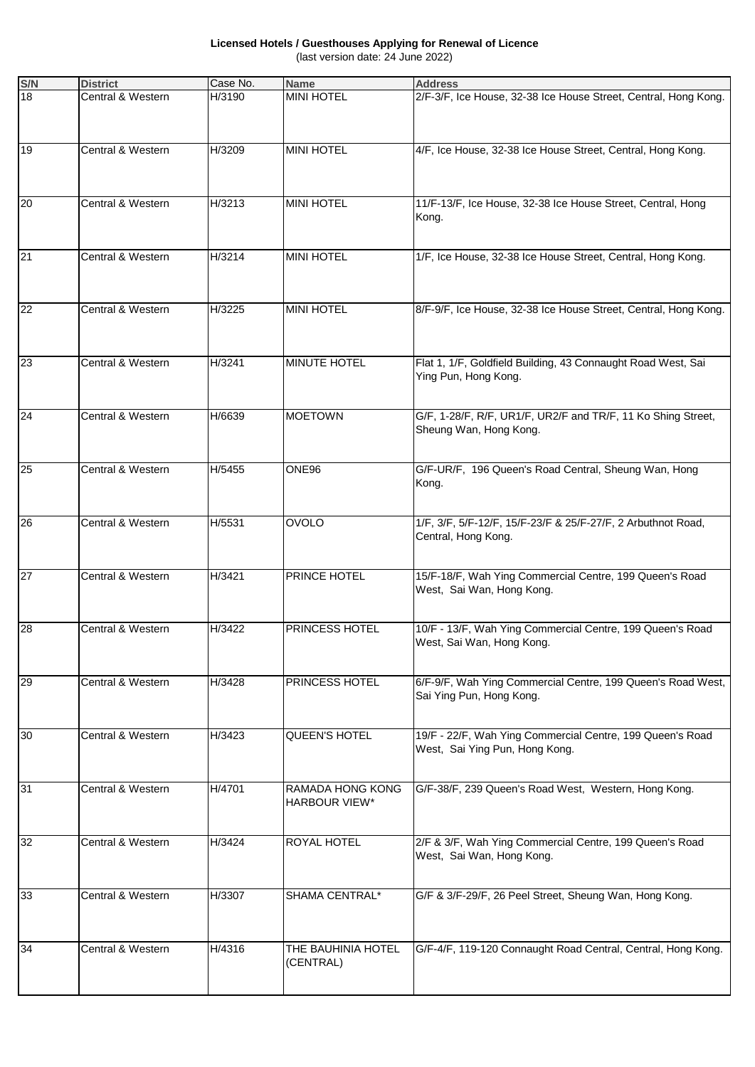**Licensed Hotels / Guesthouses Applying for Renewal of Licence**
(last version date: 24 June 2022)

| S/N | District | Case No. | Name | Address |
| --- | --- | --- | --- | --- |
| 18 | Central & Western | H/3190 | MINI HOTEL | 2/F-3/F, Ice House, 32-38 Ice House Street, Central, Hong Kong. |
| 19 | Central & Western | H/3209 | MINI HOTEL | 4/F, Ice House, 32-38 Ice House Street, Central, Hong Kong. |
| 20 | Central & Western | H/3213 | MINI HOTEL | 11/F-13/F, Ice House, 32-38 Ice House Street, Central, Hong Kong. |
| 21 | Central & Western | H/3214 | MINI HOTEL | 1/F, Ice House, 32-38 Ice House Street, Central, Hong Kong. |
| 22 | Central & Western | H/3225 | MINI HOTEL | 8/F-9/F, Ice House, 32-38 Ice House Street, Central, Hong Kong. |
| 23 | Central & Western | H/3241 | MINUTE HOTEL | Flat 1, 1/F, Goldfield Building, 43 Connaught Road West, Sai Ying Pun, Hong Kong. |
| 24 | Central & Western | H/6639 | MOETOWN | G/F, 1-28/F, R/F, UR1/F, UR2/F and TR/F, 11 Ko Shing Street, Sheung Wan, Hong Kong. |
| 25 | Central & Western | H/5455 | ONE96 | G/F-UR/F, 196 Queen's Road Central, Sheung Wan, Hong Kong. |
| 26 | Central & Western | H/5531 | OVOLO | 1/F, 3/F, 5/F-12/F, 15/F-23/F & 25/F-27/F, 2 Arbuthnot Road, Central, Hong Kong. |
| 27 | Central & Western | H/3421 | PRINCE HOTEL | 15/F-18/F, Wah Ying Commercial Centre, 199 Queen's Road West, Sai Wan, Hong Kong. |
| 28 | Central & Western | H/3422 | PRINCESS HOTEL | 10/F - 13/F, Wah Ying Commercial Centre, 199 Queen's Road West, Sai Wan, Hong Kong. |
| 29 | Central & Western | H/3428 | PRINCESS HOTEL | 6/F-9/F, Wah Ying Commercial Centre, 199 Queen's Road West, Sai Ying Pun, Hong Kong. |
| 30 | Central & Western | H/3423 | QUEEN'S HOTEL | 19/F - 22/F, Wah Ying Commercial Centre, 199 Queen's Road West, Sai Ying Pun, Hong Kong. |
| 31 | Central & Western | H/4701 | RAMADA HONG KONG HARBOUR VIEW* | G/F-38/F, 239 Queen's Road West, Western, Hong Kong. |
| 32 | Central & Western | H/3424 | ROYAL HOTEL | 2/F & 3/F, Wah Ying Commercial Centre, 199 Queen's Road West, Sai Wan, Hong Kong. |
| 33 | Central & Western | H/3307 | SHAMA CENTRAL* | G/F & 3/F-29/F, 26 Peel Street, Sheung Wan, Hong Kong. |
| 34 | Central & Western | H/4316 | THE BAUHINIA HOTEL (CENTRAL) | G/F-4/F, 119-120 Connaught Road Central, Central, Hong Kong. |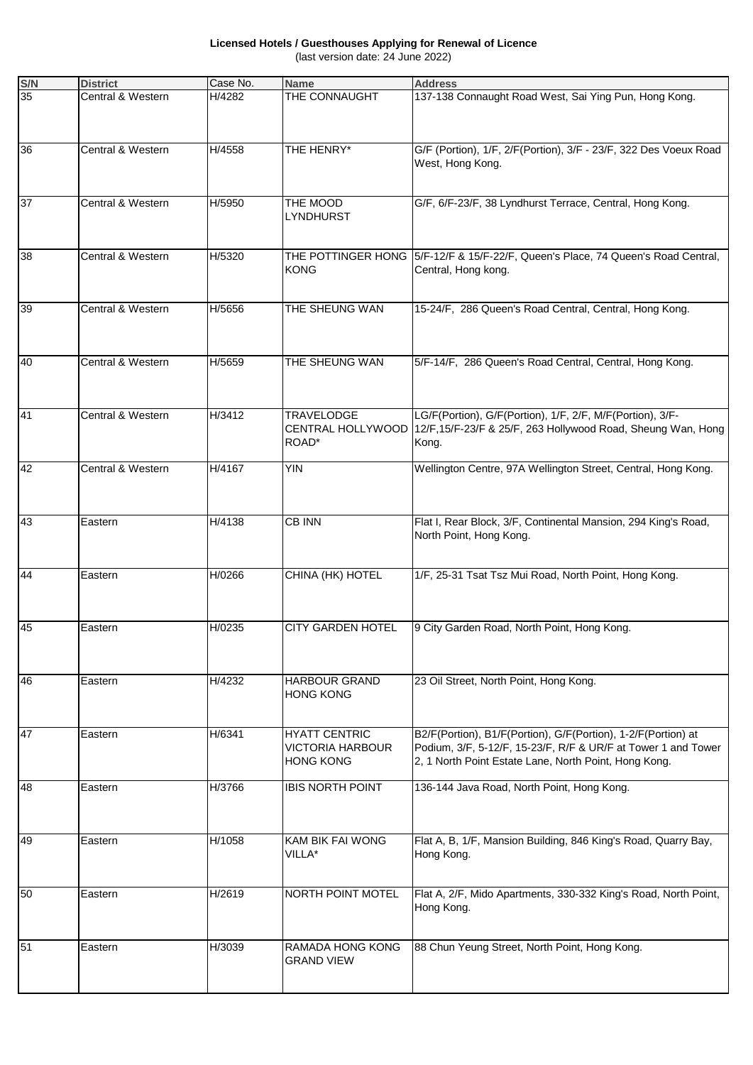**Licensed Hotels / Guesthouses Applying for Renewal of Licence**
(last version date: 24 June 2022)

| S/N | District | Case No. | Name | Address |
|---|---|---|---|---|
| 35 | Central & Western | H/4282 | THE CONNAUGHT | 137-138 Connaught Road West, Sai Ying Pun, Hong Kong. |
| 36 | Central & Western | H/4558 | THE HENRY* | G/F (Portion), 1/F, 2/F(Portion), 3/F - 23/F, 322 Des Voeux Road West, Hong Kong. |
| 37 | Central & Western | H/5950 | THE MOOD LYNDHURST | G/F, 6/F-23/F, 38 Lyndhurst Terrace, Central, Hong Kong. |
| 38 | Central & Western | H/5320 | THE POTTINGER HONG KONG | 5/F-12/F & 15/F-22/F, Queen's Place, 74 Queen's Road Central, Central, Hong kong. |
| 39 | Central & Western | H/5656 | THE SHEUNG WAN | 15-24/F, 286 Queen's Road Central, Central, Hong Kong. |
| 40 | Central & Western | H/5659 | THE SHEUNG WAN | 5/F-14/F, 286 Queen's Road Central, Central, Hong Kong. |
| 41 | Central & Western | H/3412 | TRAVELODGE CENTRAL HOLLYWOOD ROAD* | LG/F(Portion), G/F(Portion), 1/F, 2/F, M/F(Portion), 3/F-12/F,15/F-23/F & 25/F, 263 Hollywood Road, Sheung Wan, Hong Kong. |
| 42 | Central & Western | H/4167 | YIN | Wellington Centre, 97A Wellington Street, Central, Hong Kong. |
| 43 | Eastern | H/4138 | CB INN | Flat I, Rear Block, 3/F, Continental Mansion, 294 King's Road, North Point, Hong Kong. |
| 44 | Eastern | H/0266 | CHINA (HK) HOTEL | 1/F, 25-31 Tsat Tsz Mui Road, North Point, Hong Kong. |
| 45 | Eastern | H/0235 | CITY GARDEN HOTEL | 9 City Garden Road, North Point, Hong Kong. |
| 46 | Eastern | H/4232 | HARBOUR GRAND HONG KONG | 23 Oil Street, North Point, Hong Kong. |
| 47 | Eastern | H/6341 | HYATT CENTRIC VICTORIA HARBOUR HONG KONG | B2/F(Portion), B1/F(Portion), G/F(Portion), 1-2/F(Portion) at Podium, 3/F, 5-12/F, 15-23/F, R/F & UR/F at Tower 1 and Tower 2, 1 North Point Estate Lane, North Point, Hong Kong. |
| 48 | Eastern | H/3766 | IBIS NORTH POINT | 136-144 Java Road, North Point, Hong Kong. |
| 49 | Eastern | H/1058 | KAM BIK FAI WONG VILLA* | Flat A, B, 1/F, Mansion Building, 846 King's Road, Quarry Bay, Hong Kong. |
| 50 | Eastern | H/2619 | NORTH POINT MOTEL | Flat A, 2/F, Mido Apartments, 330-332 King's Road, North Point, Hong Kong. |
| 51 | Eastern | H/3039 | RAMADA HONG KONG GRAND VIEW | 88 Chun Yeung Street, North Point, Hong Kong. |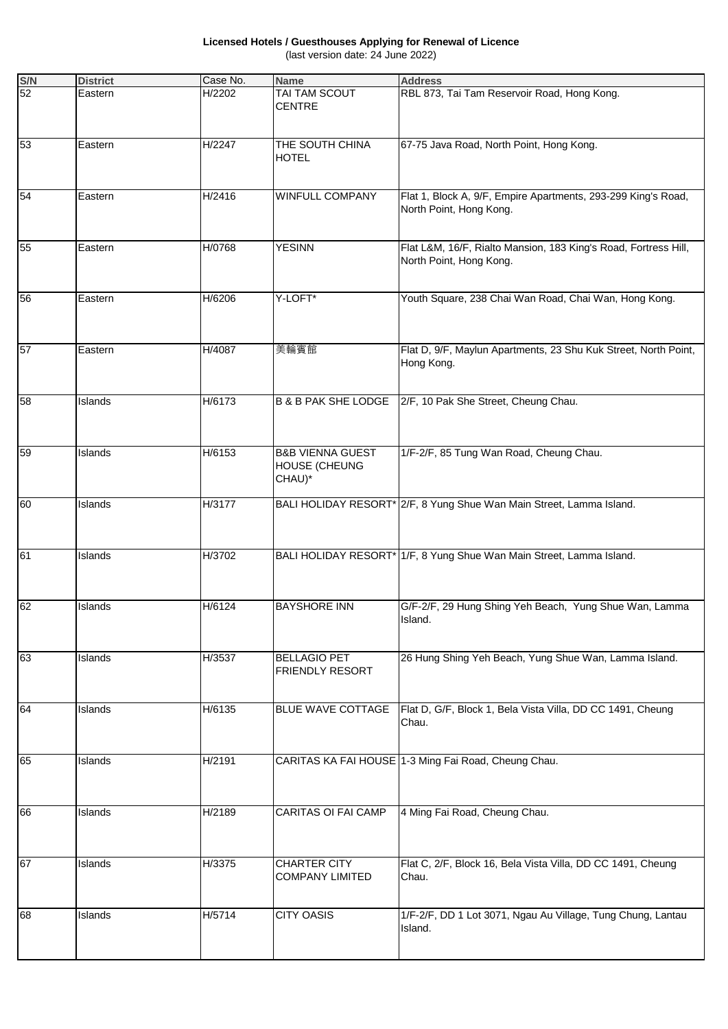**Licensed Hotels / Guesthouses Applying for Renewal of Licence**
(last version date: 24 June 2022)

| S/N | District | Case No. | Name | Address |
| --- | --- | --- | --- | --- |
| 52 | Eastern | H/2202 | TAI TAM SCOUT CENTRE | RBL 873, Tai Tam Reservoir Road, Hong Kong. |
| 53 | Eastern | H/2247 | THE SOUTH CHINA HOTEL | 67-75 Java Road, North Point, Hong Kong. |
| 54 | Eastern | H/2416 | WINFULL COMPANY | Flat 1, Block A, 9/F, Empire Apartments, 293-299 King's Road, North Point, Hong Kong. |
| 55 | Eastern | H/0768 | YESINN | Flat L&M, 16/F, Rialto Mansion, 183 King's Road, Fortress Hill, North Point, Hong Kong. |
| 56 | Eastern | H/6206 | Y-LOFT* | Youth Square, 238 Chai Wan Road, Chai Wan, Hong Kong. |
| 57 | Eastern | H/4087 | 美輪賓館 | Flat D, 9/F, Maylun Apartments, 23 Shu Kuk Street, North Point, Hong Kong. |
| 58 | Islands | H/6173 | B & B PAK SHE LODGE | 2/F, 10 Pak She Street, Cheung Chau. |
| 59 | Islands | H/6153 | B&B VIENNA GUEST HOUSE (CHEUNG CHAU)* | 1/F-2/F, 85 Tung Wan Road, Cheung Chau. |
| 60 | Islands | H/3177 | BALI HOLIDAY RESORT* | 2/F, 8 Yung Shue Wan Main Street, Lamma Island. |
| 61 | Islands | H/3702 | BALI HOLIDAY RESORT* | 1/F, 8 Yung Shue Wan Main Street, Lamma Island. |
| 62 | Islands | H/6124 | BAYSHORE INN | G/F-2/F, 29 Hung Shing Yeh Beach, Yung Shue Wan, Lamma Island. |
| 63 | Islands | H/3537 | BELLAGIO PET FRIENDLY RESORT | 26 Hung Shing Yeh Beach, Yung Shue Wan, Lamma Island. |
| 64 | Islands | H/6135 | BLUE WAVE COTTAGE | Flat D, G/F, Block 1, Bela Vista Villa, DD CC 1491, Cheung Chau. |
| 65 | Islands | H/2191 | CARITAS KA FAI HOUSE | 1-3 Ming Fai Road, Cheung Chau. |
| 66 | Islands | H/2189 | CARITAS OI FAI CAMP | 4 Ming Fai Road, Cheung Chau. |
| 67 | Islands | H/3375 | CHARTER CITY COMPANY LIMITED | Flat C, 2/F, Block 16, Bela Vista Villa, DD CC 1491, Cheung Chau. |
| 68 | Islands | H/5714 | CITY OASIS | 1/F-2/F, DD 1 Lot 3071, Ngau Au Village, Tung Chung, Lantau Island. |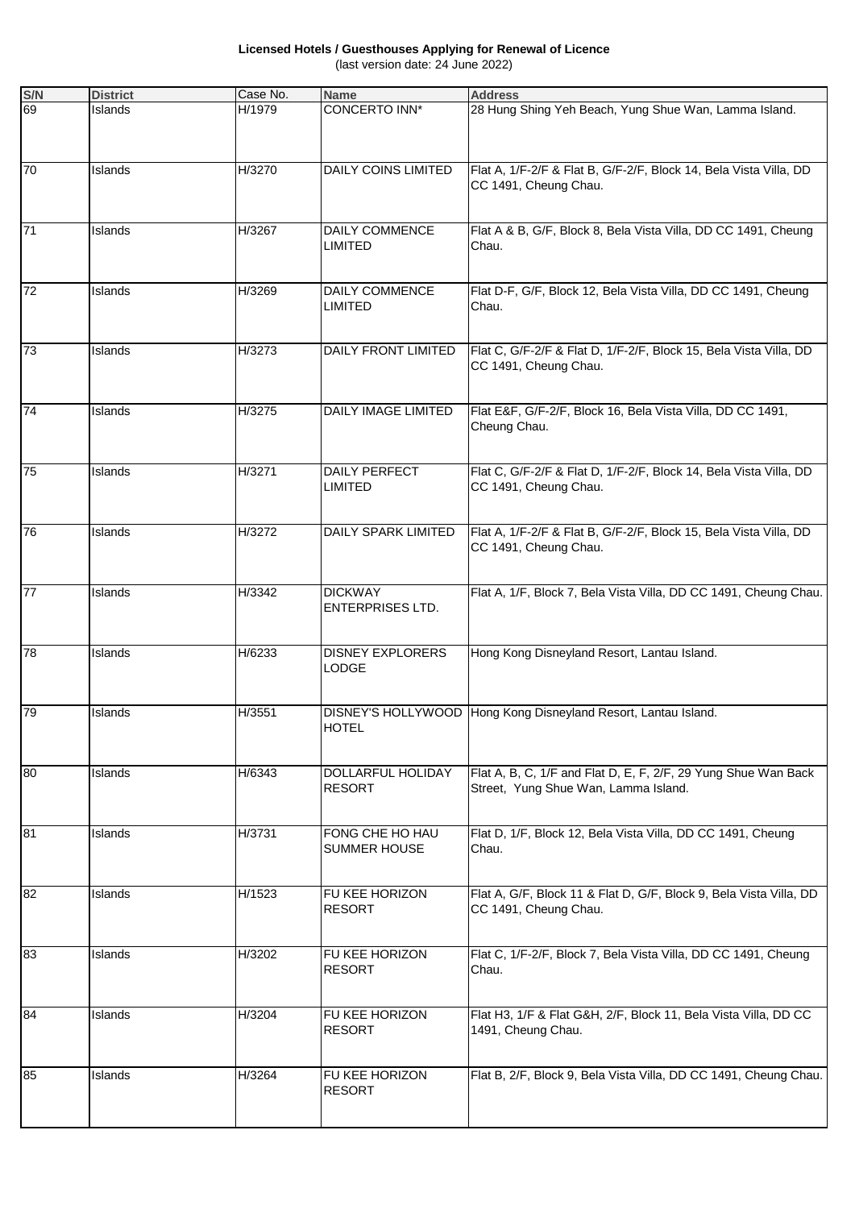**Licensed Hotels / Guesthouses Applying for Renewal of Licence**
(last version date: 24 June 2022)

| S/N | District | Case No. | Name | Address |
|---|---|---|---|---|
| 69 | Islands | H/1979 | CONCERTO INN* | 28 Hung Shing Yeh Beach, Yung Shue Wan, Lamma Island. |
| 70 | Islands | H/3270 | DAILY COINS LIMITED | Flat A, 1/F-2/F & Flat B, G/F-2/F, Block 14, Bela Vista Villa, DD CC 1491, Cheung Chau. |
| 71 | Islands | H/3267 | DAILY COMMENCE LIMITED | Flat A & B, G/F, Block 8, Bela Vista Villa, DD CC 1491, Cheung Chau. |
| 72 | Islands | H/3269 | DAILY COMMENCE LIMITED | Flat D-F, G/F, Block 12, Bela Vista Villa, DD CC 1491, Cheung Chau. |
| 73 | Islands | H/3273 | DAILY FRONT LIMITED | Flat C, G/F-2/F & Flat D, 1/F-2/F, Block 15, Bela Vista Villa, DD CC 1491, Cheung Chau. |
| 74 | Islands | H/3275 | DAILY IMAGE LIMITED | Flat E&F, G/F-2/F, Block 16, Bela Vista Villa, DD CC 1491, Cheung Chau. |
| 75 | Islands | H/3271 | DAILY PERFECT LIMITED | Flat C, G/F-2/F & Flat D, 1/F-2/F, Block 14, Bela Vista Villa, DD CC 1491, Cheung Chau. |
| 76 | Islands | H/3272 | DAILY SPARK LIMITED | Flat A, 1/F-2/F & Flat B, G/F-2/F, Block 15, Bela Vista Villa, DD CC 1491, Cheung Chau. |
| 77 | Islands | H/3342 | DICKWAY ENTERPRISES LTD. | Flat A, 1/F, Block 7, Bela Vista Villa, DD CC 1491, Cheung Chau. |
| 78 | Islands | H/6233 | DISNEY EXPLORERS LODGE | Hong Kong Disneyland Resort, Lantau Island. |
| 79 | Islands | H/3551 | DISNEY'S HOLLYWOOD HOTEL | Hong Kong Disneyland Resort, Lantau Island. |
| 80 | Islands | H/6343 | DOLLARFUL HOLIDAY RESORT | Flat A, B, C, 1/F and Flat D, E, F, 2/F, 29 Yung Shue Wan Back Street, Yung Shue Wan, Lamma Island. |
| 81 | Islands | H/3731 | FONG CHE HO HAU SUMMER HOUSE | Flat D, 1/F, Block 12, Bela Vista Villa, DD CC 1491, Cheung Chau. |
| 82 | Islands | H/1523 | FU KEE HORIZON RESORT | Flat A, G/F, Block 11 & Flat D, G/F, Block 9, Bela Vista Villa, DD CC 1491, Cheung Chau. |
| 83 | Islands | H/3202 | FU KEE HORIZON RESORT | Flat C, 1/F-2/F, Block 7, Bela Vista Villa, DD CC 1491, Cheung Chau. |
| 84 | Islands | H/3204 | FU KEE HORIZON RESORT | Flat H3, 1/F & Flat G&H, 2/F, Block 11, Bela Vista Villa, DD CC 1491, Cheung Chau. |
| 85 | Islands | H/3264 | FU KEE HORIZON RESORT | Flat B, 2/F, Block 9, Bela Vista Villa, DD CC 1491, Cheung Chau. |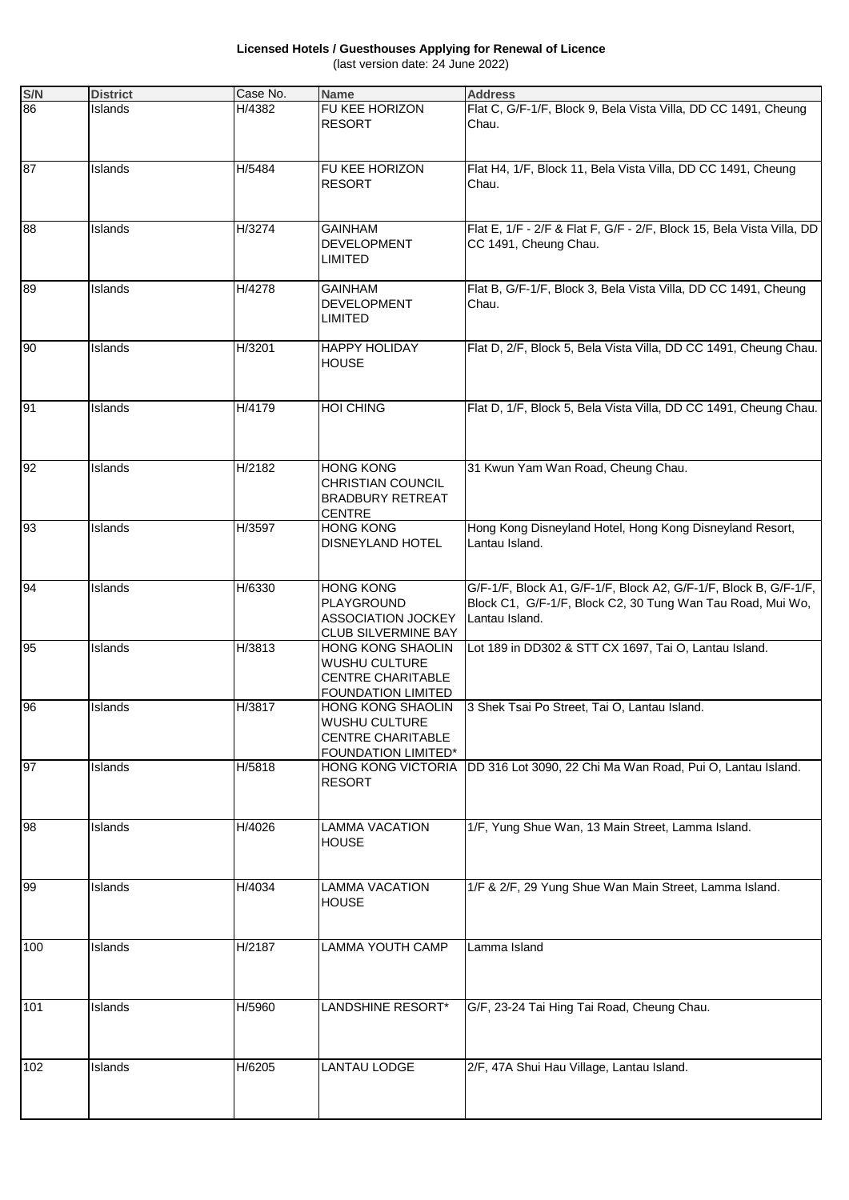**Licensed Hotels / Guesthouses Applying for Renewal of Licence**
(last version date: 24 June 2022)

| S/N | District | Case No. | Name | Address |
|---|---|---|---|---|
| 86 | Islands | H/4382 | FU KEE HORIZON RESORT | Flat C, G/F-1/F, Block 9, Bela Vista Villa, DD CC 1491, Cheung Chau. |
| 87 | Islands | H/5484 | FU KEE HORIZON RESORT | Flat H4, 1/F, Block 11, Bela Vista Villa, DD CC 1491, Cheung Chau. |
| 88 | Islands | H/3274 | GAINHAM DEVELOPMENT LIMITED | Flat E, 1/F - 2/F & Flat F, G/F - 2/F, Block 15, Bela Vista Villa, DD CC 1491, Cheung Chau. |
| 89 | Islands | H/4278 | GAINHAM DEVELOPMENT LIMITED | Flat B, G/F-1/F, Block 3, Bela Vista Villa, DD CC 1491, Cheung Chau. |
| 90 | Islands | H/3201 | HAPPY HOLIDAY HOUSE | Flat D, 2/F, Block 5, Bela Vista Villa, DD CC 1491, Cheung Chau. |
| 91 | Islands | H/4179 | HOI CHING | Flat D, 1/F, Block 5, Bela Vista Villa, DD CC 1491, Cheung Chau. |
| 92 | Islands | H/2182 | HONG KONG CHRISTIAN COUNCIL BRADBURY RETREAT CENTRE | 31 Kwun Yam Wan Road, Cheung Chau. |
| 93 | Islands | H/3597 | HONG KONG DISNEYLAND HOTEL | Hong Kong Disneyland Hotel, Hong Kong Disneyland Resort, Lantau Island. |
| 94 | Islands | H/6330 | HONG KONG PLAYGROUND ASSOCIATION JOCKEY CLUB SILVERMINE BAY | G/F-1/F, Block A1, G/F-1/F, Block A2, G/F-1/F, Block B, G/F-1/F, Block C1, G/F-1/F, Block C2, 30 Tung Wan Tau Road, Mui Wo, Lantau Island. |
| 95 | Islands | H/3813 | HONG KONG SHAOLIN WUSHU CULTURE CENTRE CHARITABLE FOUNDATION LIMITED | Lot 189 in DD302 & STT CX 1697, Tai O, Lantau Island. |
| 96 | Islands | H/3817 | HONG KONG SHAOLIN WUSHU CULTURE CENTRE CHARITABLE FOUNDATION LIMITED* | 3 Shek Tsai Po Street, Tai O, Lantau Island. |
| 97 | Islands | H/5818 | HONG KONG VICTORIA RESORT | DD 316 Lot 3090, 22 Chi Ma Wan Road, Pui O, Lantau Island. |
| 98 | Islands | H/4026 | LAMMA VACATION HOUSE | 1/F, Yung Shue Wan, 13 Main Street, Lamma Island. |
| 99 | Islands | H/4034 | LAMMA VACATION HOUSE | 1/F & 2/F, 29 Yung Shue Wan Main Street, Lamma Island. |
| 100 | Islands | H/2187 | LAMMA YOUTH CAMP | Lamma Island |
| 101 | Islands | H/5960 | LANDSHINE RESORT* | G/F, 23-24 Tai Hing Tai Road, Cheung Chau. |
| 102 | Islands | H/6205 | LANTAU LODGE | 2/F, 47A Shui Hau Village, Lantau Island. |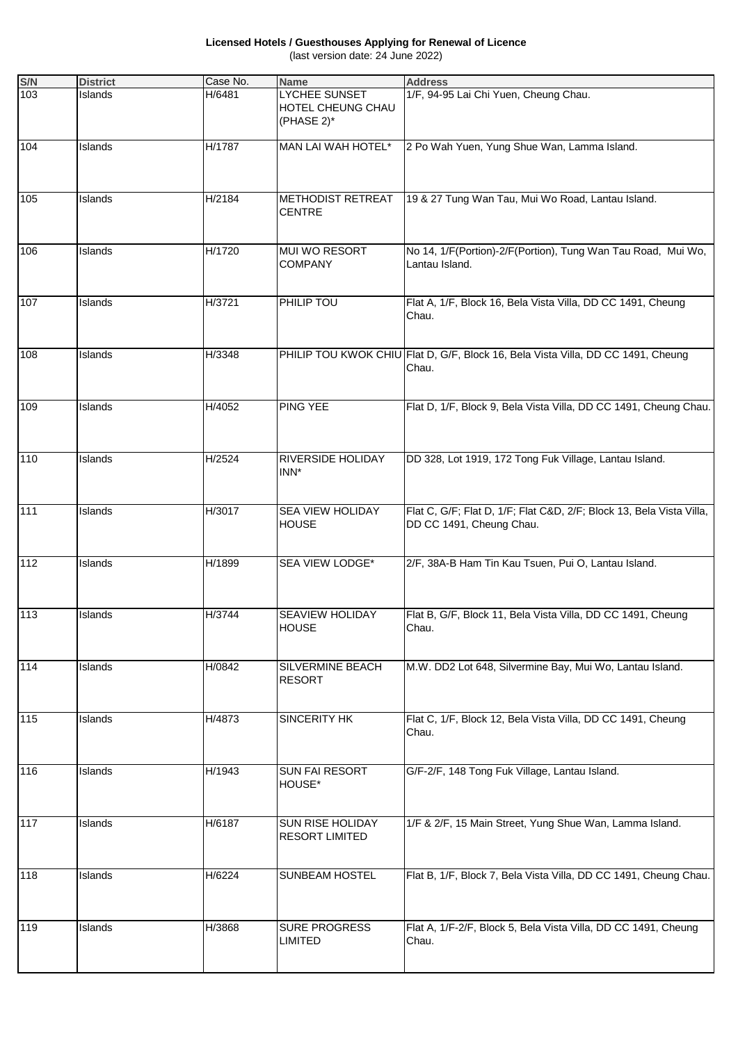**Licensed Hotels / Guesthouses Applying for Renewal of Licence**
(last version date: 24 June 2022)

| S/N | District | Case No. | Name | Address |
|---|---|---|---|---|
| 103 | Islands | H/6481 | LYCHEE SUNSET HOTEL CHEUNG CHAU (PHASE 2)* | 1/F, 94-95 Lai Chi Yuen, Cheung Chau. |
| 104 | Islands | H/1787 | MAN LAI WAH HOTEL* | 2 Po Wah Yuen, Yung Shue Wan, Lamma Island. |
| 105 | Islands | H/2184 | METHODIST RETREAT CENTRE | 19 & 27 Tung Wan Tau, Mui Wo Road, Lantau Island. |
| 106 | Islands | H/1720 | MUI WO RESORT COMPANY | No 14, 1/F(Portion)-2/F(Portion), Tung Wan Tau Road, Mui Wo, Lantau Island. |
| 107 | Islands | H/3721 | PHILIP TOU | Flat A, 1/F, Block 16, Bela Vista Villa, DD CC 1491, Cheung Chau. |
| 108 | Islands | H/3348 | PHILIP TOU KWOK CHIU | Flat D, G/F, Block 16, Bela Vista Villa, DD CC 1491, Cheung Chau. |
| 109 | Islands | H/4052 | PING YEE | Flat D, 1/F, Block 9, Bela Vista Villa, DD CC 1491, Cheung Chau. |
| 110 | Islands | H/2524 | RIVERSIDE HOLIDAY INN* | DD 328, Lot 1919, 172 Tong Fuk Village, Lantau Island. |
| 111 | Islands | H/3017 | SEA VIEW HOLIDAY HOUSE | Flat C, G/F; Flat D, 1/F; Flat C&D, 2/F; Block 13, Bela Vista Villa, DD CC 1491, Cheung Chau. |
| 112 | Islands | H/1899 | SEA VIEW LODGE* | 2/F, 38A-B Ham Tin Kau Tsuen, Pui O, Lantau Island. |
| 113 | Islands | H/3744 | SEAVIEW HOLIDAY HOUSE | Flat B, G/F, Block 11, Bela Vista Villa, DD CC 1491, Cheung Chau. |
| 114 | Islands | H/0842 | SILVERMINE BEACH RESORT | M.W. DD2 Lot 648, Silvermine Bay, Mui Wo, Lantau Island. |
| 115 | Islands | H/4873 | SINCERITY HK | Flat C, 1/F, Block 12, Bela Vista Villa, DD CC 1491, Cheung Chau. |
| 116 | Islands | H/1943 | SUN FAI RESORT HOUSE* | G/F-2/F, 148 Tong Fuk Village, Lantau Island. |
| 117 | Islands | H/6187 | SUN RISE HOLIDAY RESORT LIMITED | 1/F & 2/F, 15 Main Street, Yung Shue Wan, Lamma Island. |
| 118 | Islands | H/6224 | SUNBEAM HOSTEL | Flat B, 1/F, Block 7, Bela Vista Villa, DD CC 1491, Cheung Chau. |
| 119 | Islands | H/3868 | SURE PROGRESS LIMITED | Flat A, 1/F-2/F, Block 5, Bela Vista Villa, DD CC 1491, Cheung Chau. |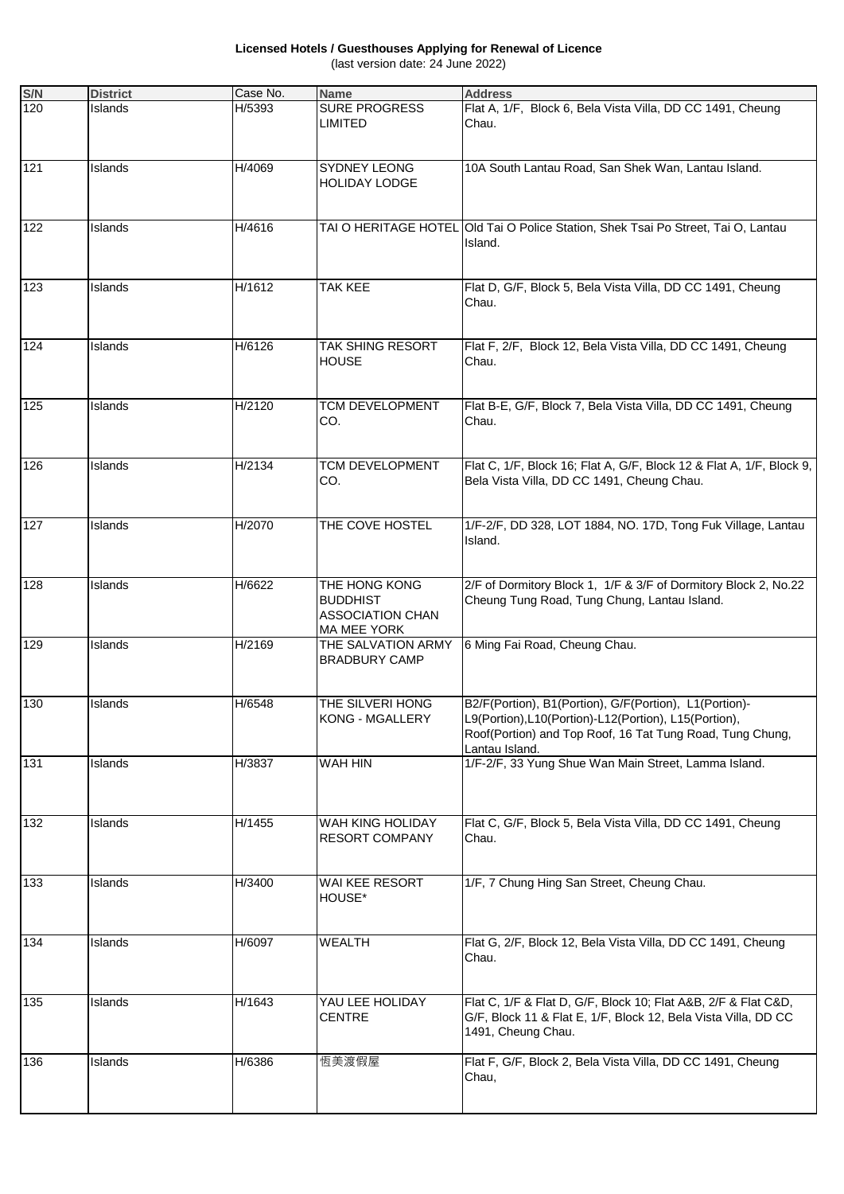**Licensed Hotels / Guesthouses Applying for Renewal of Licence**
(last version date: 24 June 2022)

| S/N | District | Case No. | Name | Address |
|---|---|---|---|---|
| 120 | Islands | H/5393 | SURE PROGRESS LIMITED | Flat A, 1/F, Block 6, Bela Vista Villa, DD CC 1491, Cheung Chau. |
| 121 | Islands | H/4069 | SYDNEY LEONG HOLIDAY LODGE | 10A South Lantau Road, San Shek Wan, Lantau Island. |
| 122 | Islands | H/4616 | TAI O HERITAGE HOTEL | Old Tai O Police Station, Shek Tsai Po Street, Tai O, Lantau Island. |
| 123 | Islands | H/1612 | TAK KEE | Flat D, G/F, Block 5, Bela Vista Villa, DD CC 1491, Cheung Chau. |
| 124 | Islands | H/6126 | TAK SHING RESORT HOUSE | Flat F, 2/F, Block 12, Bela Vista Villa, DD CC 1491, Cheung Chau. |
| 125 | Islands | H/2120 | TCM DEVELOPMENT CO. | Flat B-E, G/F, Block 7, Bela Vista Villa, DD CC 1491, Cheung Chau. |
| 126 | Islands | H/2134 | TCM DEVELOPMENT CO. | Flat C, 1/F, Block 16; Flat A, G/F, Block 12 & Flat A, 1/F, Block 9, Bela Vista Villa, DD CC 1491, Cheung Chau. |
| 127 | Islands | H/2070 | THE COVE HOSTEL | 1/F-2/F, DD 328, LOT 1884, NO. 17D, Tong Fuk Village, Lantau Island. |
| 128 | Islands | H/6622 | THE HONG KONG BUDDHIST ASSOCIATION CHAN MA MEE YORK | 2/F of Dormitory Block 1, 1/F & 3/F of Dormitory Block 2, No.22 Cheung Tung Road, Tung Chung, Lantau Island. |
| 129 | Islands | H/2169 | THE SALVATION ARMY BRADBURY CAMP | 6 Ming Fai Road, Cheung Chau. |
| 130 | Islands | H/6548 | THE SILVERI HONG KONG - MGALLERY | B2/F(Portion), B1(Portion), G/F(Portion), L1(Portion)-L9(Portion),L10(Portion)-L12(Portion), L15(Portion), Roof(Portion) and Top Roof, 16 Tat Tung Road, Tung Chung, Lantau Island. |
| 131 | Islands | H/3837 | WAH HIN | 1/F-2/F, 33 Yung Shue Wan Main Street, Lamma Island. |
| 132 | Islands | H/1455 | WAH KING HOLIDAY RESORT COMPANY | Flat C, G/F, Block 5, Bela Vista Villa, DD CC 1491, Cheung Chau. |
| 133 | Islands | H/3400 | WAI KEE RESORT HOUSE* | 1/F, 7 Chung Hing San Street, Cheung Chau. |
| 134 | Islands | H/6097 | WEALTH | Flat G, 2/F, Block 12, Bela Vista Villa, DD CC 1491, Cheung Chau. |
| 135 | Islands | H/1643 | YAU LEE HOLIDAY CENTRE | Flat C, 1/F & Flat D, G/F, Block 10; Flat A&B, 2/F & Flat C&D, G/F, Block 11 & Flat E, 1/F, Block 12, Bela Vista Villa, DD CC 1491, Cheung Chau. |
| 136 | Islands | H/6386 | 恆美渡假屋 | Flat F, G/F, Block 2, Bela Vista Villa, DD CC 1491, Cheung Chau, |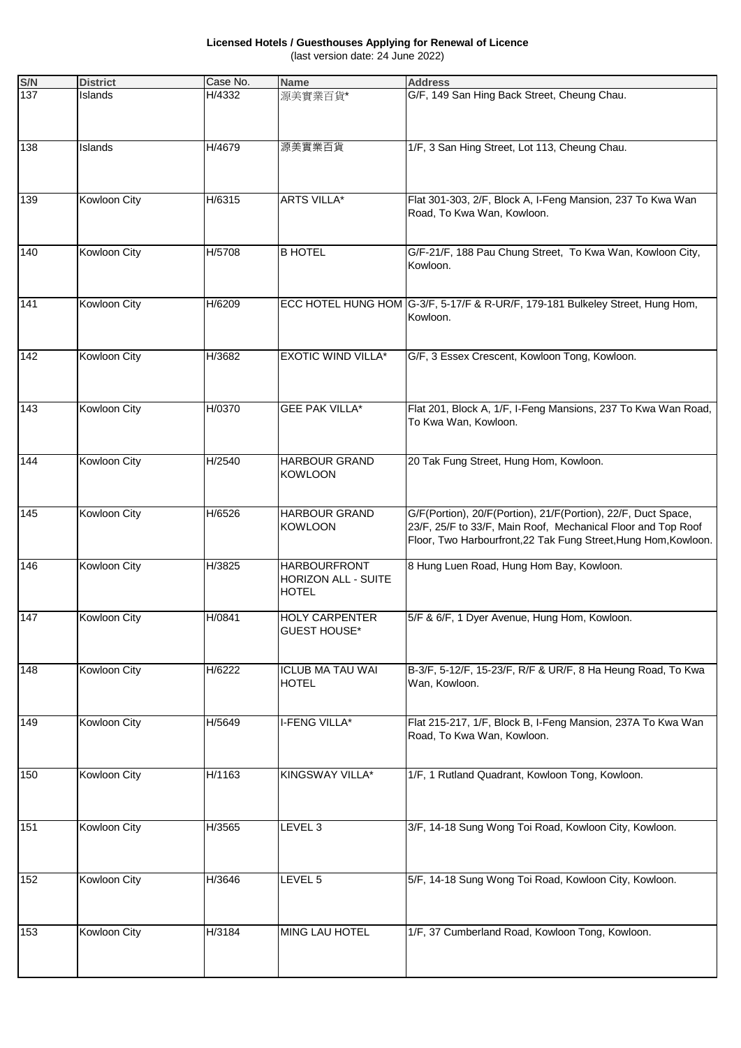**Licensed Hotels / Guesthouses Applying for Renewal of Licence**
(last version date: 24 June 2022)

| S/N | District | Case No. | Name | Address |
|---|---|---|---|---|
| 137 | Islands | H/4332 | 源美實業百貨* | G/F, 149 San Hing Back Street, Cheung Chau. |
| 138 | Islands | H/4679 | 源美實業百貨 | 1/F, 3 San Hing Street, Lot 113, Cheung Chau. |
| 139 | Kowloon City | H/6315 | ARTS VILLA* | Flat 301-303, 2/F, Block A, I-Feng Mansion, 237 To Kwa Wan Road, To Kwa Wan, Kowloon. |
| 140 | Kowloon City | H/5708 | B HOTEL | G/F-21/F, 188 Pau Chung Street, To Kwa Wan, Kowloon City, Kowloon. |
| 141 | Kowloon City | H/6209 | ECC HOTEL HUNG HOM | G-3/F, 5-17/F & R-UR/F, 179-181 Bulkeley Street, Hung Hom, Kowloon. |
| 142 | Kowloon City | H/3682 | EXOTIC WIND VILLA* | G/F, 3 Essex Crescent, Kowloon Tong, Kowloon. |
| 143 | Kowloon City | H/0370 | GEE PAK VILLA* | Flat 201, Block A, 1/F, I-Feng Mansions, 237 To Kwa Wan Road, To Kwa Wan, Kowloon. |
| 144 | Kowloon City | H/2540 | HARBOUR GRAND KOWLOON | 20 Tak Fung Street, Hung Hom, Kowloon. |
| 145 | Kowloon City | H/6526 | HARBOUR GRAND KOWLOON | G/F(Portion), 20/F(Portion), 21/F(Portion), 22/F, Duct Space, 23/F, 25/F to 33/F, Main Roof, Mechanical Floor and Top Roof Floor, Two Harbourfront,22 Tak Fung Street,Hung Hom,Kowloon. |
| 146 | Kowloon City | H/3825 | HARBOURFRONT HORIZON ALL - SUITE HOTEL | 8 Hung Luen Road, Hung Hom Bay, Kowloon. |
| 147 | Kowloon City | H/0841 | HOLY CARPENTER GUEST HOUSE* | 5/F & 6/F, 1 Dyer Avenue, Hung Hom, Kowloon. |
| 148 | Kowloon City | H/6222 | ICLUB MA TAU WAI HOTEL | B-3/F, 5-12/F, 15-23/F, R/F & UR/F, 8 Ha Heung Road, To Kwa Wan, Kowloon. |
| 149 | Kowloon City | H/5649 | I-FENG VILLA* | Flat 215-217, 1/F, Block B, I-Feng Mansion, 237A To Kwa Wan Road, To Kwa Wan, Kowloon. |
| 150 | Kowloon City | H/1163 | KINGSWAY VILLA* | 1/F, 1 Rutland Quadrant, Kowloon Tong, Kowloon. |
| 151 | Kowloon City | H/3565 | LEVEL 3 | 3/F, 14-18 Sung Wong Toi Road, Kowloon City, Kowloon. |
| 152 | Kowloon City | H/3646 | LEVEL 5 | 5/F, 14-18 Sung Wong Toi Road, Kowloon City, Kowloon. |
| 153 | Kowloon City | H/3184 | MING LAU HOTEL | 1/F, 37 Cumberland Road, Kowloon Tong, Kowloon. |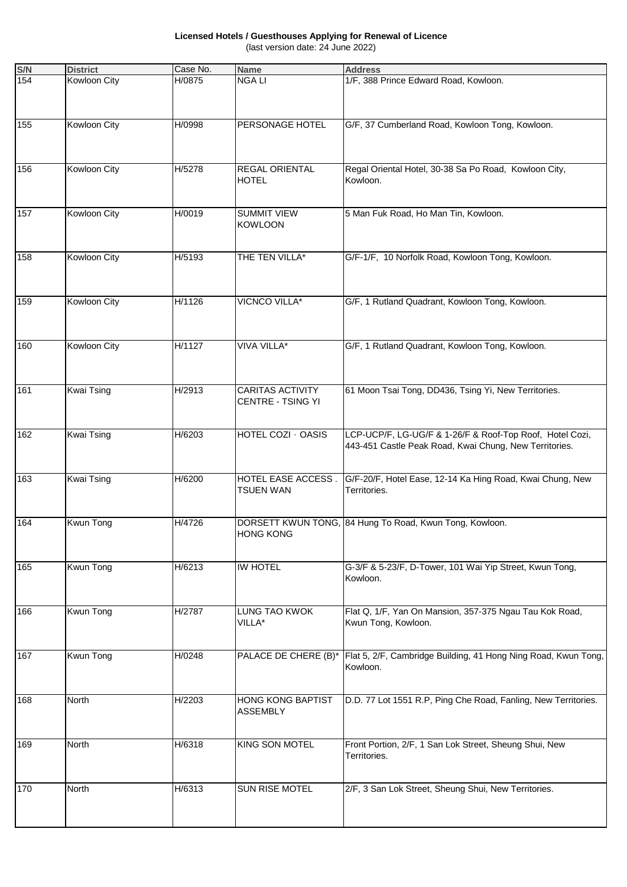**Licensed Hotels / Guesthouses Applying for Renewal of Licence**
(last version date: 24 June 2022)

| S/N | District | Case No. | Name | Address |
|---|---|---|---|---|
| 154 | Kowloon City | H/0875 | NGA LI | 1/F, 388 Prince Edward Road, Kowloon. |
| 155 | Kowloon City | H/0998 | PERSONAGE HOTEL | G/F, 37 Cumberland Road, Kowloon Tong, Kowloon. |
| 156 | Kowloon City | H/5278 | REGAL ORIENTAL HOTEL | Regal Oriental Hotel, 30-38 Sa Po Road, Kowloon City, Kowloon. |
| 157 | Kowloon City | H/0019 | SUMMIT VIEW KOWLOON | 5 Man Fuk Road, Ho Man Tin, Kowloon. |
| 158 | Kowloon City | H/5193 | THE TEN VILLA* | G/F-1/F, 10 Norfolk Road, Kowloon Tong, Kowloon. |
| 159 | Kowloon City | H/1126 | VICNCO VILLA* | G/F, 1 Rutland Quadrant, Kowloon Tong, Kowloon. |
| 160 | Kowloon City | H/1127 | VIVA VILLA* | G/F, 1 Rutland Quadrant, Kowloon Tong, Kowloon. |
| 161 | Kwai Tsing | H/2913 | CARITAS ACTIVITY CENTRE - TSING YI | 61 Moon Tsai Tong, DD436, Tsing Yi, New Territories. |
| 162 | Kwai Tsing | H/6203 | HOTEL COZI · OASIS | LCP-UCP/F, LG-UG/F & 1-26/F & Roof-Top Roof, Hotel Cozi, 443-451 Castle Peak Road, Kwai Chung, New Territories. |
| 163 | Kwai Tsing | H/6200 | HOTEL EASE ACCESS . TSUEN WAN | G/F-20/F, Hotel Ease, 12-14 Ka Hing Road, Kwai Chung, New Territories. |
| 164 | Kwun Tong | H/4726 | DORSETT KWUN TONG, HONG KONG | 84 Hung To Road, Kwun Tong, Kowloon. |
| 165 | Kwun Tong | H/6213 | IW HOTEL | G-3/F & 5-23/F, D-Tower, 101 Wai Yip Street, Kwun Tong, Kowloon. |
| 166 | Kwun Tong | H/2787 | LUNG TAO KWOK VILLA* | Flat Q, 1/F, Yan On Mansion, 357-375 Ngau Tau Kok Road, Kwun Tong, Kowloon. |
| 167 | Kwun Tong | H/0248 | PALACE DE CHERE (B)* | Flat 5, 2/F, Cambridge Building, 41 Hong Ning Road, Kwun Tong, Kowloon. |
| 168 | North | H/2203 | HONG KONG BAPTIST ASSEMBLY | D.D. 77 Lot 1551 R.P, Ping Che Road, Fanling, New Territories. |
| 169 | North | H/6318 | KING SON MOTEL | Front Portion, 2/F, 1 San Lok Street, Sheung Shui, New Territories. |
| 170 | North | H/6313 | SUN RISE MOTEL | 2/F, 3 San Lok Street, Sheung Shui, New Territories. |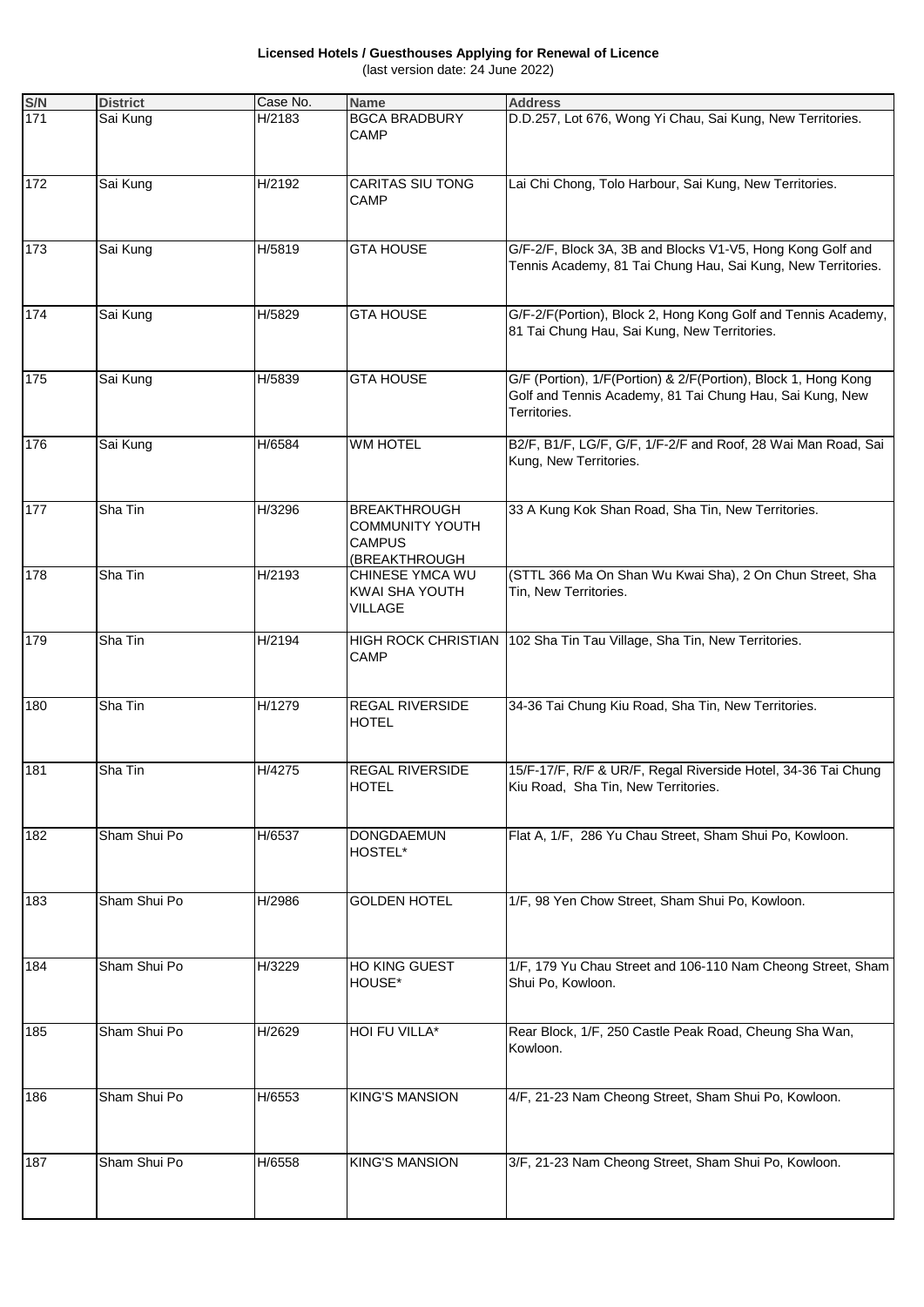**Licensed Hotels / Guesthouses Applying for Renewal of Licence**
(last version date: 24 June 2022)

| S/N | District | Case No. | Name | Address |
|---|---|---|---|---|
| 171 | Sai Kung | H/2183 | BGCA BRADBURY CAMP | D.D.257, Lot 676, Wong Yi Chau, Sai Kung, New Territories. |
| 172 | Sai Kung | H/2192 | CARITAS SIU TONG CAMP | Lai Chi Chong, Tolo Harbour, Sai Kung, New Territories. |
| 173 | Sai Kung | H/5819 | GTA HOUSE | G/F-2/F, Block 3A, 3B and Blocks V1-V5, Hong Kong Golf and Tennis Academy, 81 Tai Chung Hau, Sai Kung, New Territories. |
| 174 | Sai Kung | H/5829 | GTA HOUSE | G/F-2/F(Portion), Block 2, Hong Kong Golf and Tennis Academy, 81 Tai Chung Hau, Sai Kung, New Territories. |
| 175 | Sai Kung | H/5839 | GTA HOUSE | G/F (Portion), 1/F(Portion) & 2/F(Portion), Block 1, Hong Kong Golf and Tennis Academy, 81 Tai Chung Hau, Sai Kung, New Territories. |
| 176 | Sai Kung | H/6584 | WM HOTEL | B2/F, B1/F, LG/F, G/F, 1/F-2/F and Roof, 28 Wai Man Road, Sai Kung, New Territories. |
| 177 | Sha Tin | H/3296 | BREAKTHROUGH COMMUNITY YOUTH CAMPUS (BREAKTHROUGH | 33 A Kung Kok Shan Road, Sha Tin, New Territories. |
| 178 | Sha Tin | H/2193 | CHINESE YMCA WU KWAI SHA YOUTH VILLAGE | (STTL 366 Ma On Shan Wu Kwai Sha), 2 On Chun Street, Sha Tin, New Territories. |
| 179 | Sha Tin | H/2194 | HIGH ROCK CHRISTIAN CAMP | 102 Sha Tin Tau Village, Sha Tin, New Territories. |
| 180 | Sha Tin | H/1279 | REGAL RIVERSIDE HOTEL | 34-36 Tai Chung Kiu Road, Sha Tin, New Territories. |
| 181 | Sha Tin | H/4275 | REGAL RIVERSIDE HOTEL | 15/F-17/F, R/F & UR/F, Regal Riverside Hotel, 34-36 Tai Chung Kiu Road, Sha Tin, New Territories. |
| 182 | Sham Shui Po | H/6537 | DONGDAEMUN HOSTEL* | Flat A, 1/F, 286 Yu Chau Street, Sham Shui Po, Kowloon. |
| 183 | Sham Shui Po | H/2986 | GOLDEN HOTEL | 1/F, 98 Yen Chow Street, Sham Shui Po, Kowloon. |
| 184 | Sham Shui Po | H/3229 | HO KING GUEST HOUSE* | 1/F, 179 Yu Chau Street and 106-110 Nam Cheong Street, Sham Shui Po, Kowloon. |
| 185 | Sham Shui Po | H/2629 | HOI FU VILLA* | Rear Block, 1/F, 250 Castle Peak Road, Cheung Sha Wan, Kowloon. |
| 186 | Sham Shui Po | H/6553 | KING'S MANSION | 4/F, 21-23 Nam Cheong Street, Sham Shui Po, Kowloon. |
| 187 | Sham Shui Po | H/6558 | KING'S MANSION | 3/F, 21-23 Nam Cheong Street, Sham Shui Po, Kowloon. |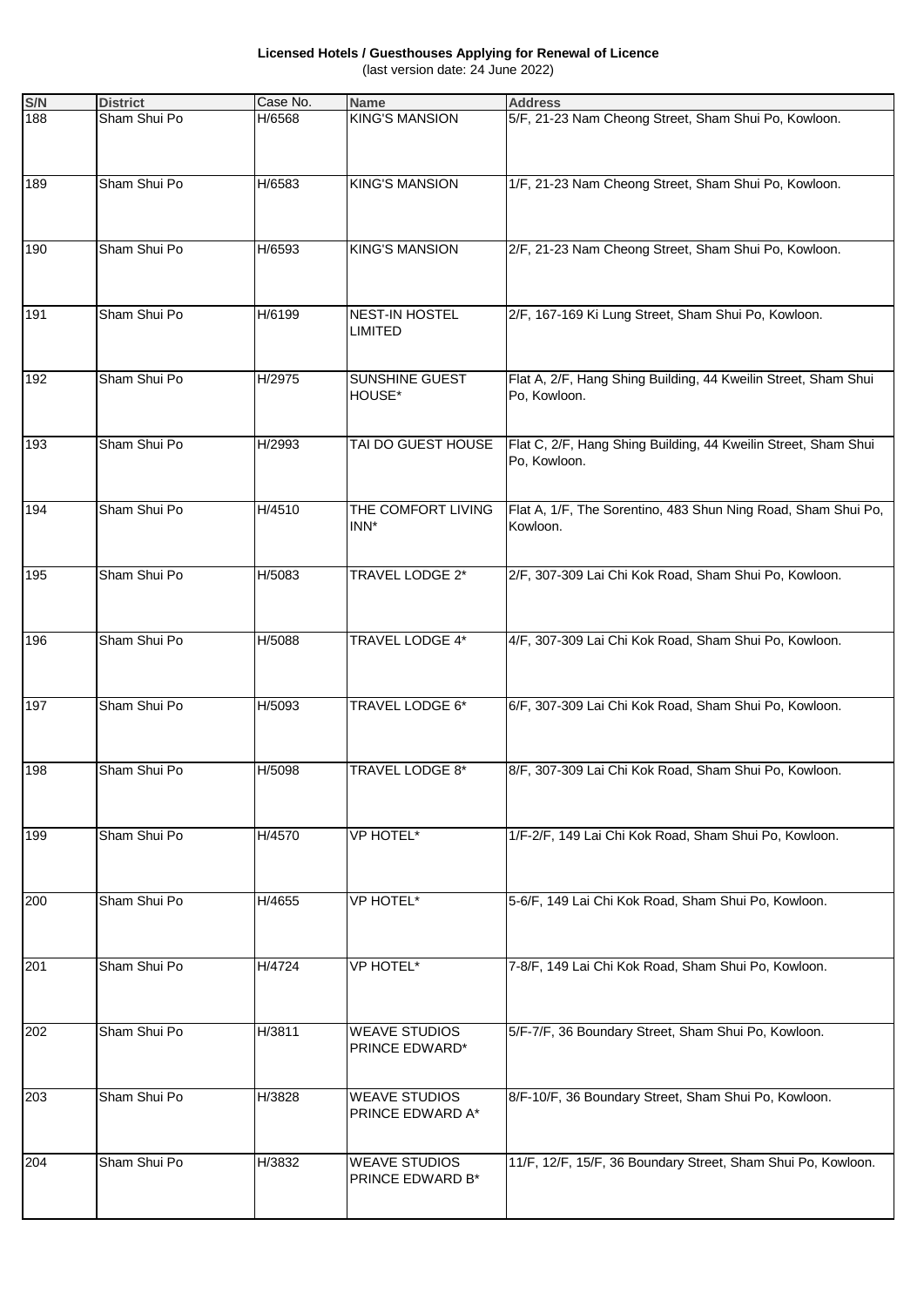**Licensed Hotels / Guesthouses Applying for Renewal of Licence**
(last version date: 24 June 2022)

| S/N | District | Case No. | Name | Address |
|---|---|---|---|---|
| 188 | Sham Shui Po | H/6568 | KING'S MANSION | 5/F, 21-23 Nam Cheong Street, Sham Shui Po, Kowloon. |
| 189 | Sham Shui Po | H/6583 | KING'S MANSION | 1/F, 21-23 Nam Cheong Street, Sham Shui Po, Kowloon. |
| 190 | Sham Shui Po | H/6593 | KING'S MANSION | 2/F, 21-23 Nam Cheong Street, Sham Shui Po, Kowloon. |
| 191 | Sham Shui Po | H/6199 | NEST-IN HOSTEL LIMITED | 2/F, 167-169 Ki Lung Street, Sham Shui Po, Kowloon. |
| 192 | Sham Shui Po | H/2975 | SUNSHINE GUEST HOUSE* | Flat A, 2/F, Hang Shing Building, 44 Kweilin Street, Sham Shui Po, Kowloon. |
| 193 | Sham Shui Po | H/2993 | TAI DO GUEST HOUSE | Flat C, 2/F, Hang Shing Building, 44 Kweilin Street, Sham Shui Po, Kowloon. |
| 194 | Sham Shui Po | H/4510 | THE COMFORT LIVING INN* | Flat A, 1/F, The Sorentino, 483 Shun Ning Road, Sham Shui Po, Kowloon. |
| 195 | Sham Shui Po | H/5083 | TRAVEL LODGE 2* | 2/F, 307-309 Lai Chi Kok Road, Sham Shui Po, Kowloon. |
| 196 | Sham Shui Po | H/5088 | TRAVEL LODGE 4* | 4/F, 307-309 Lai Chi Kok Road, Sham Shui Po, Kowloon. |
| 197 | Sham Shui Po | H/5093 | TRAVEL LODGE 6* | 6/F, 307-309 Lai Chi Kok Road, Sham Shui Po, Kowloon. |
| 198 | Sham Shui Po | H/5098 | TRAVEL LODGE 8* | 8/F, 307-309 Lai Chi Kok Road, Sham Shui Po, Kowloon. |
| 199 | Sham Shui Po | H/4570 | VP HOTEL* | 1/F-2/F, 149 Lai Chi Kok Road, Sham Shui Po, Kowloon. |
| 200 | Sham Shui Po | H/4655 | VP HOTEL* | 5-6/F, 149 Lai Chi Kok Road, Sham Shui Po, Kowloon. |
| 201 | Sham Shui Po | H/4724 | VP HOTEL* | 7-8/F, 149 Lai Chi Kok Road, Sham Shui Po, Kowloon. |
| 202 | Sham Shui Po | H/3811 | WEAVE STUDIOS PRINCE EDWARD* | 5/F-7/F, 36 Boundary Street, Sham Shui Po, Kowloon. |
| 203 | Sham Shui Po | H/3828 | WEAVE STUDIOS PRINCE EDWARD A* | 8/F-10/F, 36 Boundary Street, Sham Shui Po, Kowloon. |
| 204 | Sham Shui Po | H/3832 | WEAVE STUDIOS PRINCE EDWARD B* | 11/F, 12/F, 15/F, 36 Boundary Street, Sham Shui Po, Kowloon. |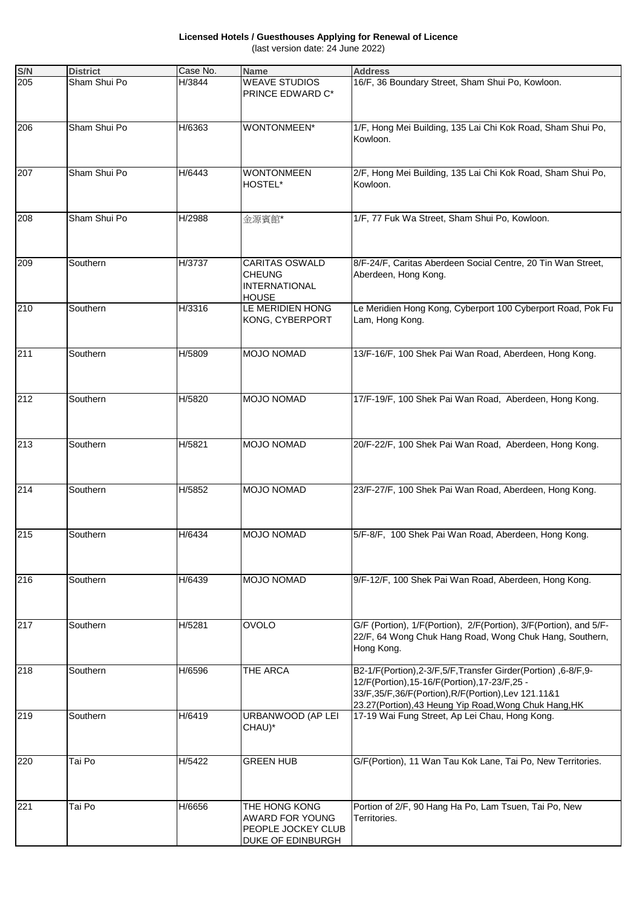**Licensed Hotels / Guesthouses Applying for Renewal of Licence**
(last version date: 24 June 2022)

| S/N | District | Case No. | Name | Address |
|---|---|---|---|---|
| 205 | Sham Shui Po | H/3844 | WEAVE STUDIOS PRINCE EDWARD C* | 16/F, 36 Boundary Street, Sham Shui Po, Kowloon. |
| 206 | Sham Shui Po | H/6363 | WONTONMEEN* | 1/F, Hong Mei Building, 135 Lai Chi Kok Road, Sham Shui Po, Kowloon. |
| 207 | Sham Shui Po | H/6443 | WONTONMEEN HOSTEL* | 2/F, Hong Mei Building, 135 Lai Chi Kok Road, Sham Shui Po, Kowloon. |
| 208 | Sham Shui Po | H/2988 | 金源賓館* | 1/F, 77 Fuk Wa Street, Sham Shui Po, Kowloon. |
| 209 | Southern | H/3737 | CARITAS OSWALD CHEUNG INTERNATIONAL HOUSE | 8/F-24/F, Caritas Aberdeen Social Centre, 20 Tin Wan Street, Aberdeen, Hong Kong. |
| 210 | Southern | H/3316 | LE MERIDIEN HONG KONG, CYBERPORT | Le Meridien Hong Kong, Cyberport 100 Cyberport Road, Pok Fu Lam, Hong Kong. |
| 211 | Southern | H/5809 | MOJO NOMAD | 13/F-16/F, 100 Shek Pai Wan Road, Aberdeen, Hong Kong. |
| 212 | Southern | H/5820 | MOJO NOMAD | 17/F-19/F, 100 Shek Pai Wan Road, Aberdeen, Hong Kong. |
| 213 | Southern | H/5821 | MOJO NOMAD | 20/F-22/F, 100 Shek Pai Wan Road, Aberdeen, Hong Kong. |
| 214 | Southern | H/5852 | MOJO NOMAD | 23/F-27/F, 100 Shek Pai Wan Road, Aberdeen, Hong Kong. |
| 215 | Southern | H/6434 | MOJO NOMAD | 5/F-8/F, 100 Shek Pai Wan Road, Aberdeen, Hong Kong. |
| 216 | Southern | H/6439 | MOJO NOMAD | 9/F-12/F, 100 Shek Pai Wan Road, Aberdeen, Hong Kong. |
| 217 | Southern | H/5281 | OVOLO | G/F (Portion), 1/F(Portion), 2/F(Portion), 3/F(Portion), and 5/F-22/F, 64 Wong Chuk Hang Road, Wong Chuk Hang, Southern, Hong Kong. |
| 218 | Southern | H/6596 | THE ARCA | B2-1/F(Portion),2-3/F,5/F,Transfer Girder(Portion) ,6-8/F,9-12/F(Portion),15-16/F(Portion),17-23/F,25 -33/F,35/F,36/F(Portion),R/F(Portion),Lev 121.11&1 23.27(Portion),43 Heung Yip Road,Wong Chuk Hang,HK |
| 219 | Southern | H/6419 | URBANWOOD (AP LEI CHAU)* | 17-19 Wai Fung Street, Ap Lei Chau, Hong Kong. |
| 220 | Tai Po | H/5422 | GREEN HUB | G/F(Portion), 11 Wan Tau Kok Lane, Tai Po, New Territories. |
| 221 | Tai Po | H/6656 | THE HONG KONG AWARD FOR YOUNG PEOPLE JOCKEY CLUB DUKE OF EDINBURGH | Portion of 2/F, 90 Hang Ha Po, Lam Tsuen, Tai Po, New Territories. |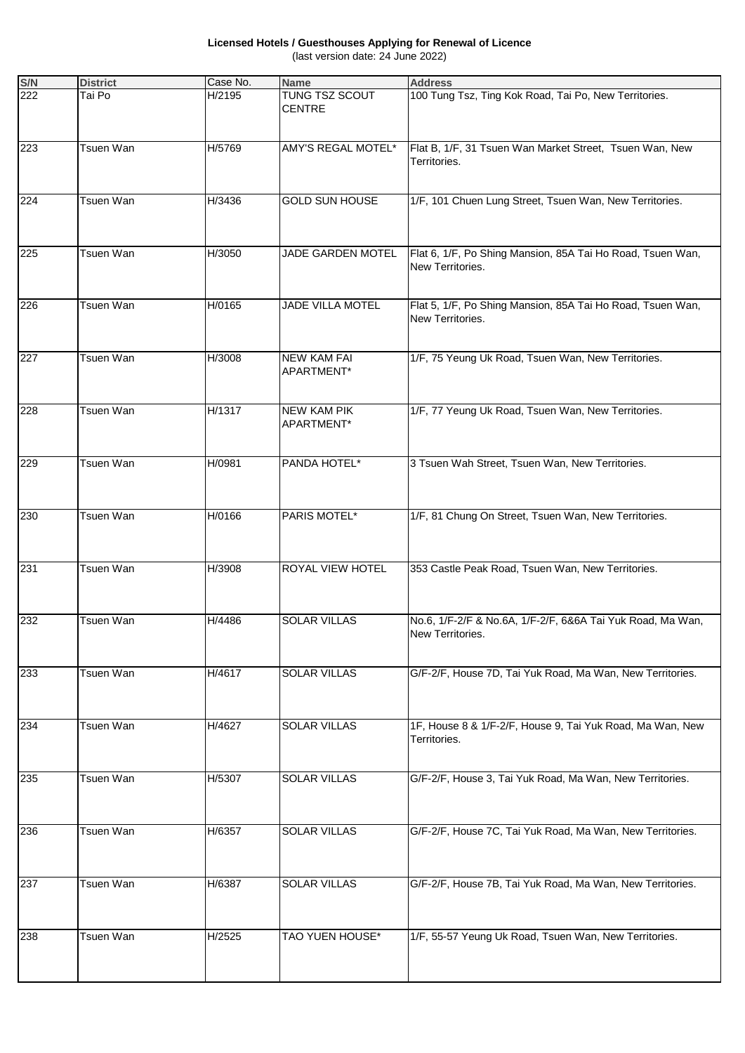**Licensed Hotels / Guesthouses Applying for Renewal of Licence**
(last version date: 24 June 2022)

| S/N | District | Case No. | Name | Address |
|---|---|---|---|---|
| 222 | Tai Po | H/2195 | TUNG TSZ SCOUT CENTRE | 100 Tung Tsz, Ting Kok Road, Tai Po, New Territories. |
| 223 | Tsuen Wan | H/5769 | AMY'S REGAL MOTEL* | Flat B, 1/F, 31 Tsuen Wan Market Street, Tsuen Wan, New Territories. |
| 224 | Tsuen Wan | H/3436 | GOLD SUN HOUSE | 1/F, 101 Chuen Lung Street, Tsuen Wan, New Territories. |
| 225 | Tsuen Wan | H/3050 | JADE GARDEN MOTEL | Flat 6, 1/F, Po Shing Mansion, 85A Tai Ho Road, Tsuen Wan, New Territories. |
| 226 | Tsuen Wan | H/0165 | JADE VILLA MOTEL | Flat 5, 1/F, Po Shing Mansion, 85A Tai Ho Road, Tsuen Wan, New Territories. |
| 227 | Tsuen Wan | H/3008 | NEW KAM FAI APARTMENT* | 1/F, 75 Yeung Uk Road, Tsuen Wan, New Territories. |
| 228 | Tsuen Wan | H/1317 | NEW KAM PIK APARTMENT* | 1/F, 77 Yeung Uk Road, Tsuen Wan, New Territories. |
| 229 | Tsuen Wan | H/0981 | PANDA HOTEL* | 3 Tsuen Wah Street, Tsuen Wan, New Territories. |
| 230 | Tsuen Wan | H/0166 | PARIS MOTEL* | 1/F, 81 Chung On Street, Tsuen Wan, New Territories. |
| 231 | Tsuen Wan | H/3908 | ROYAL VIEW HOTEL | 353 Castle Peak Road, Tsuen Wan, New Territories. |
| 232 | Tsuen Wan | H/4486 | SOLAR VILLAS | No.6, 1/F-2/F & No.6A, 1/F-2/F, 6&6A Tai Yuk Road, Ma Wan, New Territories. |
| 233 | Tsuen Wan | H/4617 | SOLAR VILLAS | G/F-2/F, House 7D, Tai Yuk Road, Ma Wan, New Territories. |
| 234 | Tsuen Wan | H/4627 | SOLAR VILLAS | 1F, House 8 & 1/F-2/F, House 9, Tai Yuk Road, Ma Wan, New Territories. |
| 235 | Tsuen Wan | H/5307 | SOLAR VILLAS | G/F-2/F, House 3, Tai Yuk Road, Ma Wan, New Territories. |
| 236 | Tsuen Wan | H/6357 | SOLAR VILLAS | G/F-2/F, House 7C, Tai Yuk Road, Ma Wan, New Territories. |
| 237 | Tsuen Wan | H/6387 | SOLAR VILLAS | G/F-2/F, House 7B, Tai Yuk Road, Ma Wan, New Territories. |
| 238 | Tsuen Wan | H/2525 | TAO YUEN HOUSE* | 1/F, 55-57 Yeung Uk Road, Tsuen Wan, New Territories. |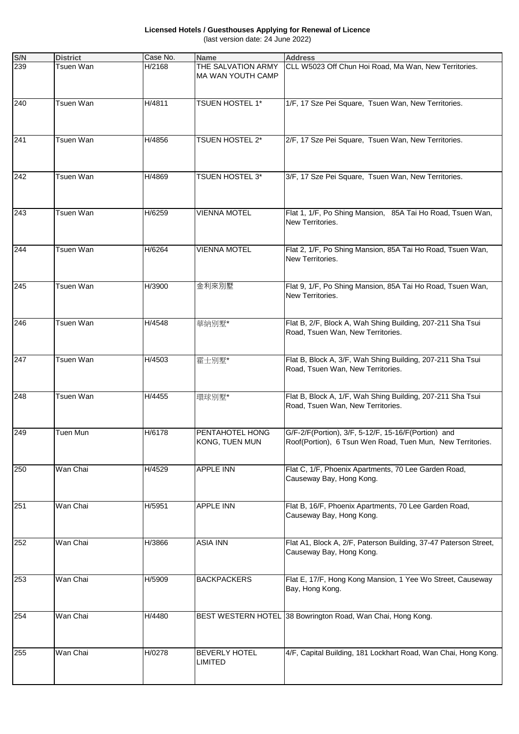**Licensed Hotels / Guesthouses Applying for Renewal of Licence**
(last version date: 24 June 2022)

| S/N | District | Case No. | Name | Address |
|---|---|---|---|---|
| 239 | Tsuen Wan | H/2168 | THE SALVATION ARMY MA WAN YOUTH CAMP | CLL W5023 Off Chun Hoi Road, Ma Wan, New Territories. |
| 240 | Tsuen Wan | H/4811 | TSUEN HOSTEL 1* | 1/F, 17 Sze Pei Square, Tsuen Wan, New Territories. |
| 241 | Tsuen Wan | H/4856 | TSUEN HOSTEL 2* | 2/F, 17 Sze Pei Square, Tsuen Wan, New Territories. |
| 242 | Tsuen Wan | H/4869 | TSUEN HOSTEL 3* | 3/F, 17 Sze Pei Square, Tsuen Wan, New Territories. |
| 243 | Tsuen Wan | H/6259 | VIENNA MOTEL | Flat 1, 1/F, Po Shing Mansion, 85A Tai Ho Road, Tsuen Wan, New Territories. |
| 244 | Tsuen Wan | H/6264 | VIENNA MOTEL | Flat 2, 1/F, Po Shing Mansion, 85A Tai Ho Road, Tsuen Wan, New Territories. |
| 245 | Tsuen Wan | H/3900 | 金利來別墅 | Flat 9, 1/F, Po Shing Mansion, 85A Tai Ho Road, Tsuen Wan, New Territories. |
| 246 | Tsuen Wan | H/4548 | 華納別墅* | Flat B, 2/F, Block A, Wah Shing Building, 207-211 Sha Tsui Road, Tsuen Wan, New Territories. |
| 247 | Tsuen Wan | H/4503 | 霍士別墅* | Flat B, Block A, 3/F, Wah Shing Building, 207-211 Sha Tsui Road, Tsuen Wan, New Territories. |
| 248 | Tsuen Wan | H/4455 | 環球別墅* | Flat B, Block A, 1/F, Wah Shing Building, 207-211 Sha Tsui Road, Tsuen Wan, New Territories. |
| 249 | Tuen Mun | H/6178 | PENTAHOTEL HONG KONG, TUEN MUN | G/F-2/F(Portion), 3/F, 5-12/F, 15-16/F(Portion) and Roof(Portion), 6 Tsun Wen Road, Tuen Mun, New Territories. |
| 250 | Wan Chai | H/4529 | APPLE INN | Flat C, 1/F, Phoenix Apartments, 70 Lee Garden Road, Causeway Bay, Hong Kong. |
| 251 | Wan Chai | H/5951 | APPLE INN | Flat B, 16/F, Phoenix Apartments, 70 Lee Garden Road, Causeway Bay, Hong Kong. |
| 252 | Wan Chai | H/3866 | ASIA INN | Flat A1, Block A, 2/F, Paterson Building, 37-47 Paterson Street, Causeway Bay, Hong Kong. |
| 253 | Wan Chai | H/5909 | BACKPACKERS | Flat E, 17/F, Hong Kong Mansion, 1 Yee Wo Street, Causeway Bay, Hong Kong. |
| 254 | Wan Chai | H/4480 | BEST WESTERN HOTEL | 38 Bowrington Road, Wan Chai, Hong Kong. |
| 255 | Wan Chai | H/0278 | BEVERLY HOTEL LIMITED | 4/F, Capital Building, 181 Lockhart Road, Wan Chai, Hong Kong. |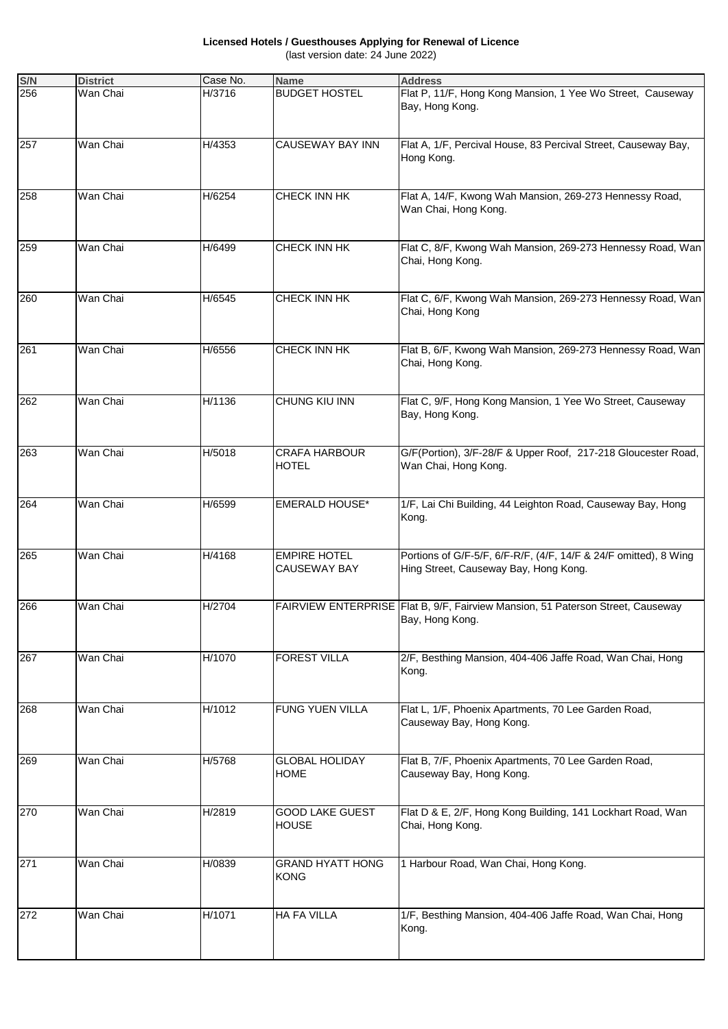**Licensed Hotels / Guesthouses Applying for Renewal of Licence**
(last version date: 24 June 2022)

| S/N | District | Case No. | Name | Address |
|---|---|---|---|---|
| 256 | Wan Chai | H/3716 | BUDGET HOSTEL | Flat P, 11/F, Hong Kong Mansion, 1 Yee Wo Street, Causeway Bay, Hong Kong. |
| 257 | Wan Chai | H/4353 | CAUSEWAY BAY INN | Flat A, 1/F, Percival House, 83 Percival Street, Causeway Bay, Hong Kong. |
| 258 | Wan Chai | H/6254 | CHECK INN HK | Flat A, 14/F, Kwong Wah Mansion, 269-273 Hennessy Road, Wan Chai, Hong Kong. |
| 259 | Wan Chai | H/6499 | CHECK INN HK | Flat C, 8/F, Kwong Wah Mansion, 269-273 Hennessy Road, Wan Chai, Hong Kong. |
| 260 | Wan Chai | H/6545 | CHECK INN HK | Flat C, 6/F, Kwong Wah Mansion, 269-273 Hennessy Road, Wan Chai, Hong Kong |
| 261 | Wan Chai | H/6556 | CHECK INN HK | Flat B, 6/F, Kwong Wah Mansion, 269-273 Hennessy Road, Wan Chai, Hong Kong. |
| 262 | Wan Chai | H/1136 | CHUNG KIU INN | Flat C, 9/F, Hong Kong Mansion, 1 Yee Wo Street, Causeway Bay, Hong Kong. |
| 263 | Wan Chai | H/5018 | CRAFA HARBOUR HOTEL | G/F(Portion), 3/F-28/F & Upper Roof, 217-218 Gloucester Road, Wan Chai, Hong Kong. |
| 264 | Wan Chai | H/6599 | EMERALD HOUSE* | 1/F, Lai Chi Building, 44 Leighton Road, Causeway Bay, Hong Kong. |
| 265 | Wan Chai | H/4168 | EMPIRE HOTEL CAUSEWAY BAY | Portions of G/F-5/F, 6/F-R/F, (4/F, 14/F & 24/F omitted), 8 Wing Hing Street, Causeway Bay, Hong Kong. |
| 266 | Wan Chai | H/2704 | FAIRVIEW ENTERPRISE | Flat B, 9/F, Fairview Mansion, 51 Paterson Street, Causeway Bay, Hong Kong. |
| 267 | Wan Chai | H/1070 | FOREST VILLA | 2/F, Besthing Mansion, 404-406 Jaffe Road, Wan Chai, Hong Kong. |
| 268 | Wan Chai | H/1012 | FUNG YUEN VILLA | Flat L, 1/F, Phoenix Apartments, 70 Lee Garden Road, Causeway Bay, Hong Kong. |
| 269 | Wan Chai | H/5768 | GLOBAL HOLIDAY HOME | Flat B, 7/F, Phoenix Apartments, 70 Lee Garden Road, Causeway Bay, Hong Kong. |
| 270 | Wan Chai | H/2819 | GOOD LAKE GUEST HOUSE | Flat D & E, 2/F, Hong Kong Building, 141 Lockhart Road, Wan Chai, Hong Kong. |
| 271 | Wan Chai | H/0839 | GRAND HYATT HONG KONG | 1 Harbour Road, Wan Chai, Hong Kong. |
| 272 | Wan Chai | H/1071 | HA FA VILLA | 1/F, Besthing Mansion, 404-406 Jaffe Road, Wan Chai, Hong Kong. |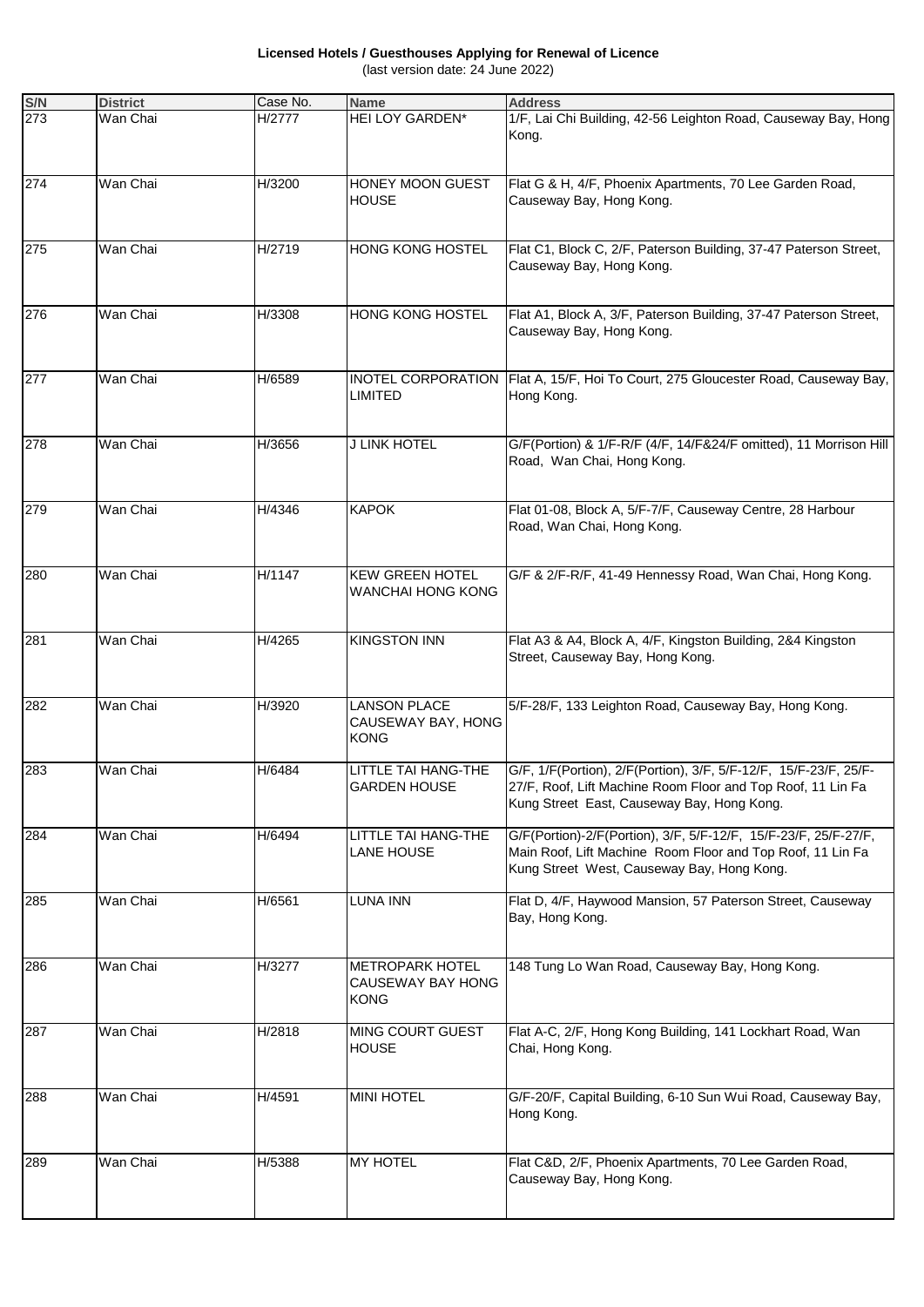**Licensed Hotels / Guesthouses Applying for Renewal of Licence**
(last version date: 24 June 2022)

| S/N | District | Case No. | Name | Address |
|---|---|---|---|---|
| 273 | Wan Chai | H/2777 | HEI LOY GARDEN* | 1/F, Lai Chi Building, 42-56 Leighton Road, Causeway Bay, Hong Kong. |
| 274 | Wan Chai | H/3200 | HONEY MOON GUEST HOUSE | Flat G & H, 4/F, Phoenix Apartments, 70 Lee Garden Road, Causeway Bay, Hong Kong. |
| 275 | Wan Chai | H/2719 | HONG KONG HOSTEL | Flat C1, Block C, 2/F, Paterson Building, 37-47 Paterson Street, Causeway Bay, Hong Kong. |
| 276 | Wan Chai | H/3308 | HONG KONG HOSTEL | Flat A1, Block A, 3/F, Paterson Building, 37-47 Paterson Street, Causeway Bay, Hong Kong. |
| 277 | Wan Chai | H/6589 | INOTEL CORPORATION LIMITED | Flat A, 15/F, Hoi To Court, 275 Gloucester Road, Causeway Bay, Hong Kong. |
| 278 | Wan Chai | H/3656 | J LINK HOTEL | G/F(Portion) & 1/F-R/F (4/F, 14/F&24/F omitted), 11 Morrison Hill Road, Wan Chai, Hong Kong. |
| 279 | Wan Chai | H/4346 | KAPOK | Flat 01-08, Block A, 5/F-7/F, Causeway Centre, 28 Harbour Road, Wan Chai, Hong Kong. |
| 280 | Wan Chai | H/1147 | KEW GREEN HOTEL WANCHAI HONG KONG | G/F & 2/F-R/F, 41-49 Hennessy Road, Wan Chai, Hong Kong. |
| 281 | Wan Chai | H/4265 | KINGSTON INN | Flat A3 & A4, Block A, 4/F, Kingston Building, 2&4 Kingston Street, Causeway Bay, Hong Kong. |
| 282 | Wan Chai | H/3920 | LANSON PLACE CAUSEWAY BAY, HONG KONG | 5/F-28/F, 133 Leighton Road, Causeway Bay, Hong Kong. |
| 283 | Wan Chai | H/6484 | LITTLE TAI HANG-THE GARDEN HOUSE | G/F, 1/F(Portion), 2/F(Portion), 3/F, 5/F-12/F, 15/F-23/F, 25/F-27/F, Roof, Lift Machine Room Floor and Top Roof, 11 Lin Fa Kung Street East, Causeway Bay, Hong Kong. |
| 284 | Wan Chai | H/6494 | LITTLE TAI HANG-THE LANE HOUSE | G/F(Portion)-2/F(Portion), 3/F, 5/F-12/F, 15/F-23/F, 25/F-27/F, Main Roof, Lift Machine Room Floor and Top Roof, 11 Lin Fa Kung Street West, Causeway Bay, Hong Kong. |
| 285 | Wan Chai | H/6561 | LUNA INN | Flat D, 4/F, Haywood Mansion, 57 Paterson Street, Causeway Bay, Hong Kong. |
| 286 | Wan Chai | H/3277 | METROPARK HOTEL CAUSEWAY BAY HONG KONG | 148 Tung Lo Wan Road, Causeway Bay, Hong Kong. |
| 287 | Wan Chai | H/2818 | MING COURT GUEST HOUSE | Flat A-C, 2/F, Hong Kong Building, 141 Lockhart Road, Wan Chai, Hong Kong. |
| 288 | Wan Chai | H/4591 | MINI HOTEL | G/F-20/F, Capital Building, 6-10 Sun Wui Road, Causeway Bay, Hong Kong. |
| 289 | Wan Chai | H/5388 | MY HOTEL | Flat C&D, 2/F, Phoenix Apartments, 70 Lee Garden Road, Causeway Bay, Hong Kong. |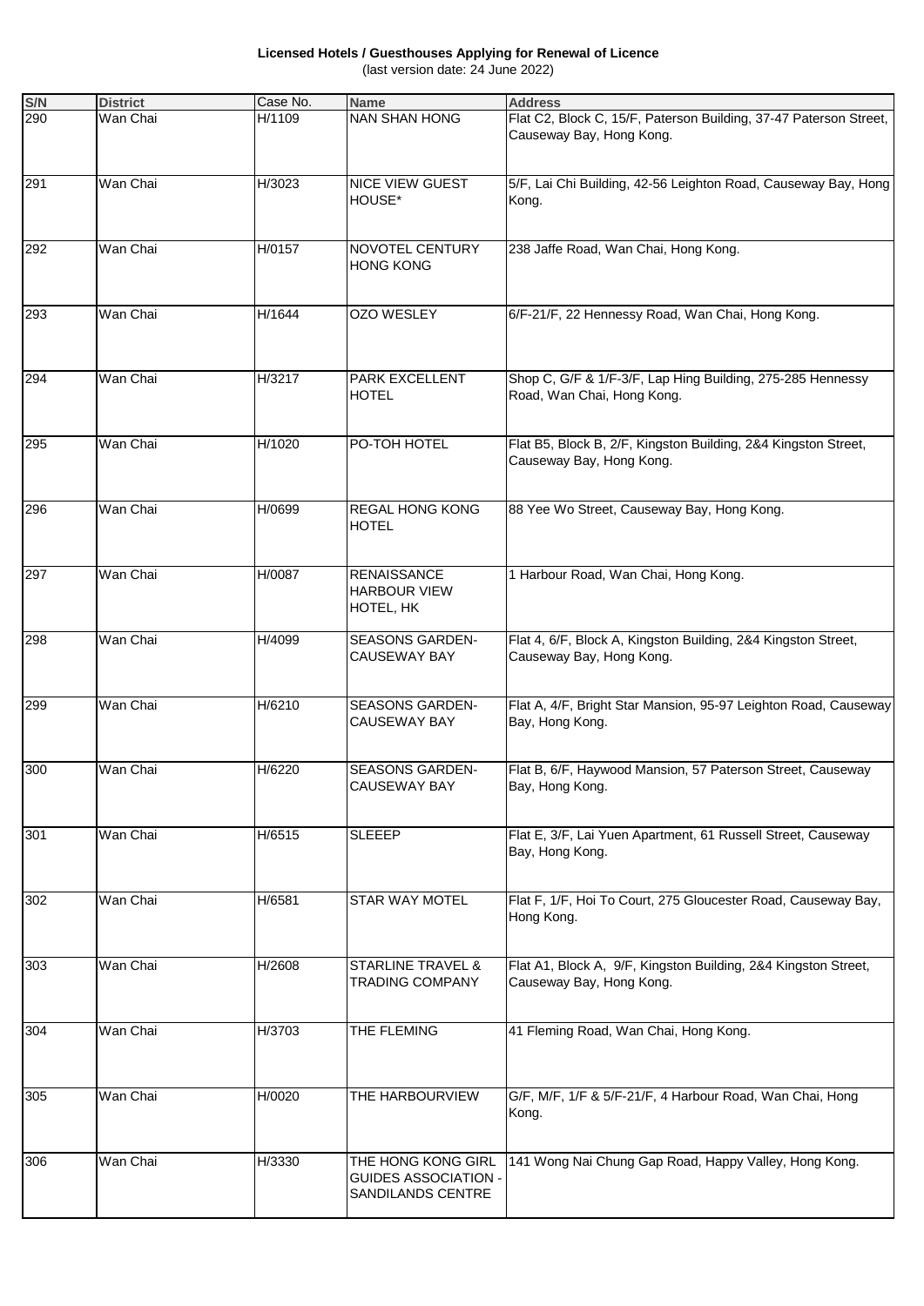**Licensed Hotels / Guesthouses Applying for Renewal of Licence**
(last version date: 24 June 2022)

| S/N | District | Case No. | Name | Address |
|---|---|---|---|---|
| 290 | Wan Chai | H/1109 | NAN SHAN HONG | Flat C2, Block C, 15/F, Paterson Building, 37-47 Paterson Street, Causeway Bay, Hong Kong. |
| 291 | Wan Chai | H/3023 | NICE VIEW GUEST HOUSE* | 5/F, Lai Chi Building, 42-56 Leighton Road, Causeway Bay, Hong Kong. |
| 292 | Wan Chai | H/0157 | NOVOTEL CENTURY HONG KONG | 238 Jaffe Road, Wan Chai, Hong Kong. |
| 293 | Wan Chai | H/1644 | OZO WESLEY | 6/F-21/F, 22 Hennessy Road, Wan Chai, Hong Kong. |
| 294 | Wan Chai | H/3217 | PARK EXCELLENT HOTEL | Shop C, G/F & 1/F-3/F, Lap Hing Building, 275-285 Hennessy Road, Wan Chai, Hong Kong. |
| 295 | Wan Chai | H/1020 | PO-TOH HOTEL | Flat B5, Block B, 2/F, Kingston Building, 2&4 Kingston Street, Causeway Bay, Hong Kong. |
| 296 | Wan Chai | H/0699 | REGAL HONG KONG HOTEL | 88 Yee Wo Street, Causeway Bay, Hong Kong. |
| 297 | Wan Chai | H/0087 | RENAISSANCE HARBOUR VIEW HOTEL, HK | 1 Harbour Road, Wan Chai, Hong Kong. |
| 298 | Wan Chai | H/4099 | SEASONS GARDEN-CAUSEWAY BAY | Flat 4, 6/F, Block A, Kingston Building, 2&4 Kingston Street, Causeway Bay, Hong Kong. |
| 299 | Wan Chai | H/6210 | SEASONS GARDEN-CAUSEWAY BAY | Flat A, 4/F, Bright Star Mansion, 95-97 Leighton Road, Causeway Bay, Hong Kong. |
| 300 | Wan Chai | H/6220 | SEASONS GARDEN-CAUSEWAY BAY | Flat B, 6/F, Haywood Mansion, 57 Paterson Street, Causeway Bay, Hong Kong. |
| 301 | Wan Chai | H/6515 | SLEEEP | Flat E, 3/F, Lai Yuen Apartment, 61 Russell Street, Causeway Bay, Hong Kong. |
| 302 | Wan Chai | H/6581 | STAR WAY MOTEL | Flat F, 1/F, Hoi To Court, 275 Gloucester Road, Causeway Bay, Hong Kong. |
| 303 | Wan Chai | H/2608 | STARLINE TRAVEL & TRADING COMPANY | Flat A1, Block A, 9/F, Kingston Building, 2&4 Kingston Street, Causeway Bay, Hong Kong. |
| 304 | Wan Chai | H/3703 | THE FLEMING | 41 Fleming Road, Wan Chai, Hong Kong. |
| 305 | Wan Chai | H/0020 | THE HARBOURVIEW | G/F, M/F, 1/F & 5/F-21/F, 4 Harbour Road, Wan Chai, Hong Kong. |
| 306 | Wan Chai | H/3330 | THE HONG KONG GIRL GUIDES ASSOCIATION - SANDILANDS CENTRE | 141 Wong Nai Chung Gap Road, Happy Valley, Hong Kong. |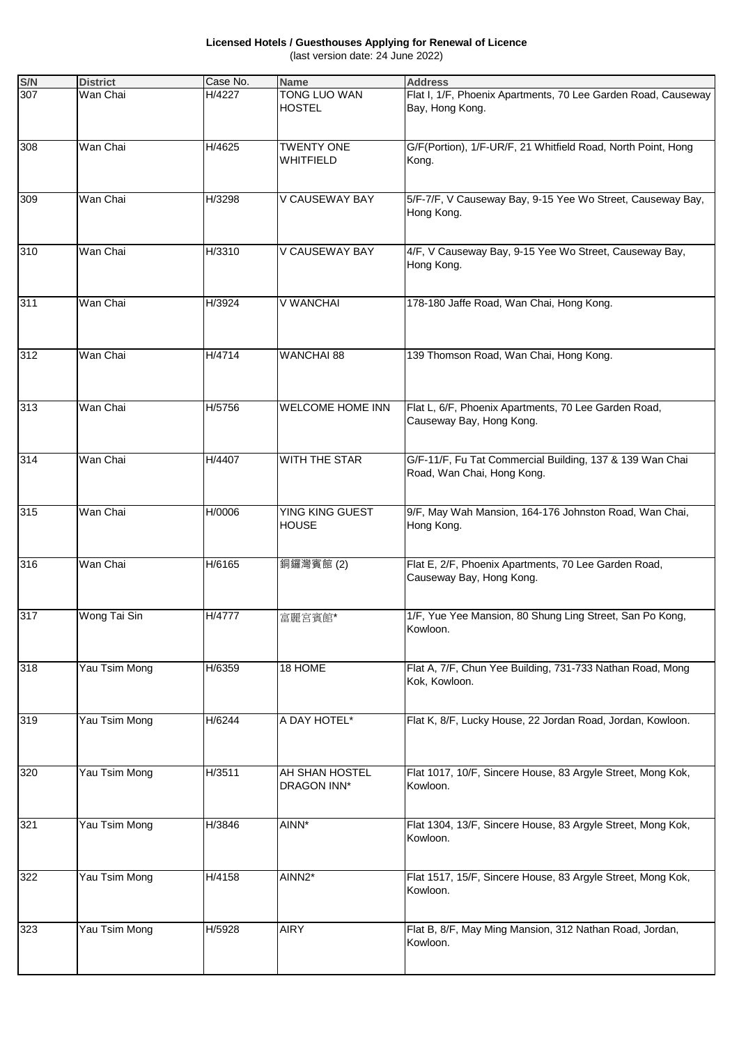**Licensed Hotels / Guesthouses Applying for Renewal of Licence**
(last version date: 24 June 2022)

| S/N | District | Case No. | Name | Address |
|---|---|---|---|---|
| 307 | Wan Chai | H/4227 | TONG LUO WAN HOSTEL | Flat I, 1/F, Phoenix Apartments, 70 Lee Garden Road, Causeway Bay, Hong Kong. |
| 308 | Wan Chai | H/4625 | TWENTY ONE WHITFIELD | G/F(Portion), 1/F-UR/F, 21 Whitfield Road, North Point, Hong Kong. |
| 309 | Wan Chai | H/3298 | V CAUSEWAY BAY | 5/F-7/F, V Causeway Bay, 9-15 Yee Wo Street, Causeway Bay, Hong Kong. |
| 310 | Wan Chai | H/3310 | V CAUSEWAY BAY | 4/F, V Causeway Bay, 9-15 Yee Wo Street, Causeway Bay, Hong Kong. |
| 311 | Wan Chai | H/3924 | V WANCHAI | 178-180 Jaffe Road, Wan Chai, Hong Kong. |
| 312 | Wan Chai | H/4714 | WANCHAI 88 | 139 Thomson Road, Wan Chai, Hong Kong. |
| 313 | Wan Chai | H/5756 | WELCOME HOME INN | Flat L, 6/F, Phoenix Apartments, 70 Lee Garden Road, Causeway Bay, Hong Kong. |
| 314 | Wan Chai | H/4407 | WITH THE STAR | G/F-11/F, Fu Tat Commercial Building, 137 & 139 Wan Chai Road, Wan Chai, Hong Kong. |
| 315 | Wan Chai | H/0006 | YING KING GUEST HOUSE | 9/F, May Wah Mansion, 164-176 Johnston Road, Wan Chai, Hong Kong. |
| 316 | Wan Chai | H/6165 | 銅鑼灣賓館 (2) | Flat E, 2/F, Phoenix Apartments, 70 Lee Garden Road, Causeway Bay, Hong Kong. |
| 317 | Wong Tai Sin | H/4777 | 富麗宮賓館* | 1/F, Yue Yee Mansion, 80 Shung Ling Street, San Po Kong, Kowloon. |
| 318 | Yau Tsim Mong | H/6359 | 18 HOME | Flat A, 7/F, Chun Yee Building, 731-733 Nathan Road, Mong Kok, Kowloon. |
| 319 | Yau Tsim Mong | H/6244 | A DAY HOTEL* | Flat K, 8/F, Lucky House, 22 Jordan Road, Jordan, Kowloon. |
| 320 | Yau Tsim Mong | H/3511 | AH SHAN HOSTEL DRAGON INN* | Flat 1017, 10/F, Sincere House, 83 Argyle Street, Mong Kok, Kowloon. |
| 321 | Yau Tsim Mong | H/3846 | AINN* | Flat 1304, 13/F, Sincere House, 83 Argyle Street, Mong Kok, Kowloon. |
| 322 | Yau Tsim Mong | H/4158 | AINN2* | Flat 1517, 15/F, Sincere House, 83 Argyle Street, Mong Kok, Kowloon. |
| 323 | Yau Tsim Mong | H/5928 | AIRY | Flat B, 8/F, May Ming Mansion, 312 Nathan Road, Jordan, Kowloon. |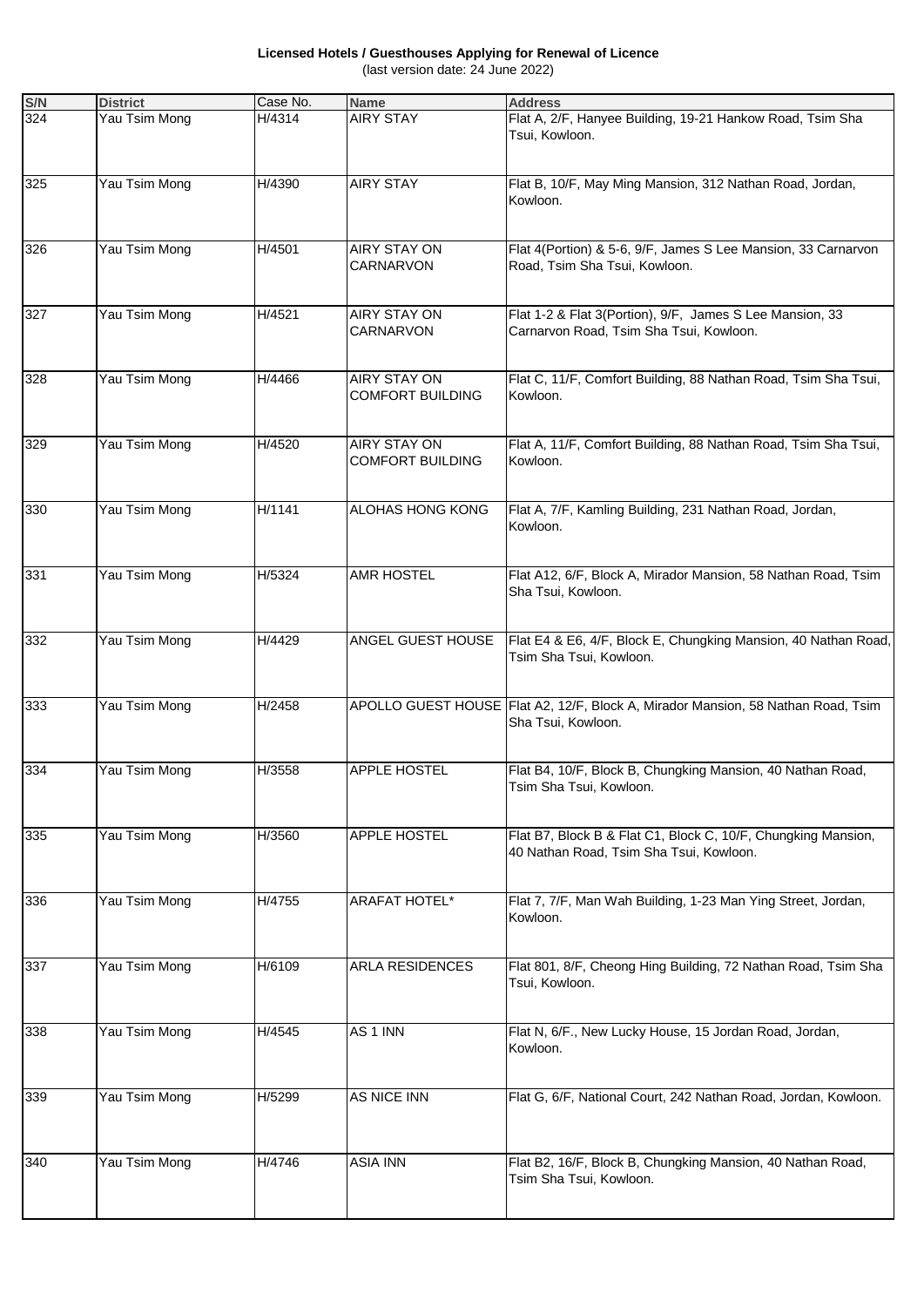**Licensed Hotels / Guesthouses Applying for Renewal of Licence**
(last version date: 24 June 2022)

| S/N | District | Case No. | Name | Address |
|---|---|---|---|---|
| 324 | Yau Tsim Mong | H/4314 | AIRY STAY | Flat A, 2/F, Hanyee Building, 19-21 Hankow Road, Tsim Sha Tsui, Kowloon. |
| 325 | Yau Tsim Mong | H/4390 | AIRY STAY | Flat B, 10/F, May Ming Mansion, 312 Nathan Road, Jordan, Kowloon. |
| 326 | Yau Tsim Mong | H/4501 | AIRY STAY ON CARNARVON | Flat 4(Portion) & 5-6, 9/F, James S Lee Mansion, 33 Carnarvon Road, Tsim Sha Tsui, Kowloon. |
| 327 | Yau Tsim Mong | H/4521 | AIRY STAY ON CARNARVON | Flat 1-2 & Flat 3(Portion), 9/F, James S Lee Mansion, 33 Carnarvon Road, Tsim Sha Tsui, Kowloon. |
| 328 | Yau Tsim Mong | H/4466 | AIRY STAY ON COMFORT BUILDING | Flat C, 11/F, Comfort Building, 88 Nathan Road, Tsim Sha Tsui, Kowloon. |
| 329 | Yau Tsim Mong | H/4520 | AIRY STAY ON COMFORT BUILDING | Flat A, 11/F, Comfort Building, 88 Nathan Road, Tsim Sha Tsui, Kowloon. |
| 330 | Yau Tsim Mong | H/1141 | ALOHAS HONG KONG | Flat A, 7/F, Kamling Building, 231 Nathan Road, Jordan, Kowloon. |
| 331 | Yau Tsim Mong | H/5324 | AMR HOSTEL | Flat A12, 6/F, Block A, Mirador Mansion, 58 Nathan Road, Tsim Sha Tsui, Kowloon. |
| 332 | Yau Tsim Mong | H/4429 | ANGEL GUEST HOUSE | Flat E4 & E6, 4/F, Block E, Chungking Mansion, 40 Nathan Road, Tsim Sha Tsui, Kowloon. |
| 333 | Yau Tsim Mong | H/2458 | APOLLO GUEST HOUSE | Flat A2, 12/F, Block A, Mirador Mansion, 58 Nathan Road, Tsim Sha Tsui, Kowloon. |
| 334 | Yau Tsim Mong | H/3558 | APPLE HOSTEL | Flat B4, 10/F, Block B, Chungking Mansion, 40 Nathan Road, Tsim Sha Tsui, Kowloon. |
| 335 | Yau Tsim Mong | H/3560 | APPLE HOSTEL | Flat B7, Block B & Flat C1, Block C, 10/F, Chungking Mansion, 40 Nathan Road, Tsim Sha Tsui, Kowloon. |
| 336 | Yau Tsim Mong | H/4755 | ARAFAT HOTEL* | Flat 7, 7/F, Man Wah Building, 1-23 Man Ying Street, Jordan, Kowloon. |
| 337 | Yau Tsim Mong | H/6109 | ARLA RESIDENCES | Flat 801, 8/F, Cheong Hing Building, 72 Nathan Road, Tsim Sha Tsui, Kowloon. |
| 338 | Yau Tsim Mong | H/4545 | AS 1 INN | Flat N, 6/F., New Lucky House, 15 Jordan Road, Jordan, Kowloon. |
| 339 | Yau Tsim Mong | H/5299 | AS NICE INN | Flat G, 6/F, National Court, 242 Nathan Road, Jordan, Kowloon. |
| 340 | Yau Tsim Mong | H/4746 | ASIA INN | Flat B2, 16/F, Block B, Chungking Mansion, 40 Nathan Road, Tsim Sha Tsui, Kowloon. |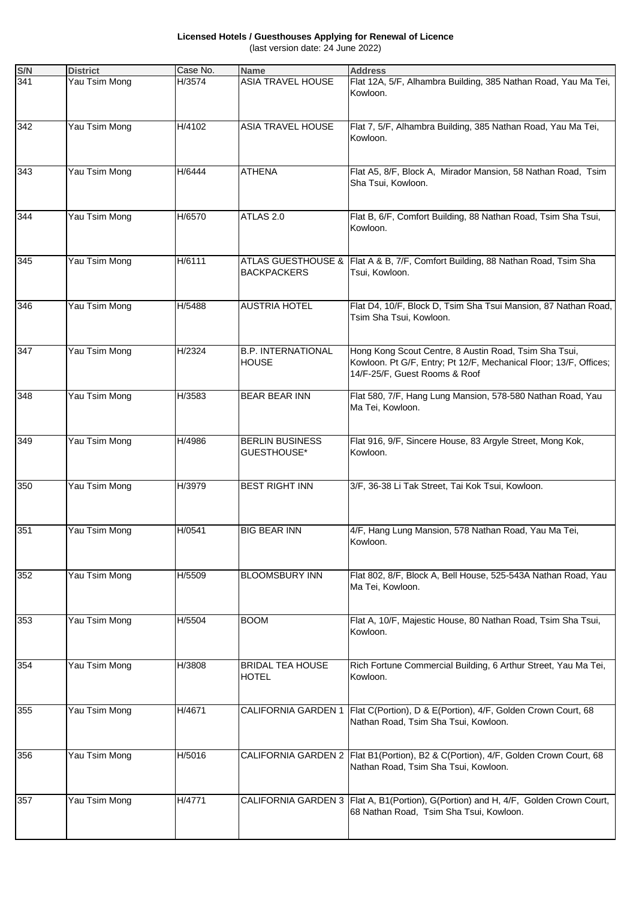**Licensed Hotels / Guesthouses Applying for Renewal of Licence**
(last version date: 24 June 2022)

| S/N | District | Case No. | Name | Address |
|---|---|---|---|---|
| 341 | Yau Tsim Mong | H/3574 | ASIA TRAVEL HOUSE | Flat 12A, 5/F, Alhambra Building, 385 Nathan Road, Yau Ma Tei, Kowloon. |
| 342 | Yau Tsim Mong | H/4102 | ASIA TRAVEL HOUSE | Flat 7, 5/F, Alhambra Building, 385 Nathan Road, Yau Ma Tei, Kowloon. |
| 343 | Yau Tsim Mong | H/6444 | ATHENA | Flat A5, 8/F, Block A, Mirador Mansion, 58 Nathan Road, Tsim Sha Tsui, Kowloon. |
| 344 | Yau Tsim Mong | H/6570 | ATLAS 2.0 | Flat B, 6/F, Comfort Building, 88 Nathan Road, Tsim Sha Tsui, Kowloon. |
| 345 | Yau Tsim Mong | H/6111 | ATLAS GUESTHOUSE & BACKPACKERS | Flat A & B, 7/F, Comfort Building, 88 Nathan Road, Tsim Sha Tsui, Kowloon. |
| 346 | Yau Tsim Mong | H/5488 | AUSTRIA HOTEL | Flat D4, 10/F, Block D, Tsim Sha Tsui Mansion, 87 Nathan Road, Tsim Sha Tsui, Kowloon. |
| 347 | Yau Tsim Mong | H/2324 | B.P. INTERNATIONAL HOUSE | Hong Kong Scout Centre, 8 Austin Road, Tsim Sha Tsui, Kowloon. Pt G/F, Entry; Pt 12/F, Mechanical Floor; 13/F, Offices; 14/F-25/F, Guest Rooms & Roof |
| 348 | Yau Tsim Mong | H/3583 | BEAR BEAR INN | Flat 580, 7/F, Hang Lung Mansion, 578-580 Nathan Road, Yau Ma Tei, Kowloon. |
| 349 | Yau Tsim Mong | H/4986 | BERLIN BUSINESS GUESTHOUSE* | Flat 916, 9/F, Sincere House, 83 Argyle Street, Mong Kok, Kowloon. |
| 350 | Yau Tsim Mong | H/3979 | BEST RIGHT INN | 3/F, 36-38 Li Tak Street, Tai Kok Tsui, Kowloon. |
| 351 | Yau Tsim Mong | H/0541 | BIG BEAR INN | 4/F, Hang Lung Mansion, 578 Nathan Road, Yau Ma Tei, Kowloon. |
| 352 | Yau Tsim Mong | H/5509 | BLOOMSBURY INN | Flat 802, 8/F, Block A, Bell House, 525-543A Nathan Road, Yau Ma Tei, Kowloon. |
| 353 | Yau Tsim Mong | H/5504 | BOOM | Flat A, 10/F, Majestic House, 80 Nathan Road, Tsim Sha Tsui, Kowloon. |
| 354 | Yau Tsim Mong | H/3808 | BRIDAL TEA HOUSE HOTEL | Rich Fortune Commercial Building, 6 Arthur Street, Yau Ma Tei, Kowloon. |
| 355 | Yau Tsim Mong | H/4671 | CALIFORNIA GARDEN 1 | Flat C(Portion), D & E(Portion), 4/F, Golden Crown Court, 68 Nathan Road, Tsim Sha Tsui, Kowloon. |
| 356 | Yau Tsim Mong | H/5016 | CALIFORNIA GARDEN 2 | Flat B1(Portion), B2 & C(Portion), 4/F, Golden Crown Court, 68 Nathan Road, Tsim Sha Tsui, Kowloon. |
| 357 | Yau Tsim Mong | H/4771 | CALIFORNIA GARDEN 3 | Flat A, B1(Portion), G(Portion) and H, 4/F, Golden Crown Court, 68 Nathan Road, Tsim Sha Tsui, Kowloon. |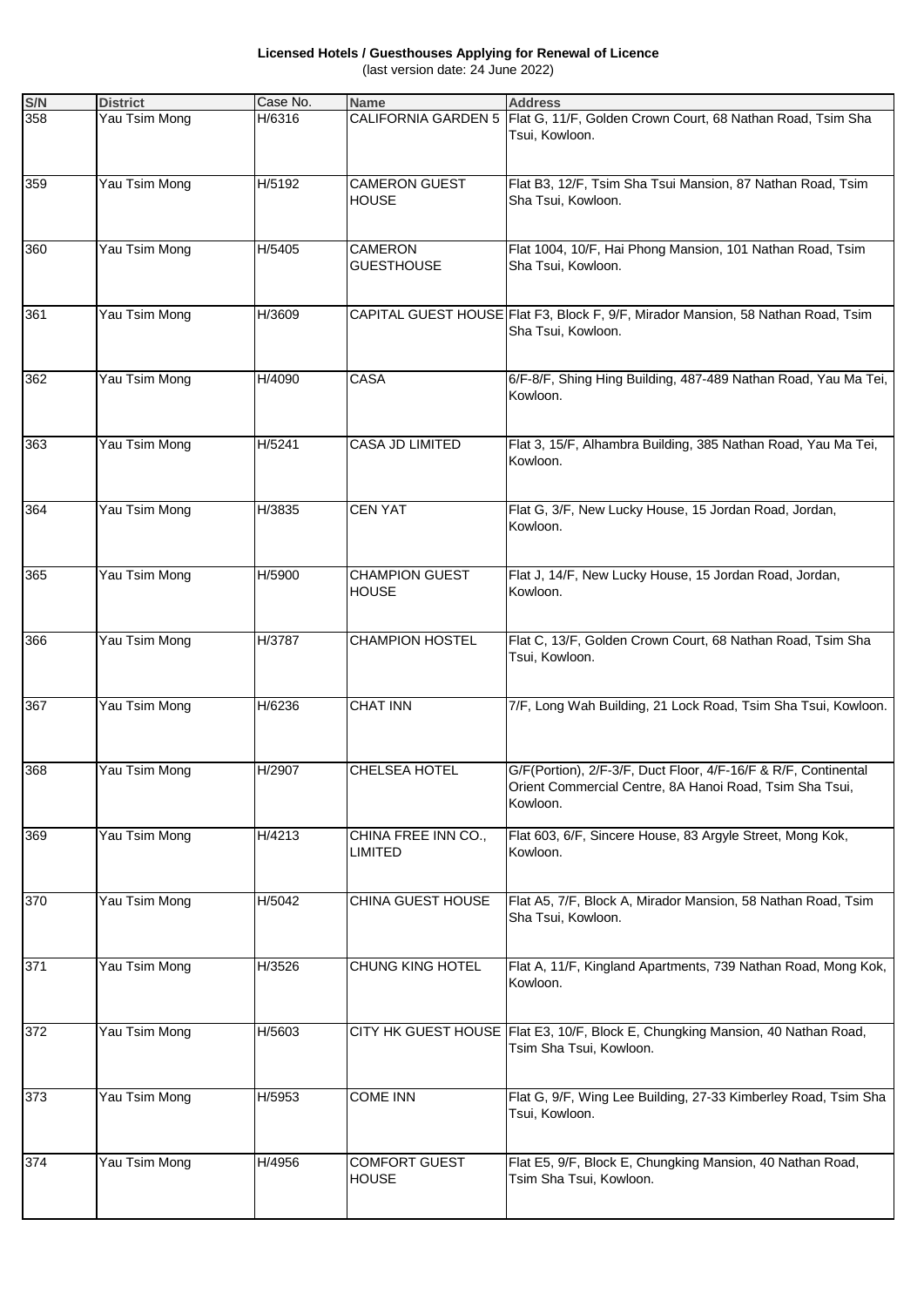**Licensed Hotels / Guesthouses Applying for Renewal of Licence**
(last version date: 24 June 2022)

| S/N | District | Case No. | Name | Address |
|---|---|---|---|---|
| 358 | Yau Tsim Mong | H/6316 | CALIFORNIA GARDEN 5 | Flat G, 11/F, Golden Crown Court, 68 Nathan Road, Tsim Sha Tsui, Kowloon. |
| 359 | Yau Tsim Mong | H/5192 | CAMERON GUEST HOUSE | Flat B3, 12/F, Tsim Sha Tsui Mansion, 87 Nathan Road, Tsim Sha Tsui, Kowloon. |
| 360 | Yau Tsim Mong | H/5405 | CAMERON GUESTHOUSE | Flat 1004, 10/F, Hai Phong Mansion, 101 Nathan Road, Tsim Sha Tsui, Kowloon. |
| 361 | Yau Tsim Mong | H/3609 | CAPITAL GUEST HOUSE | Flat F3, Block F, 9/F, Mirador Mansion, 58 Nathan Road, Tsim Sha Tsui, Kowloon. |
| 362 | Yau Tsim Mong | H/4090 | CASA | 6/F-8/F, Shing Hing Building, 487-489 Nathan Road, Yau Ma Tei, Kowloon. |
| 363 | Yau Tsim Mong | H/5241 | CASA JD LIMITED | Flat 3, 15/F, Alhambra Building, 385 Nathan Road, Yau Ma Tei, Kowloon. |
| 364 | Yau Tsim Mong | H/3835 | CEN YAT | Flat G, 3/F, New Lucky House, 15 Jordan Road, Jordan, Kowloon. |
| 365 | Yau Tsim Mong | H/5900 | CHAMPION GUEST HOUSE | Flat J, 14/F, New Lucky House, 15 Jordan Road, Jordan, Kowloon. |
| 366 | Yau Tsim Mong | H/3787 | CHAMPION HOSTEL | Flat C, 13/F, Golden Crown Court, 68 Nathan Road, Tsim Sha Tsui, Kowloon. |
| 367 | Yau Tsim Mong | H/6236 | CHAT INN | 7/F, Long Wah Building, 21 Lock Road, Tsim Sha Tsui, Kowloon. |
| 368 | Yau Tsim Mong | H/2907 | CHELSEA HOTEL | G/F(Portion), 2/F-3/F, Duct Floor, 4/F-16/F & R/F, Continental Orient Commercial Centre, 8A Hanoi Road, Tsim Sha Tsui, Kowloon. |
| 369 | Yau Tsim Mong | H/4213 | CHINA FREE INN CO., LIMITED | Flat 603, 6/F, Sincere House, 83 Argyle Street, Mong Kok, Kowloon. |
| 370 | Yau Tsim Mong | H/5042 | CHINA GUEST HOUSE | Flat A5, 7/F, Block A, Mirador Mansion, 58 Nathan Road, Tsim Sha Tsui, Kowloon. |
| 371 | Yau Tsim Mong | H/3526 | CHUNG KING HOTEL | Flat A, 11/F, Kingland Apartments, 739 Nathan Road, Mong Kok, Kowloon. |
| 372 | Yau Tsim Mong | H/5603 | CITY HK GUEST HOUSE | Flat E3, 10/F, Block E, Chungking Mansion, 40 Nathan Road, Tsim Sha Tsui, Kowloon. |
| 373 | Yau Tsim Mong | H/5953 | COME INN | Flat G, 9/F, Wing Lee Building, 27-33 Kimberley Road, Tsim Sha Tsui, Kowloon. |
| 374 | Yau Tsim Mong | H/4956 | COMFORT GUEST HOUSE | Flat E5, 9/F, Block E, Chungking Mansion, 40 Nathan Road, Tsim Sha Tsui, Kowloon. |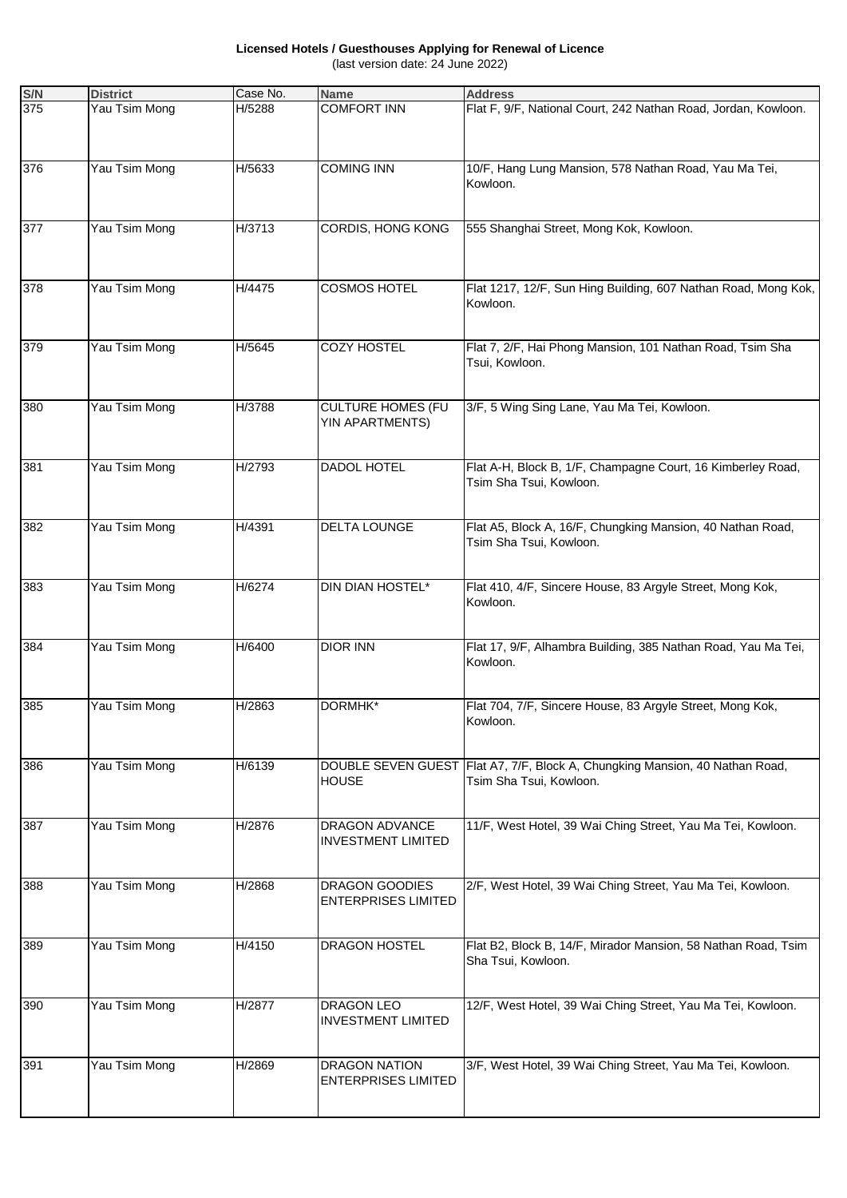**Licensed Hotels / Guesthouses Applying for Renewal of Licence**
(last version date: 24 June 2022)

| S/N | District | Case No. | Name | Address |
|---|---|---|---|---|
| 375 | Yau Tsim Mong | H/5288 | COMFORT INN | Flat F, 9/F, National Court, 242 Nathan Road, Jordan, Kowloon. |
| 376 | Yau Tsim Mong | H/5633 | COMING INN | 10/F, Hang Lung Mansion, 578 Nathan Road, Yau Ma Tei, Kowloon. |
| 377 | Yau Tsim Mong | H/3713 | CORDIS, HONG KONG | 555 Shanghai Street, Mong Kok, Kowloon. |
| 378 | Yau Tsim Mong | H/4475 | COSMOS HOTEL | Flat 1217, 12/F, Sun Hing Building, 607 Nathan Road, Mong Kok, Kowloon. |
| 379 | Yau Tsim Mong | H/5645 | COZY HOSTEL | Flat 7, 2/F, Hai Phong Mansion, 101 Nathan Road, Tsim Sha Tsui, Kowloon. |
| 380 | Yau Tsim Mong | H/3788 | CULTURE HOMES (FU YIN APARTMENTS) | 3/F, 5 Wing Sing Lane, Yau Ma Tei, Kowloon. |
| 381 | Yau Tsim Mong | H/2793 | DADOL HOTEL | Flat A-H, Block B, 1/F, Champagne Court, 16 Kimberley Road, Tsim Sha Tsui, Kowloon. |
| 382 | Yau Tsim Mong | H/4391 | DELTA LOUNGE | Flat A5, Block A, 16/F, Chungking Mansion, 40 Nathan Road, Tsim Sha Tsui, Kowloon. |
| 383 | Yau Tsim Mong | H/6274 | DIN DIAN HOSTEL* | Flat 410, 4/F, Sincere House, 83 Argyle Street, Mong Kok, Kowloon. |
| 384 | Yau Tsim Mong | H/6400 | DIOR INN | Flat 17, 9/F, Alhambra Building, 385 Nathan Road, Yau Ma Tei, Kowloon. |
| 385 | Yau Tsim Mong | H/2863 | DORMHK* | Flat 704, 7/F, Sincere House, 83 Argyle Street, Mong Kok, Kowloon. |
| 386 | Yau Tsim Mong | H/6139 | DOUBLE SEVEN GUEST HOUSE | Flat A7, 7/F, Block A, Chungking Mansion, 40 Nathan Road, Tsim Sha Tsui, Kowloon. |
| 387 | Yau Tsim Mong | H/2876 | DRAGON ADVANCE INVESTMENT LIMITED | 11/F, West Hotel, 39 Wai Ching Street, Yau Ma Tei, Kowloon. |
| 388 | Yau Tsim Mong | H/2868 | DRAGON GOODIES ENTERPRISES LIMITED | 2/F, West Hotel, 39 Wai Ching Street, Yau Ma Tei, Kowloon. |
| 389 | Yau Tsim Mong | H/4150 | DRAGON HOSTEL | Flat B2, Block B, 14/F, Mirador Mansion, 58 Nathan Road, Tsim Sha Tsui, Kowloon. |
| 390 | Yau Tsim Mong | H/2877 | DRAGON LEO INVESTMENT LIMITED | 12/F, West Hotel, 39 Wai Ching Street, Yau Ma Tei, Kowloon. |
| 391 | Yau Tsim Mong | H/2869 | DRAGON NATION ENTERPRISES LIMITED | 3/F, West Hotel, 39 Wai Ching Street, Yau Ma Tei, Kowloon. |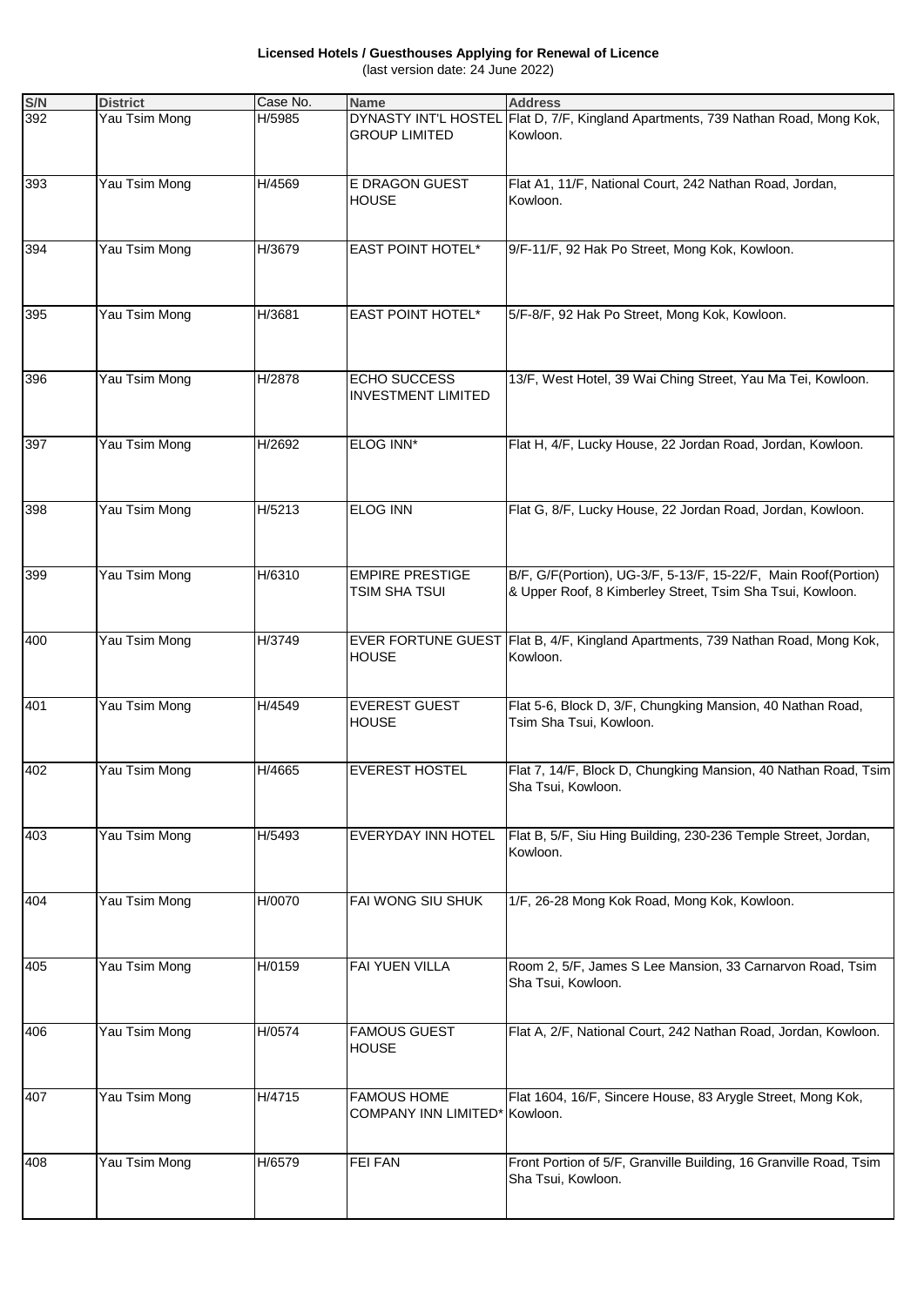**Licensed Hotels / Guesthouses Applying for Renewal of Licence**
(last version date: 24 June 2022)

| S/N | District | Case No. | Name | Address |
|---|---|---|---|---|
| 392 | Yau Tsim Mong | H/5985 | DYNASTY INT'L HOSTEL GROUP LIMITED | Flat D, 7/F, Kingland Apartments, 739 Nathan Road, Mong Kok, Kowloon. |
| 393 | Yau Tsim Mong | H/4569 | E DRAGON GUEST HOUSE | Flat A1, 11/F, National Court, 242 Nathan Road, Jordan, Kowloon. |
| 394 | Yau Tsim Mong | H/3679 | EAST POINT HOTEL* | 9/F-11/F, 92 Hak Po Street, Mong Kok, Kowloon. |
| 395 | Yau Tsim Mong | H/3681 | EAST POINT HOTEL* | 5/F-8/F, 92 Hak Po Street, Mong Kok, Kowloon. |
| 396 | Yau Tsim Mong | H/2878 | ECHO SUCCESS INVESTMENT LIMITED | 13/F, West Hotel, 39 Wai Ching Street, Yau Ma Tei, Kowloon. |
| 397 | Yau Tsim Mong | H/2692 | ELOG INN* | Flat H, 4/F, Lucky House, 22 Jordan Road, Jordan, Kowloon. |
| 398 | Yau Tsim Mong | H/5213 | ELOG INN | Flat G, 8/F, Lucky House, 22 Jordan Road, Jordan, Kowloon. |
| 399 | Yau Tsim Mong | H/6310 | EMPIRE PRESTIGE TSIM SHA TSUI | B/F, G/F(Portion), UG-3/F, 5-13/F, 15-22/F, Main Roof(Portion) & Upper Roof, 8 Kimberley Street, Tsim Sha Tsui, Kowloon. |
| 400 | Yau Tsim Mong | H/3749 | EVER FORTUNE GUEST HOUSE | Flat B, 4/F, Kingland Apartments, 739 Nathan Road, Mong Kok, Kowloon. |
| 401 | Yau Tsim Mong | H/4549 | EVEREST GUEST HOUSE | Flat 5-6, Block D, 3/F, Chungking Mansion, 40 Nathan Road, Tsim Sha Tsui, Kowloon. |
| 402 | Yau Tsim Mong | H/4665 | EVEREST HOSTEL | Flat 7, 14/F, Block D, Chungking Mansion, 40 Nathan Road, Tsim Sha Tsui, Kowloon. |
| 403 | Yau Tsim Mong | H/5493 | EVERYDAY INN HOTEL | Flat B, 5/F, Siu Hing Building, 230-236 Temple Street, Jordan, Kowloon. |
| 404 | Yau Tsim Mong | H/0070 | FAI WONG SIU SHUK | 1/F, 26-28 Mong Kok Road, Mong Kok, Kowloon. |
| 405 | Yau Tsim Mong | H/0159 | FAI YUEN VILLA | Room 2, 5/F, James S Lee Mansion, 33 Carnarvon Road, Tsim Sha Tsui, Kowloon. |
| 406 | Yau Tsim Mong | H/0574 | FAMOUS GUEST HOUSE | Flat A, 2/F, National Court, 242 Nathan Road, Jordan, Kowloon. |
| 407 | Yau Tsim Mong | H/4715 | FAMOUS HOME COMPANY INN LIMITED* | Flat 1604, 16/F, Sincere House, 83 Arygle Street, Mong Kok, Kowloon. |
| 408 | Yau Tsim Mong | H/6579 | FEI FAN | Front Portion of 5/F, Granville Building, 16 Granville Road, Tsim Sha Tsui, Kowloon. |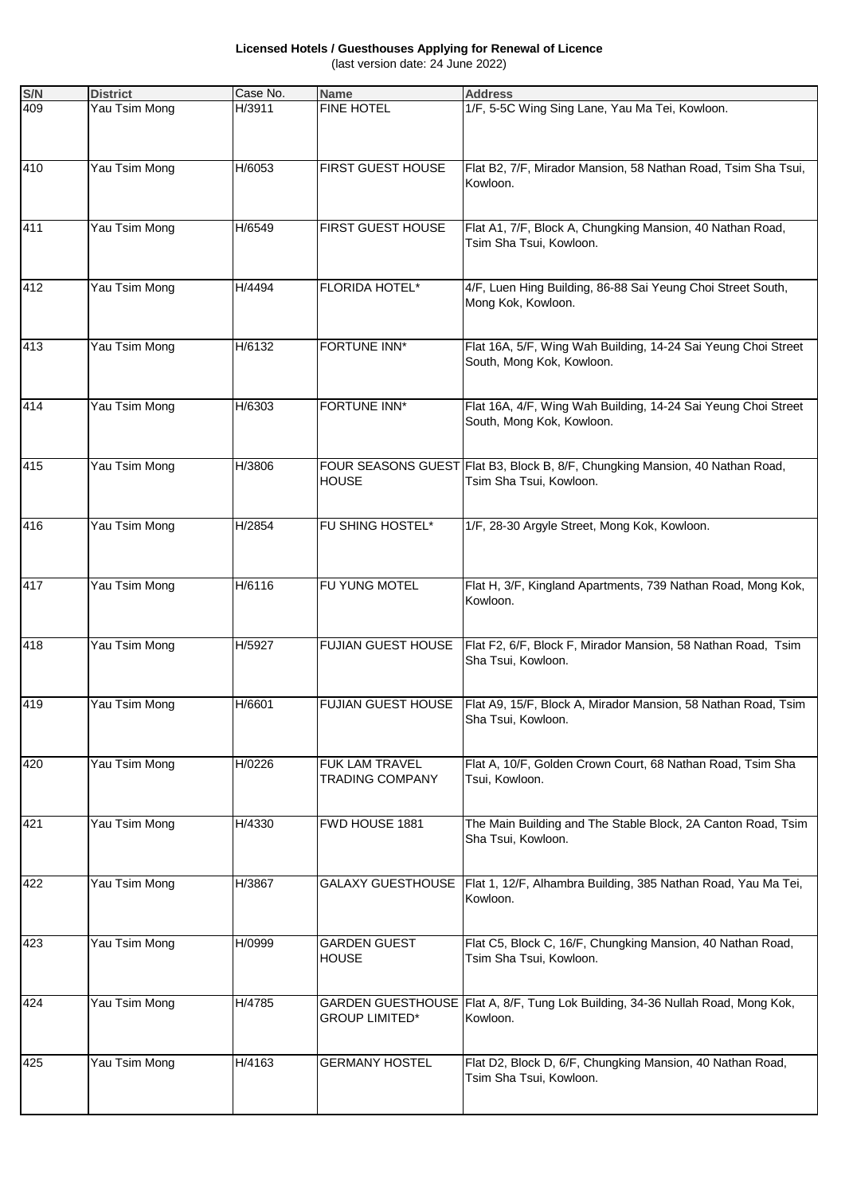**Licensed Hotels / Guesthouses Applying for Renewal of Licence**
(last version date: 24 June 2022)

| S/N | District | Case No. | Name | Address |
| --- | --- | --- | --- | --- |
| 409 | Yau Tsim Mong | H/3911 | FINE HOTEL | 1/F, 5-5C Wing Sing Lane, Yau Ma Tei, Kowloon. |
| 410 | Yau Tsim Mong | H/6053 | FIRST GUEST HOUSE | Flat B2, 7/F, Mirador Mansion, 58 Nathan Road, Tsim Sha Tsui, Kowloon. |
| 411 | Yau Tsim Mong | H/6549 | FIRST GUEST HOUSE | Flat A1, 7/F, Block A, Chungking Mansion, 40 Nathan Road, Tsim Sha Tsui, Kowloon. |
| 412 | Yau Tsim Mong | H/4494 | FLORIDA HOTEL* | 4/F, Luen Hing Building, 86-88 Sai Yeung Choi Street South, Mong Kok, Kowloon. |
| 413 | Yau Tsim Mong | H/6132 | FORTUNE INN* | Flat 16A, 5/F, Wing Wah Building, 14-24 Sai Yeung Choi Street South, Mong Kok, Kowloon. |
| 414 | Yau Tsim Mong | H/6303 | FORTUNE INN* | Flat 16A, 4/F, Wing Wah Building, 14-24 Sai Yeung Choi Street South, Mong Kok, Kowloon. |
| 415 | Yau Tsim Mong | H/3806 | FOUR SEASONS GUEST HOUSE | Flat B3, Block B, 8/F, Chungking Mansion, 40 Nathan Road, Tsim Sha Tsui, Kowloon. |
| 416 | Yau Tsim Mong | H/2854 | FU SHING HOSTEL* | 1/F, 28-30 Argyle Street, Mong Kok, Kowloon. |
| 417 | Yau Tsim Mong | H/6116 | FU YUNG MOTEL | Flat H, 3/F, Kingland Apartments, 739 Nathan Road, Mong Kok, Kowloon. |
| 418 | Yau Tsim Mong | H/5927 | FUJIAN GUEST HOUSE | Flat F2, 6/F, Block F, Mirador Mansion, 58 Nathan Road, Tsim Sha Tsui, Kowloon. |
| 419 | Yau Tsim Mong | H/6601 | FUJIAN GUEST HOUSE | Flat A9, 15/F, Block A, Mirador Mansion, 58 Nathan Road, Tsim Sha Tsui, Kowloon. |
| 420 | Yau Tsim Mong | H/0226 | FUK LAM TRAVEL TRADING COMPANY | Flat A, 10/F, Golden Crown Court, 68 Nathan Road, Tsim Sha Tsui, Kowloon. |
| 421 | Yau Tsim Mong | H/4330 | FWD HOUSE 1881 | The Main Building and The Stable Block, 2A Canton Road, Tsim Sha Tsui, Kowloon. |
| 422 | Yau Tsim Mong | H/3867 | GALAXY GUESTHOUSE | Flat 1, 12/F, Alhambra Building, 385 Nathan Road, Yau Ma Tei, Kowloon. |
| 423 | Yau Tsim Mong | H/0999 | GARDEN GUEST HOUSE | Flat C5, Block C, 16/F, Chungking Mansion, 40 Nathan Road, Tsim Sha Tsui, Kowloon. |
| 424 | Yau Tsim Mong | H/4785 | GARDEN GUESTHOUSE GROUP LIMITED* | Flat A, 8/F, Tung Lok Building, 34-36 Nullah Road, Mong Kok, Kowloon. |
| 425 | Yau Tsim Mong | H/4163 | GERMANY HOSTEL | Flat D2, Block D, 6/F, Chungking Mansion, 40 Nathan Road, Tsim Sha Tsui, Kowloon. |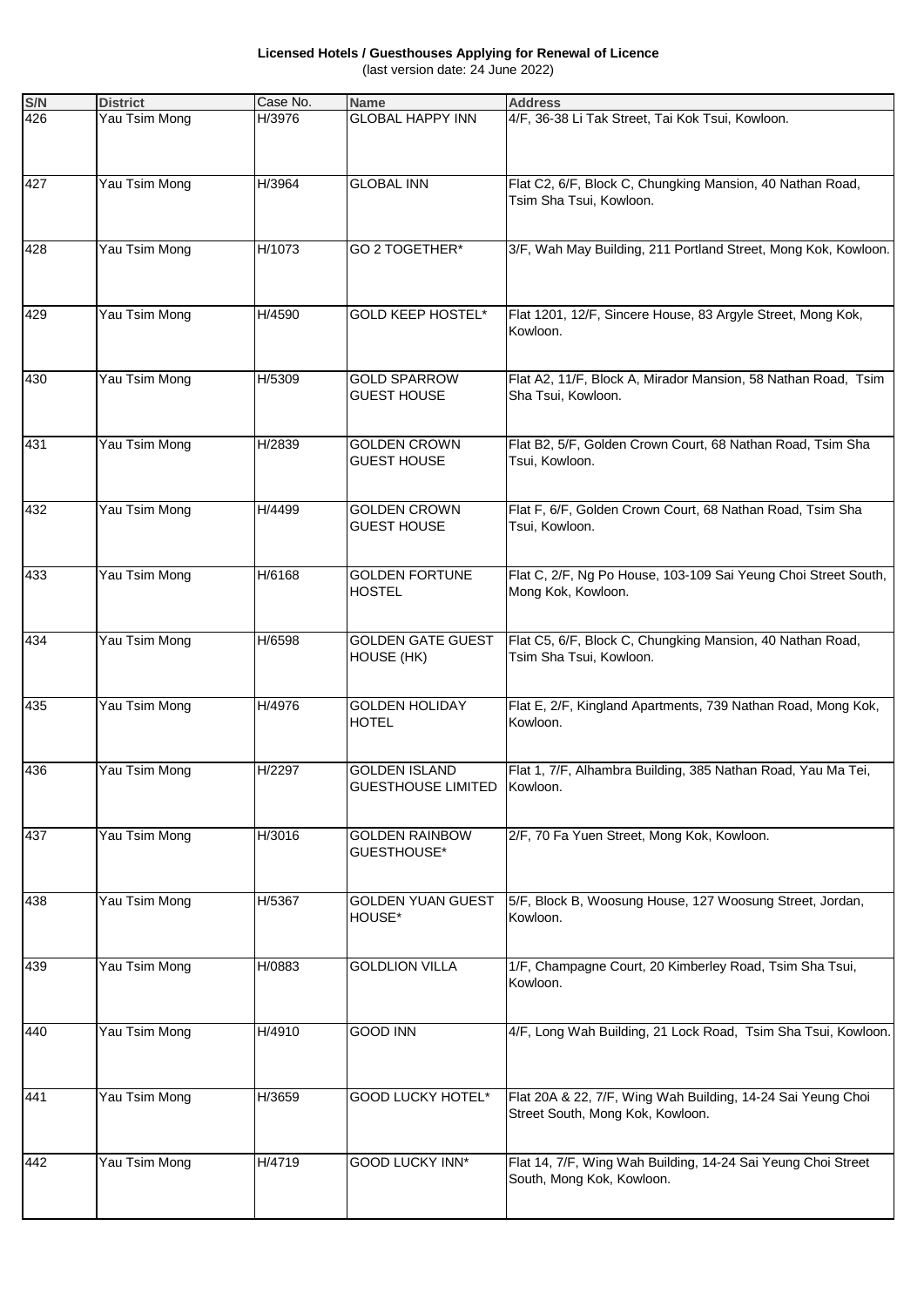**Licensed Hotels / Guesthouses Applying for Renewal of Licence**
(last version date: 24 June 2022)

| S/N | District | Case No. | Name | Address |
|---|---|---|---|---|
| 426 | Yau Tsim Mong | H/3976 | GLOBAL HAPPY INN | 4/F, 36-38 Li Tak Street, Tai Kok Tsui, Kowloon. |
| 427 | Yau Tsim Mong | H/3964 | GLOBAL INN | Flat C2, 6/F, Block C, Chungking Mansion, 40 Nathan Road, Tsim Sha Tsui, Kowloon. |
| 428 | Yau Tsim Mong | H/1073 | GO 2 TOGETHER* | 3/F, Wah May Building, 211 Portland Street, Mong Kok, Kowloon. |
| 429 | Yau Tsim Mong | H/4590 | GOLD KEEP HOSTEL* | Flat 1201, 12/F, Sincere House, 83 Argyle Street, Mong Kok, Kowloon. |
| 430 | Yau Tsim Mong | H/5309 | GOLD SPARROW GUEST HOUSE | Flat A2, 11/F, Block A, Mirador Mansion, 58 Nathan Road, Tsim Sha Tsui, Kowloon. |
| 431 | Yau Tsim Mong | H/2839 | GOLDEN CROWN GUEST HOUSE | Flat B2, 5/F, Golden Crown Court, 68 Nathan Road, Tsim Sha Tsui, Kowloon. |
| 432 | Yau Tsim Mong | H/4499 | GOLDEN CROWN GUEST HOUSE | Flat F, 6/F, Golden Crown Court, 68 Nathan Road, Tsim Sha Tsui, Kowloon. |
| 433 | Yau Tsim Mong | H/6168 | GOLDEN FORTUNE HOSTEL | Flat C, 2/F, Ng Po House, 103-109 Sai Yeung Choi Street South, Mong Kok, Kowloon. |
| 434 | Yau Tsim Mong | H/6598 | GOLDEN GATE GUEST HOUSE (HK) | Flat C5, 6/F, Block C, Chungking Mansion, 40 Nathan Road, Tsim Sha Tsui, Kowloon. |
| 435 | Yau Tsim Mong | H/4976 | GOLDEN HOLIDAY HOTEL | Flat E, 2/F, Kingland Apartments, 739 Nathan Road, Mong Kok, Kowloon. |
| 436 | Yau Tsim Mong | H/2297 | GOLDEN ISLAND GUESTHOUSE LIMITED | Flat 1, 7/F, Alhambra Building, 385 Nathan Road, Yau Ma Tei, Kowloon. |
| 437 | Yau Tsim Mong | H/3016 | GOLDEN RAINBOW GUESTHOUSE* | 2/F, 70 Fa Yuen Street, Mong Kok, Kowloon. |
| 438 | Yau Tsim Mong | H/5367 | GOLDEN YUAN GUEST HOUSE* | 5/F, Block B, Woosung House, 127 Woosung Street, Jordan, Kowloon. |
| 439 | Yau Tsim Mong | H/0883 | GOLDLION VILLA | 1/F, Champagne Court, 20 Kimberley Road, Tsim Sha Tsui, Kowloon. |
| 440 | Yau Tsim Mong | H/4910 | GOOD INN | 4/F, Long Wah Building, 21 Lock Road, Tsim Sha Tsui, Kowloon. |
| 441 | Yau Tsim Mong | H/3659 | GOOD LUCKY HOTEL* | Flat 20A & 22, 7/F, Wing Wah Building, 14-24 Sai Yeung Choi Street South, Mong Kok, Kowloon. |
| 442 | Yau Tsim Mong | H/4719 | GOOD LUCKY INN* | Flat 14, 7/F, Wing Wah Building, 14-24 Sai Yeung Choi Street South, Mong Kok, Kowloon. |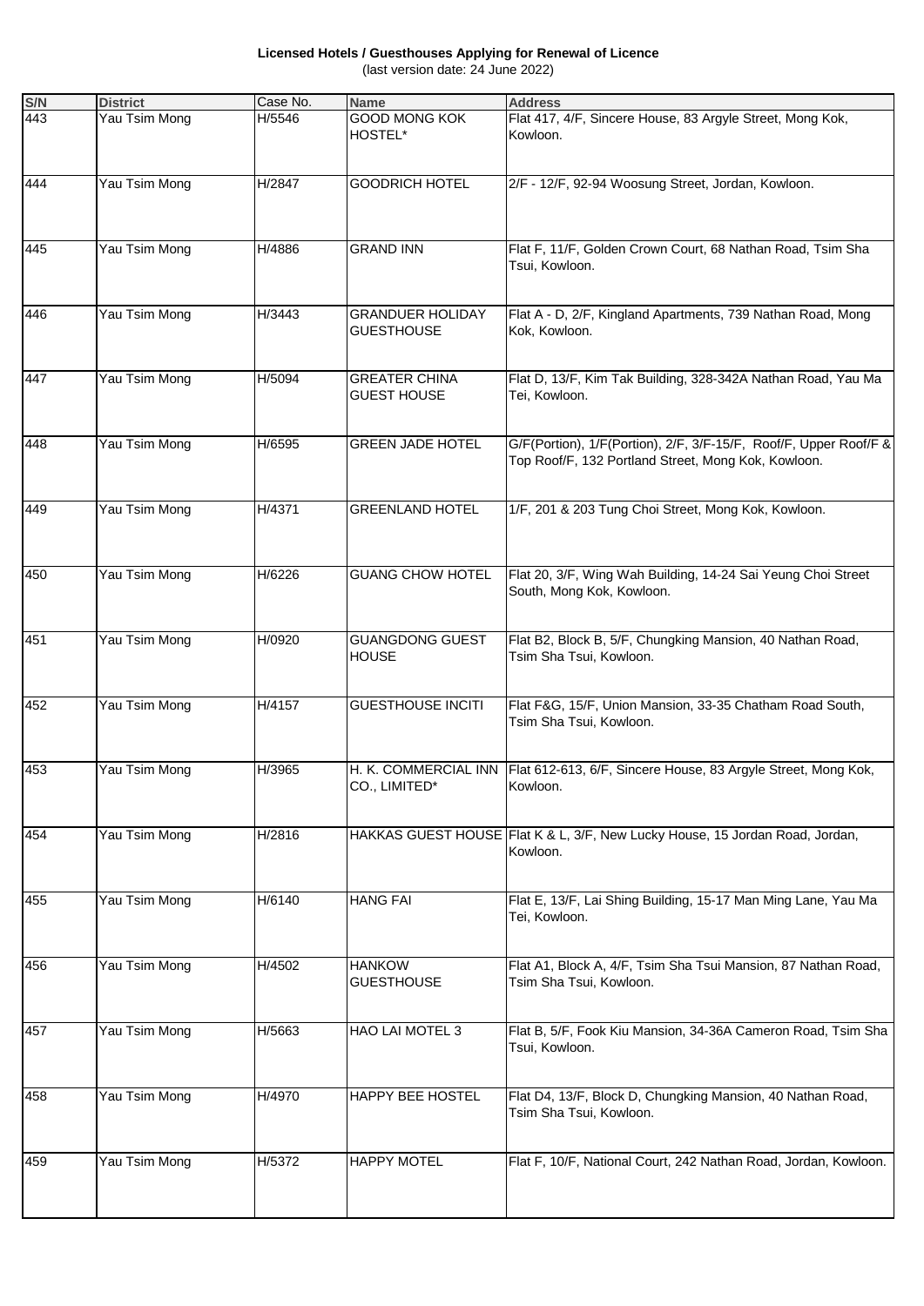**Licensed Hotels / Guesthouses Applying for Renewal of Licence**
(last version date: 24 June 2022)

| S/N | District | Case No. | Name | Address |
|---|---|---|---|---|
| 443 | Yau Tsim Mong | H/5546 | GOOD MONG KOK HOSTEL* | Flat 417, 4/F, Sincere House, 83 Argyle Street, Mong Kok, Kowloon. |
| 444 | Yau Tsim Mong | H/2847 | GOODRICH HOTEL | 2/F - 12/F, 92-94 Woosung Street, Jordan, Kowloon. |
| 445 | Yau Tsim Mong | H/4886 | GRAND INN | Flat F, 11/F, Golden Crown Court, 68 Nathan Road, Tsim Sha Tsui, Kowloon. |
| 446 | Yau Tsim Mong | H/3443 | GRANDUER HOLIDAY GUESTHOUSE | Flat A - D, 2/F, Kingland Apartments, 739 Nathan Road, Mong Kok, Kowloon. |
| 447 | Yau Tsim Mong | H/5094 | GREATER CHINA GUEST HOUSE | Flat D, 13/F, Kim Tak Building, 328-342A Nathan Road, Yau Ma Tei, Kowloon. |
| 448 | Yau Tsim Mong | H/6595 | GREEN JADE HOTEL | G/F(Portion), 1/F(Portion), 2/F, 3/F-15/F, Roof/F, Upper Roof/F & Top Roof/F, 132 Portland Street, Mong Kok, Kowloon. |
| 449 | Yau Tsim Mong | H/4371 | GREENLAND HOTEL | 1/F, 201 & 203 Tung Choi Street, Mong Kok, Kowloon. |
| 450 | Yau Tsim Mong | H/6226 | GUANG CHOW HOTEL | Flat 20, 3/F, Wing Wah Building, 14-24 Sai Yeung Choi Street South, Mong Kok, Kowloon. |
| 451 | Yau Tsim Mong | H/0920 | GUANGDONG GUEST HOUSE | Flat B2, Block B, 5/F, Chungking Mansion, 40 Nathan Road, Tsim Sha Tsui, Kowloon. |
| 452 | Yau Tsim Mong | H/4157 | GUESTHOUSE INCITI | Flat F&G, 15/F, Union Mansion, 33-35 Chatham Road South, Tsim Sha Tsui, Kowloon. |
| 453 | Yau Tsim Mong | H/3965 | H. K. COMMERCIAL INN CO., LIMITED* | Flat 612-613, 6/F, Sincere House, 83 Argyle Street, Mong Kok, Kowloon. |
| 454 | Yau Tsim Mong | H/2816 | HAKKAS GUEST HOUSE | Flat K & L, 3/F, New Lucky House, 15 Jordan Road, Jordan, Kowloon. |
| 455 | Yau Tsim Mong | H/6140 | HANG FAI | Flat E, 13/F, Lai Shing Building, 15-17 Man Ming Lane, Yau Ma Tei, Kowloon. |
| 456 | Yau Tsim Mong | H/4502 | HANKOW GUESTHOUSE | Flat A1, Block A, 4/F, Tsim Sha Tsui Mansion, 87 Nathan Road, Tsim Sha Tsui, Kowloon. |
| 457 | Yau Tsim Mong | H/5663 | HAO LAI MOTEL 3 | Flat B, 5/F, Fook Kiu Mansion, 34-36A Cameron Road, Tsim Sha Tsui, Kowloon. |
| 458 | Yau Tsim Mong | H/4970 | HAPPY BEE HOSTEL | Flat D4, 13/F, Block D, Chungking Mansion, 40 Nathan Road, Tsim Sha Tsui, Kowloon. |
| 459 | Yau Tsim Mong | H/5372 | HAPPY MOTEL | Flat F, 10/F, National Court, 242 Nathan Road, Jordan, Kowloon. |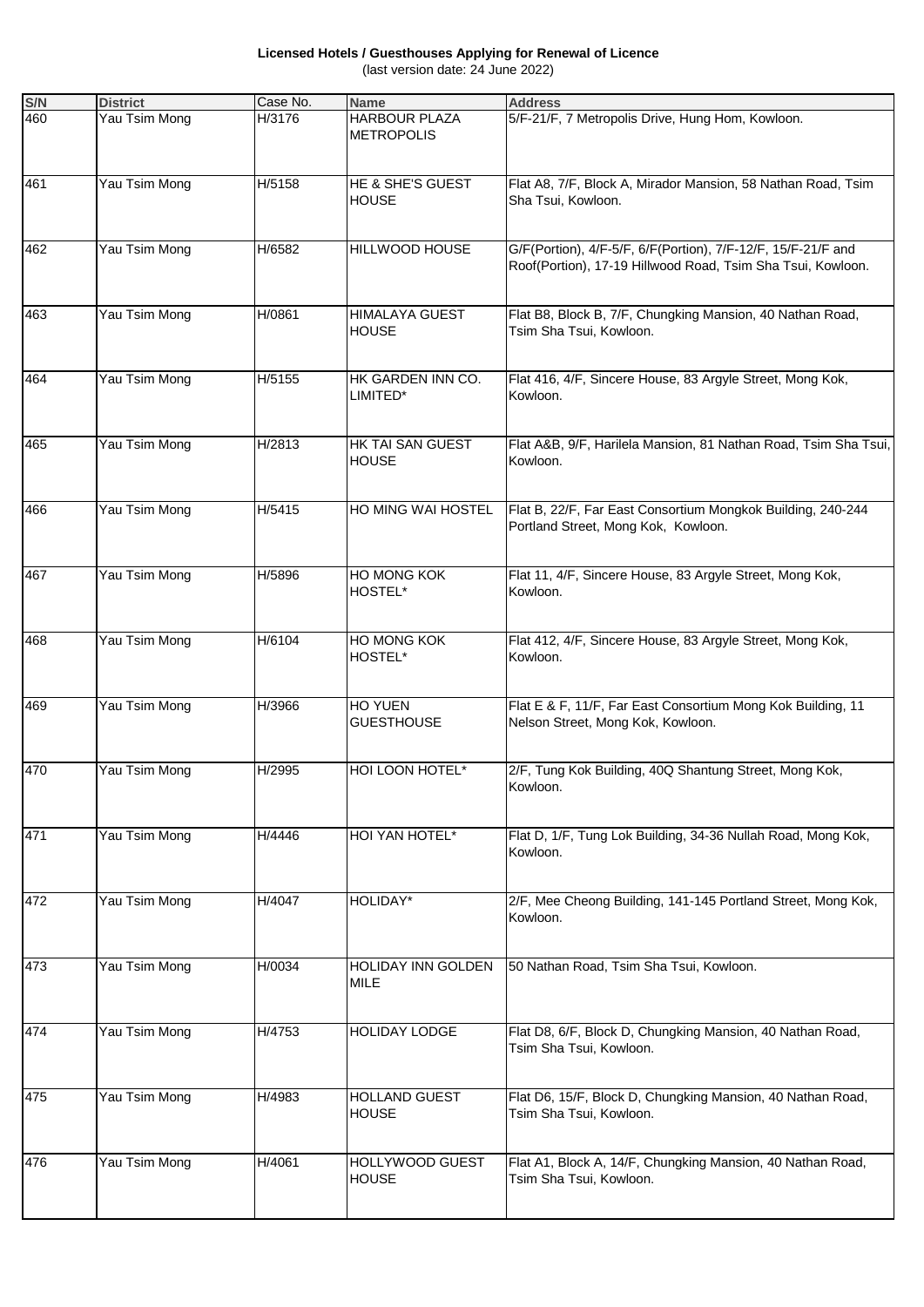**Licensed Hotels / Guesthouses Applying for Renewal of Licence**
(last version date: 24 June 2022)

| S/N | District | Case No. | Name | Address |
|---|---|---|---|---|
| 460 | Yau Tsim Mong | H/3176 | HARBOUR PLAZA METROPOLIS | 5/F-21/F, 7 Metropolis Drive, Hung Hom, Kowloon. |
| 461 | Yau Tsim Mong | H/5158 | HE & SHE'S GUEST HOUSE | Flat A8, 7/F, Block A, Mirador Mansion, 58 Nathan Road, Tsim Sha Tsui, Kowloon. |
| 462 | Yau Tsim Mong | H/6582 | HILLWOOD HOUSE | G/F(Portion), 4/F-5/F, 6/F(Portion), 7/F-12/F, 15/F-21/F and Roof(Portion), 17-19 Hillwood Road, Tsim Sha Tsui, Kowloon. |
| 463 | Yau Tsim Mong | H/0861 | HIMALAYA GUEST HOUSE | Flat B8, Block B, 7/F, Chungking Mansion, 40 Nathan Road, Tsim Sha Tsui, Kowloon. |
| 464 | Yau Tsim Mong | H/5155 | HK GARDEN INN CO. LIMITED* | Flat 416, 4/F, Sincere House, 83 Argyle Street, Mong Kok, Kowloon. |
| 465 | Yau Tsim Mong | H/2813 | HK TAI SAN GUEST HOUSE | Flat A&B, 9/F, Harilela Mansion, 81 Nathan Road, Tsim Sha Tsui, Kowloon. |
| 466 | Yau Tsim Mong | H/5415 | HO MING WAI HOSTEL | Flat B, 22/F, Far East Consortium Mongkok Building, 240-244 Portland Street, Mong Kok, Kowloon. |
| 467 | Yau Tsim Mong | H/5896 | HO MONG KOK HOSTEL* | Flat 11, 4/F, Sincere House, 83 Argyle Street, Mong Kok, Kowloon. |
| 468 | Yau Tsim Mong | H/6104 | HO MONG KOK HOSTEL* | Flat 412, 4/F, Sincere House, 83 Argyle Street, Mong Kok, Kowloon. |
| 469 | Yau Tsim Mong | H/3966 | HO YUEN GUESTHOUSE | Flat E & F, 11/F, Far East Consortium Mong Kok Building, 11 Nelson Street, Mong Kok, Kowloon. |
| 470 | Yau Tsim Mong | H/2995 | HOI LOON HOTEL* | 2/F, Tung Kok Building, 40Q Shantung Street, Mong Kok, Kowloon. |
| 471 | Yau Tsim Mong | H/4446 | HOI YAN HOTEL* | Flat D, 1/F, Tung Lok Building, 34-36 Nullah Road, Mong Kok, Kowloon. |
| 472 | Yau Tsim Mong | H/4047 | HOLIDAY* | 2/F, Mee Cheong Building, 141-145 Portland Street, Mong Kok, Kowloon. |
| 473 | Yau Tsim Mong | H/0034 | HOLIDAY INN GOLDEN MILE | 50 Nathan Road, Tsim Sha Tsui, Kowloon. |
| 474 | Yau Tsim Mong | H/4753 | HOLIDAY LODGE | Flat D8, 6/F, Block D, Chungking Mansion, 40 Nathan Road, Tsim Sha Tsui, Kowloon. |
| 475 | Yau Tsim Mong | H/4983 | HOLLAND GUEST HOUSE | Flat D6, 15/F, Block D, Chungking Mansion, 40 Nathan Road, Tsim Sha Tsui, Kowloon. |
| 476 | Yau Tsim Mong | H/4061 | HOLLYWOOD GUEST HOUSE | Flat A1, Block A, 14/F, Chungking Mansion, 40 Nathan Road, Tsim Sha Tsui, Kowloon. |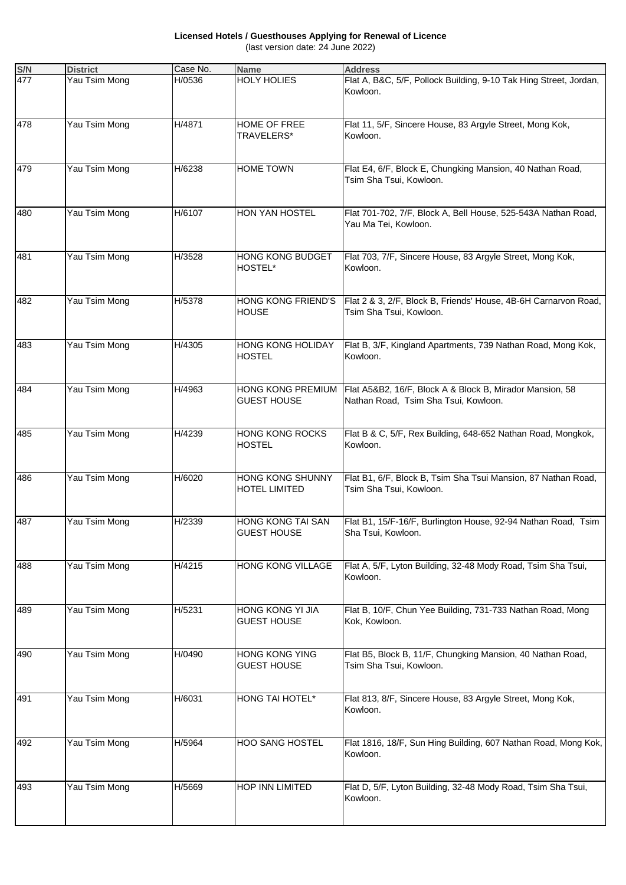**Licensed Hotels / Guesthouses Applying for Renewal of Licence**
(last version date: 24 June 2022)

| S/N | District | Case No. | Name | Address |
|---|---|---|---|---|
| 477 | Yau Tsim Mong | H/0536 | HOLY HOLIES | Flat A, B&C, 5/F, Pollock Building, 9-10 Tak Hing Street, Jordan, Kowloon. |
| 478 | Yau Tsim Mong | H/4871 | HOME OF FREE TRAVELERS* | Flat 11, 5/F, Sincere House, 83 Argyle Street, Mong Kok, Kowloon. |
| 479 | Yau Tsim Mong | H/6238 | HOME TOWN | Flat E4, 6/F, Block E, Chungking Mansion, 40 Nathan Road, Tsim Sha Tsui, Kowloon. |
| 480 | Yau Tsim Mong | H/6107 | HON YAN HOSTEL | Flat 701-702, 7/F, Block A, Bell House, 525-543A Nathan Road, Yau Ma Tei, Kowloon. |
| 481 | Yau Tsim Mong | H/3528 | HONG KONG BUDGET HOSTEL* | Flat 703, 7/F, Sincere House, 83 Argyle Street, Mong Kok, Kowloon. |
| 482 | Yau Tsim Mong | H/5378 | HONG KONG FRIEND'S HOUSE | Flat 2 & 3, 2/F, Block B, Friends' House, 4B-6H Carnarvon Road, Tsim Sha Tsui, Kowloon. |
| 483 | Yau Tsim Mong | H/4305 | HONG KONG HOLIDAY HOSTEL | Flat B, 3/F, Kingland Apartments, 739 Nathan Road, Mong Kok, Kowloon. |
| 484 | Yau Tsim Mong | H/4963 | HONG KONG PREMIUM GUEST HOUSE | Flat A5&B2, 16/F, Block A & Block B, Mirador Mansion, 58 Nathan Road, Tsim Sha Tsui, Kowloon. |
| 485 | Yau Tsim Mong | H/4239 | HONG KONG ROCKS HOSTEL | Flat B & C, 5/F, Rex Building, 648-652 Nathan Road, Mongkok, Kowloon. |
| 486 | Yau Tsim Mong | H/6020 | HONG KONG SHUNNY HOTEL LIMITED | Flat B1, 6/F, Block B, Tsim Sha Tsui Mansion, 87 Nathan Road, Tsim Sha Tsui, Kowloon. |
| 487 | Yau Tsim Mong | H/2339 | HONG KONG TAI SAN GUEST HOUSE | Flat B1, 15/F-16/F, Burlington House, 92-94 Nathan Road, Tsim Sha Tsui, Kowloon. |
| 488 | Yau Tsim Mong | H/4215 | HONG KONG VILLAGE | Flat A, 5/F, Lyton Building, 32-48 Mody Road, Tsim Sha Tsui, Kowloon. |
| 489 | Yau Tsim Mong | H/5231 | HONG KONG YI JIA GUEST HOUSE | Flat B, 10/F, Chun Yee Building, 731-733 Nathan Road, Mong Kok, Kowloon. |
| 490 | Yau Tsim Mong | H/0490 | HONG KONG YING GUEST HOUSE | Flat B5, Block B, 11/F, Chungking Mansion, 40 Nathan Road, Tsim Sha Tsui, Kowloon. |
| 491 | Yau Tsim Mong | H/6031 | HONG TAI HOTEL* | Flat 813, 8/F, Sincere House, 83 Argyle Street, Mong Kok, Kowloon. |
| 492 | Yau Tsim Mong | H/5964 | HOO SANG HOSTEL | Flat 1816, 18/F, Sun Hing Building, 607 Nathan Road, Mong Kok, Kowloon. |
| 493 | Yau Tsim Mong | H/5669 | HOP INN LIMITED | Flat D, 5/F, Lyton Building, 32-48 Mody Road, Tsim Sha Tsui, Kowloon. |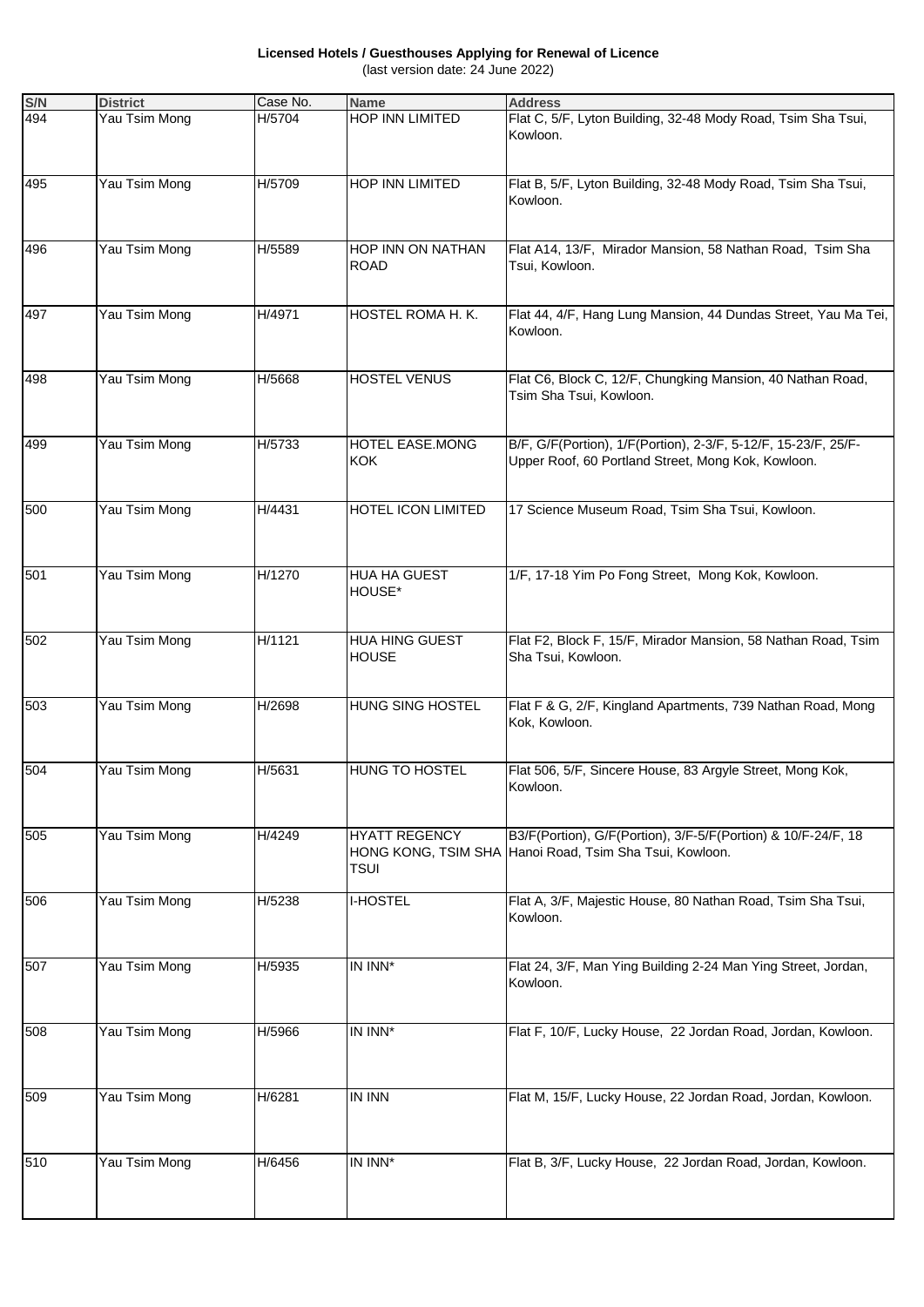**Licensed Hotels / Guesthouses Applying for Renewal of Licence**
(last version date: 24 June 2022)

| S/N | District | Case No. | Name | Address |
| --- | --- | --- | --- | --- |
| 494 | Yau Tsim Mong | H/5704 | HOP INN LIMITED | Flat C, 5/F, Lyton Building, 32-48 Mody Road, Tsim Sha Tsui, Kowloon. |
| 495 | Yau Tsim Mong | H/5709 | HOP INN LIMITED | Flat B, 5/F, Lyton Building, 32-48 Mody Road, Tsim Sha Tsui, Kowloon. |
| 496 | Yau Tsim Mong | H/5589 | HOP INN ON NATHAN ROAD | Flat A14, 13/F, Mirador Mansion, 58 Nathan Road, Tsim Sha Tsui, Kowloon. |
| 497 | Yau Tsim Mong | H/4971 | HOSTEL ROMA H. K. | Flat 44, 4/F, Hang Lung Mansion, 44 Dundas Street, Yau Ma Tei, Kowloon. |
| 498 | Yau Tsim Mong | H/5668 | HOSTEL VENUS | Flat C6, Block C, 12/F, Chungking Mansion, 40 Nathan Road, Tsim Sha Tsui, Kowloon. |
| 499 | Yau Tsim Mong | H/5733 | HOTEL EASE.MONG KOK | B/F, G/F(Portion), 1/F(Portion), 2-3/F, 5-12/F, 15-23/F, 25/F-Upper Roof, 60 Portland Street, Mong Kok, Kowloon. |
| 500 | Yau Tsim Mong | H/4431 | HOTEL ICON LIMITED | 17 Science Museum Road, Tsim Sha Tsui, Kowloon. |
| 501 | Yau Tsim Mong | H/1270 | HUA HA GUEST HOUSE* | 1/F, 17-18 Yim Po Fong Street, Mong Kok, Kowloon. |
| 502 | Yau Tsim Mong | H/1121 | HUA HING GUEST HOUSE | Flat F2, Block F, 15/F, Mirador Mansion, 58 Nathan Road, Tsim Sha Tsui, Kowloon. |
| 503 | Yau Tsim Mong | H/2698 | HUNG SING HOSTEL | Flat F & G, 2/F, Kingland Apartments, 739 Nathan Road, Mong Kok, Kowloon. |
| 504 | Yau Tsim Mong | H/5631 | HUNG TO HOSTEL | Flat 506, 5/F, Sincere House, 83 Argyle Street, Mong Kok, Kowloon. |
| 505 | Yau Tsim Mong | H/4249 | HYATT REGENCY HONG KONG, TSIM SHA TSUI | B3/F(Portion), G/F(Portion), 3/F-5/F(Portion) & 10/F-24/F, 18 Hanoi Road, Tsim Sha Tsui, Kowloon. |
| 506 | Yau Tsim Mong | H/5238 | I-HOSTEL | Flat A, 3/F, Majestic House, 80 Nathan Road, Tsim Sha Tsui, Kowloon. |
| 507 | Yau Tsim Mong | H/5935 | IN INN* | Flat 24, 3/F, Man Ying Building 2-24 Man Ying Street, Jordan, Kowloon. |
| 508 | Yau Tsim Mong | H/5966 | IN INN* | Flat F, 10/F, Lucky House, 22 Jordan Road, Jordan, Kowloon. |
| 509 | Yau Tsim Mong | H/6281 | IN INN | Flat M, 15/F, Lucky House, 22 Jordan Road, Jordan, Kowloon. |
| 510 | Yau Tsim Mong | H/6456 | IN INN* | Flat B, 3/F, Lucky House, 22 Jordan Road, Jordan, Kowloon. |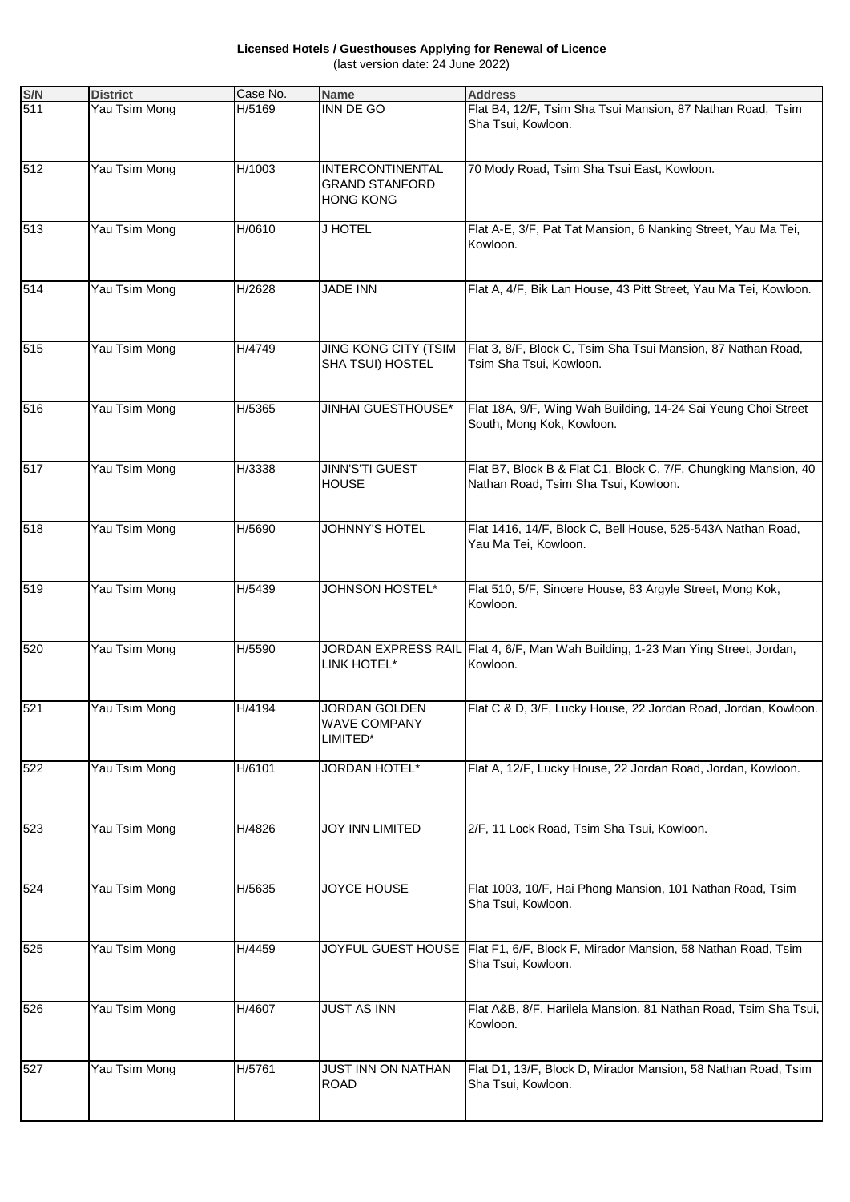**Licensed Hotels / Guesthouses Applying for Renewal of Licence**
(last version date: 24 June 2022)

| S/N | District | Case No. | Name | Address |
|---|---|---|---|---|
| 511 | Yau Tsim Mong | H/5169 | INN DE GO | Flat B4, 12/F, Tsim Sha Tsui Mansion, 87 Nathan Road, Tsim Sha Tsui, Kowloon. |
| 512 | Yau Tsim Mong | H/1003 | INTERCONTINENTAL GRAND STANFORD HONG KONG | 70 Mody Road, Tsim Sha Tsui East, Kowloon. |
| 513 | Yau Tsim Mong | H/0610 | J HOTEL | Flat A-E, 3/F, Pat Tat Mansion, 6 Nanking Street, Yau Ma Tei, Kowloon. |
| 514 | Yau Tsim Mong | H/2628 | JADE INN | Flat A, 4/F, Bik Lan House, 43 Pitt Street, Yau Ma Tei, Kowloon. |
| 515 | Yau Tsim Mong | H/4749 | JING KONG CITY (TSIM SHA TSUI) HOSTEL | Flat 3, 8/F, Block C, Tsim Sha Tsui Mansion, 87 Nathan Road, Tsim Sha Tsui, Kowloon. |
| 516 | Yau Tsim Mong | H/5365 | JINHAI GUESTHOUSE* | Flat 18A, 9/F, Wing Wah Building, 14-24 Sai Yeung Choi Street South, Mong Kok, Kowloon. |
| 517 | Yau Tsim Mong | H/3338 | JINN'S'TI GUEST HOUSE | Flat B7, Block B & Flat C1, Block C, 7/F, Chungking Mansion, 40 Nathan Road, Tsim Sha Tsui, Kowloon. |
| 518 | Yau Tsim Mong | H/5690 | JOHNNY'S HOTEL | Flat 1416, 14/F, Block C, Bell House, 525-543A Nathan Road, Yau Ma Tei, Kowloon. |
| 519 | Yau Tsim Mong | H/5439 | JOHNSON HOSTEL* | Flat 510, 5/F, Sincere House, 83 Argyle Street, Mong Kok, Kowloon. |
| 520 | Yau Tsim Mong | H/5590 | JORDAN EXPRESS RAIL LINK HOTEL* | Flat 4, 6/F, Man Wah Building, 1-23 Man Ying Street, Jordan, Kowloon. |
| 521 | Yau Tsim Mong | H/4194 | JORDAN GOLDEN WAVE COMPANY LIMITED* | Flat C & D, 3/F, Lucky House, 22 Jordan Road, Jordan, Kowloon. |
| 522 | Yau Tsim Mong | H/6101 | JORDAN HOTEL* | Flat A, 12/F, Lucky House, 22 Jordan Road, Jordan, Kowloon. |
| 523 | Yau Tsim Mong | H/4826 | JOY INN LIMITED | 2/F, 11 Lock Road, Tsim Sha Tsui, Kowloon. |
| 524 | Yau Tsim Mong | H/5635 | JOYCE HOUSE | Flat 1003, 10/F, Hai Phong Mansion, 101 Nathan Road, Tsim Sha Tsui, Kowloon. |
| 525 | Yau Tsim Mong | H/4459 | JOYFUL GUEST HOUSE | Flat F1, 6/F, Block F, Mirador Mansion, 58 Nathan Road, Tsim Sha Tsui, Kowloon. |
| 526 | Yau Tsim Mong | H/4607 | JUST AS INN | Flat A&B, 8/F, Harilela Mansion, 81 Nathan Road, Tsim Sha Tsui, Kowloon. |
| 527 | Yau Tsim Mong | H/5761 | JUST INN ON NATHAN ROAD | Flat D1, 13/F, Block D, Mirador Mansion, 58 Nathan Road, Tsim Sha Tsui, Kowloon. |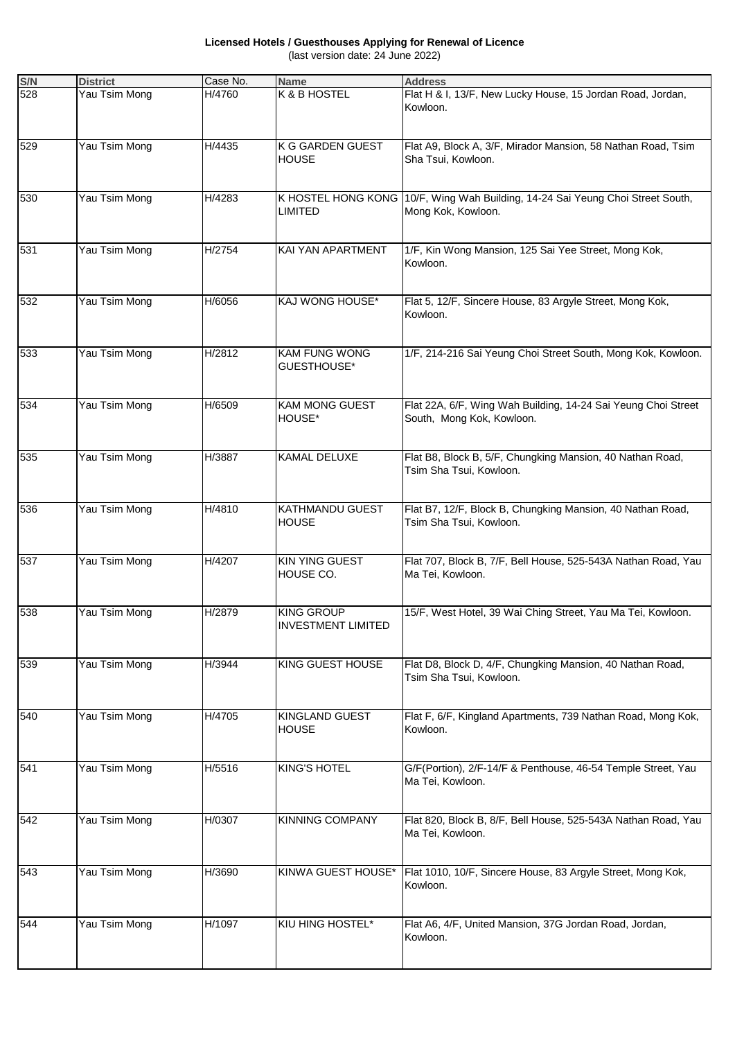**Licensed Hotels / Guesthouses Applying for Renewal of Licence**
(last version date: 24 June 2022)

| S/N | District | Case No. | Name | Address |
|---|---|---|---|---|
| 528 | Yau Tsim Mong | H/4760 | K & B HOSTEL | Flat H & I, 13/F, New Lucky House, 15 Jordan Road, Jordan, Kowloon. |
| 529 | Yau Tsim Mong | H/4435 | K G GARDEN GUEST HOUSE | Flat A9, Block A, 3/F, Mirador Mansion, 58 Nathan Road, Tsim Sha Tsui, Kowloon. |
| 530 | Yau Tsim Mong | H/4283 | K HOSTEL HONG KONG LIMITED | 10/F, Wing Wah Building, 14-24 Sai Yeung Choi Street South, Mong Kok, Kowloon. |
| 531 | Yau Tsim Mong | H/2754 | KAI YAN APARTMENT | 1/F, Kin Wong Mansion, 125 Sai Yee Street, Mong Kok, Kowloon. |
| 532 | Yau Tsim Mong | H/6056 | KAJ WONG HOUSE* | Flat 5, 12/F, Sincere House, 83 Argyle Street, Mong Kok, Kowloon. |
| 533 | Yau Tsim Mong | H/2812 | KAM FUNG WONG GUESTHOUSE* | 1/F, 214-216 Sai Yeung Choi Street South, Mong Kok, Kowloon. |
| 534 | Yau Tsim Mong | H/6509 | KAM MONG GUEST HOUSE* | Flat 22A, 6/F, Wing Wah Building, 14-24 Sai Yeung Choi Street South, Mong Kok, Kowloon. |
| 535 | Yau Tsim Mong | H/3887 | KAMAL DELUXE | Flat B8, Block B, 5/F, Chungking Mansion, 40 Nathan Road, Tsim Sha Tsui, Kowloon. |
| 536 | Yau Tsim Mong | H/4810 | KATHMANDU GUEST HOUSE | Flat B7, 12/F, Block B, Chungking Mansion, 40 Nathan Road, Tsim Sha Tsui, Kowloon. |
| 537 | Yau Tsim Mong | H/4207 | KIN YING GUEST HOUSE CO. | Flat 707, Block B, 7/F, Bell House, 525-543A Nathan Road, Yau Ma Tei, Kowloon. |
| 538 | Yau Tsim Mong | H/2879 | KING GROUP INVESTMENT LIMITED | 15/F, West Hotel, 39 Wai Ching Street, Yau Ma Tei, Kowloon. |
| 539 | Yau Tsim Mong | H/3944 | KING GUEST HOUSE | Flat D8, Block D, 4/F, Chungking Mansion, 40 Nathan Road, Tsim Sha Tsui, Kowloon. |
| 540 | Yau Tsim Mong | H/4705 | KINGLAND GUEST HOUSE | Flat F, 6/F, Kingland Apartments, 739 Nathan Road, Mong Kok, Kowloon. |
| 541 | Yau Tsim Mong | H/5516 | KING'S HOTEL | G/F(Portion), 2/F-14/F & Penthouse, 46-54 Temple Street, Yau Ma Tei, Kowloon. |
| 542 | Yau Tsim Mong | H/0307 | KINNING COMPANY | Flat 820, Block B, 8/F, Bell House, 525-543A Nathan Road, Yau Ma Tei, Kowloon. |
| 543 | Yau Tsim Mong | H/3690 | KINWA GUEST HOUSE* | Flat 1010, 10/F, Sincere House, 83 Argyle Street, Mong Kok, Kowloon. |
| 544 | Yau Tsim Mong | H/1097 | KIU HING HOSTEL* | Flat A6, 4/F, United Mansion, 37G Jordan Road, Jordan, Kowloon. |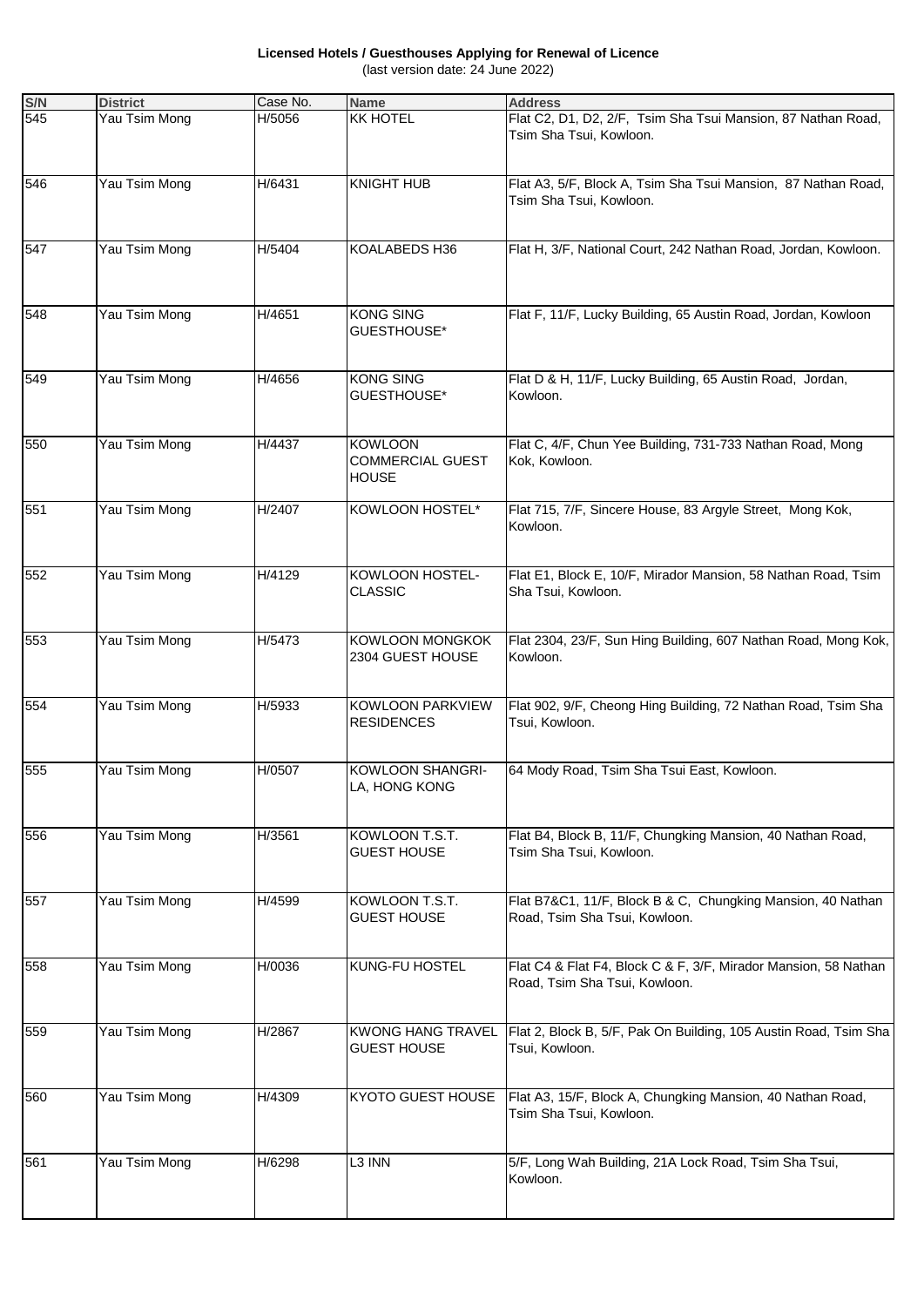**Licensed Hotels / Guesthouses Applying for Renewal of Licence**
(last version date: 24 June 2022)

| S/N | District | Case No. | Name | Address |
|---|---|---|---|---|
| 545 | Yau Tsim Mong | H/5056 | KK HOTEL | Flat C2, D1, D2, 2/F, Tsim Sha Tsui Mansion, 87 Nathan Road, Tsim Sha Tsui, Kowloon. |
| 546 | Yau Tsim Mong | H/6431 | KNIGHT HUB | Flat A3, 5/F, Block A, Tsim Sha Tsui Mansion, 87 Nathan Road, Tsim Sha Tsui, Kowloon. |
| 547 | Yau Tsim Mong | H/5404 | KOALABEDS H36 | Flat H, 3/F, National Court, 242 Nathan Road, Jordan, Kowloon. |
| 548 | Yau Tsim Mong | H/4651 | KONG SING GUESTHOUSE* | Flat F, 11/F, Lucky Building, 65 Austin Road, Jordan, Kowloon |
| 549 | Yau Tsim Mong | H/4656 | KONG SING GUESTHOUSE* | Flat D & H, 11/F, Lucky Building, 65 Austin Road, Jordan, Kowloon. |
| 550 | Yau Tsim Mong | H/4437 | KOWLOON COMMERCIAL GUEST HOUSE | Flat C, 4/F, Chun Yee Building, 731-733 Nathan Road, Mong Kok, Kowloon. |
| 551 | Yau Tsim Mong | H/2407 | KOWLOON HOSTEL* | Flat 715, 7/F, Sincere House, 83 Argyle Street, Mong Kok, Kowloon. |
| 552 | Yau Tsim Mong | H/4129 | KOWLOON HOSTEL-CLASSIC | Flat E1, Block E, 10/F, Mirador Mansion, 58 Nathan Road, Tsim Sha Tsui, Kowloon. |
| 553 | Yau Tsim Mong | H/5473 | KOWLOON MONGKOK 2304 GUEST HOUSE | Flat 2304, 23/F, Sun Hing Building, 607 Nathan Road, Mong Kok, Kowloon. |
| 554 | Yau Tsim Mong | H/5933 | KOWLOON PARKVIEW RESIDENCES | Flat 902, 9/F, Cheong Hing Building, 72 Nathan Road, Tsim Sha Tsui, Kowloon. |
| 555 | Yau Tsim Mong | H/0507 | KOWLOON SHANGRI-LA, HONG KONG | 64 Mody Road, Tsim Sha Tsui East, Kowloon. |
| 556 | Yau Tsim Mong | H/3561 | KOWLOON T.S.T. GUEST HOUSE | Flat B4, Block B, 11/F, Chungking Mansion, 40 Nathan Road, Tsim Sha Tsui, Kowloon. |
| 557 | Yau Tsim Mong | H/4599 | KOWLOON T.S.T. GUEST HOUSE | Flat B7&C1, 11/F, Block B & C, Chungking Mansion, 40 Nathan Road, Tsim Sha Tsui, Kowloon. |
| 558 | Yau Tsim Mong | H/0036 | KUNG-FU HOSTEL | Flat C4 & Flat F4, Block C & F, 3/F, Mirador Mansion, 58 Nathan Road, Tsim Sha Tsui, Kowloon. |
| 559 | Yau Tsim Mong | H/2867 | KWONG HANG TRAVEL GUEST HOUSE | Flat 2, Block B, 5/F, Pak On Building, 105 Austin Road, Tsim Sha Tsui, Kowloon. |
| 560 | Yau Tsim Mong | H/4309 | KYOTO GUEST HOUSE | Flat A3, 15/F, Block A, Chungking Mansion, 40 Nathan Road, Tsim Sha Tsui, Kowloon. |
| 561 | Yau Tsim Mong | H/6298 | L3 INN | 5/F, Long Wah Building, 21A Lock Road, Tsim Sha Tsui, Kowloon. |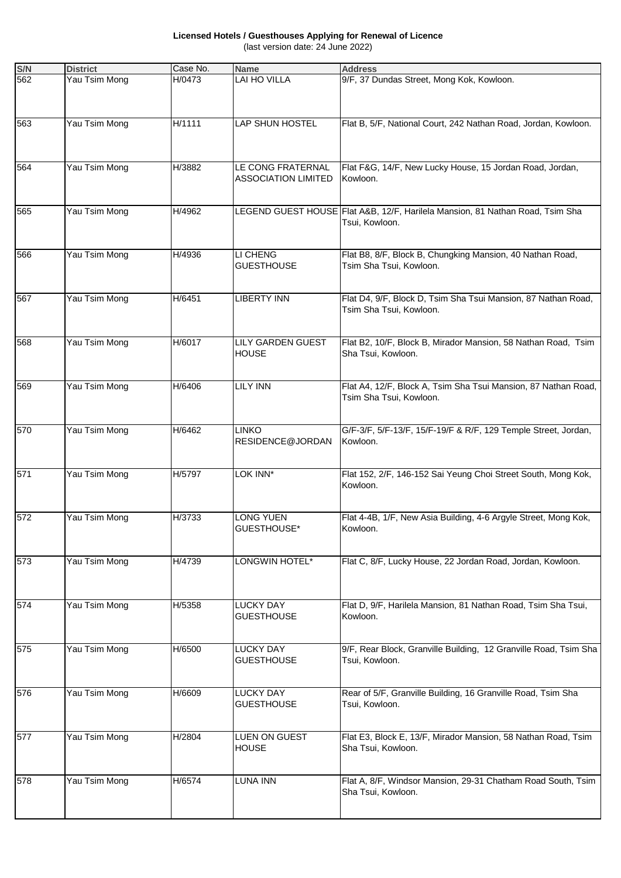**Licensed Hotels / Guesthouses Applying for Renewal of Licence**
(last version date: 24 June 2022)

| S/N | District | Case No. | Name | Address |
|---|---|---|---|---|
| 562 | Yau Tsim Mong | H/0473 | LAI HO VILLA | 9/F, 37 Dundas Street, Mong Kok, Kowloon. |
| 563 | Yau Tsim Mong | H/1111 | LAP SHUN HOSTEL | Flat B, 5/F, National Court, 242 Nathan Road, Jordan, Kowloon. |
| 564 | Yau Tsim Mong | H/3882 | LE CONG FRATERNAL ASSOCIATION LIMITED | Flat F&G, 14/F, New Lucky House, 15 Jordan Road, Jordan, Kowloon. |
| 565 | Yau Tsim Mong | H/4962 | LEGEND GUEST HOUSE | Flat A&B, 12/F, Harilela Mansion, 81 Nathan Road, Tsim Sha Tsui, Kowloon. |
| 566 | Yau Tsim Mong | H/4936 | LI CHENG GUESTHOUSE | Flat B8, 8/F, Block B, Chungking Mansion, 40 Nathan Road, Tsim Sha Tsui, Kowloon. |
| 567 | Yau Tsim Mong | H/6451 | LIBERTY INN | Flat D4, 9/F, Block D, Tsim Sha Tsui Mansion, 87 Nathan Road, Tsim Sha Tsui, Kowloon. |
| 568 | Yau Tsim Mong | H/6017 | LILY GARDEN GUEST HOUSE | Flat B2, 10/F, Block B, Mirador Mansion, 58 Nathan Road, Tsim Sha Tsui, Kowloon. |
| 569 | Yau Tsim Mong | H/6406 | LILY INN | Flat A4, 12/F, Block A, Tsim Sha Tsui Mansion, 87 Nathan Road, Tsim Sha Tsui, Kowloon. |
| 570 | Yau Tsim Mong | H/6462 | LINKO RESIDENCE@JORDAN | G/F-3/F, 5/F-13/F, 15/F-19/F & R/F, 129 Temple Street, Jordan, Kowloon. |
| 571 | Yau Tsim Mong | H/5797 | LOK INN* | Flat 152, 2/F, 146-152 Sai Yeung Choi Street South, Mong Kok, Kowloon. |
| 572 | Yau Tsim Mong | H/3733 | LONG YUEN GUESTHOUSE* | Flat 4-4B, 1/F, New Asia Building, 4-6 Argyle Street, Mong Kok, Kowloon. |
| 573 | Yau Tsim Mong | H/4739 | LONGWIN HOTEL* | Flat C, 8/F, Lucky House, 22 Jordan Road, Jordan, Kowloon. |
| 574 | Yau Tsim Mong | H/5358 | LUCKY DAY GUESTHOUSE | Flat D, 9/F, Harilela Mansion, 81 Nathan Road, Tsim Sha Tsui, Kowloon. |
| 575 | Yau Tsim Mong | H/6500 | LUCKY DAY GUESTHOUSE | 9/F, Rear Block, Granville Building, 12 Granville Road, Tsim Sha Tsui, Kowloon. |
| 576 | Yau Tsim Mong | H/6609 | LUCKY DAY GUESTHOUSE | Rear of 5/F, Granville Building, 16 Granville Road, Tsim Sha Tsui, Kowloon. |
| 577 | Yau Tsim Mong | H/2804 | LUEN ON GUEST HOUSE | Flat E3, Block E, 13/F, Mirador Mansion, 58 Nathan Road, Tsim Sha Tsui, Kowloon. |
| 578 | Yau Tsim Mong | H/6574 | LUNA INN | Flat A, 8/F, Windsor Mansion, 29-31 Chatham Road South, Tsim Sha Tsui, Kowloon. |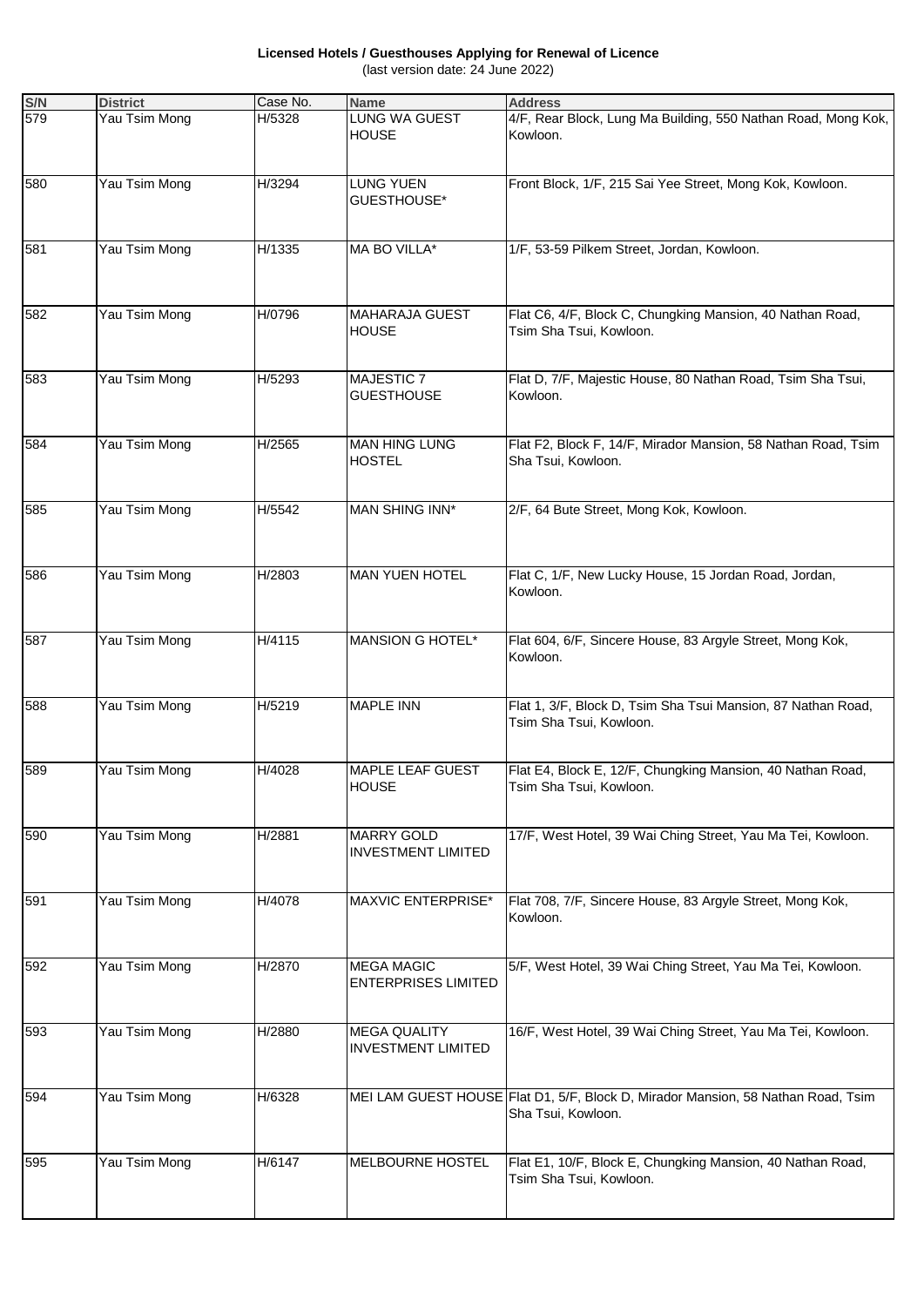**Licensed Hotels / Guesthouses Applying for Renewal of Licence**
(last version date: 24 June 2022)

| S/N | District | Case No. | Name | Address |
| --- | --- | --- | --- | --- |
| 579 | Yau Tsim Mong | H/5328 | LUNG WA GUEST HOUSE | 4/F, Rear Block, Lung Ma Building, 550 Nathan Road, Mong Kok, Kowloon. |
| 580 | Yau Tsim Mong | H/3294 | LUNG YUEN GUESTHOUSE* | Front Block, 1/F, 215 Sai Yee Street, Mong Kok, Kowloon. |
| 581 | Yau Tsim Mong | H/1335 | MA BO VILLA* | 1/F, 53-59 Pilkem Street, Jordan, Kowloon. |
| 582 | Yau Tsim Mong | H/0796 | MAHARAJA GUEST HOUSE | Flat C6, 4/F, Block C, Chungking Mansion, 40 Nathan Road, Tsim Sha Tsui, Kowloon. |
| 583 | Yau Tsim Mong | H/5293 | MAJESTIC 7 GUESTHOUSE | Flat D, 7/F, Majestic House, 80 Nathan Road, Tsim Sha Tsui, Kowloon. |
| 584 | Yau Tsim Mong | H/2565 | MAN HING LUNG HOSTEL | Flat F2, Block F, 14/F, Mirador Mansion, 58 Nathan Road, Tsim Sha Tsui, Kowloon. |
| 585 | Yau Tsim Mong | H/5542 | MAN SHING INN* | 2/F, 64 Bute Street, Mong Kok, Kowloon. |
| 586 | Yau Tsim Mong | H/2803 | MAN YUEN HOTEL | Flat C, 1/F, New Lucky House, 15 Jordan Road, Jordan, Kowloon. |
| 587 | Yau Tsim Mong | H/4115 | MANSION G HOTEL* | Flat 604, 6/F, Sincere House, 83 Argyle Street, Mong Kok, Kowloon. |
| 588 | Yau Tsim Mong | H/5219 | MAPLE INN | Flat 1, 3/F, Block D, Tsim Sha Tsui Mansion, 87 Nathan Road, Tsim Sha Tsui, Kowloon. |
| 589 | Yau Tsim Mong | H/4028 | MAPLE LEAF GUEST HOUSE | Flat E4, Block E, 12/F, Chungking Mansion, 40 Nathan Road, Tsim Sha Tsui, Kowloon. |
| 590 | Yau Tsim Mong | H/2881 | MARRY GOLD INVESTMENT LIMITED | 17/F, West Hotel, 39 Wai Ching Street, Yau Ma Tei, Kowloon. |
| 591 | Yau Tsim Mong | H/4078 | MAXVIC ENTERPRISE* | Flat 708, 7/F, Sincere House, 83 Argyle Street, Mong Kok, Kowloon. |
| 592 | Yau Tsim Mong | H/2870 | MEGA MAGIC ENTERPRISES LIMITED | 5/F, West Hotel, 39 Wai Ching Street, Yau Ma Tei, Kowloon. |
| 593 | Yau Tsim Mong | H/2880 | MEGA QUALITY INVESTMENT LIMITED | 16/F, West Hotel, 39 Wai Ching Street, Yau Ma Tei, Kowloon. |
| 594 | Yau Tsim Mong | H/6328 | MEI LAM GUEST HOUSE | Flat D1, 5/F, Block D, Mirador Mansion, 58 Nathan Road, Tsim Sha Tsui, Kowloon. |
| 595 | Yau Tsim Mong | H/6147 | MELBOURNE HOSTEL | Flat E1, 10/F, Block E, Chungking Mansion, 40 Nathan Road, Tsim Sha Tsui, Kowloon. |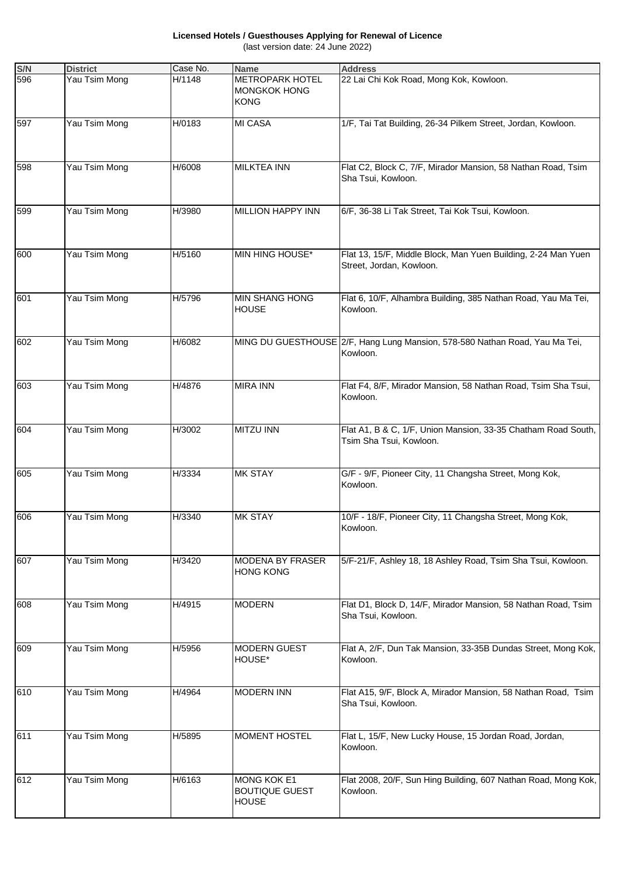**Licensed Hotels / Guesthouses Applying for Renewal of Licence**
(last version date: 24 June 2022)

| S/N | District | Case No. | Name | Address |
|---|---|---|---|---|
| 596 | Yau Tsim Mong | H/1148 | METROPARK HOTEL MONGKOK HONG KONG | 22 Lai Chi Kok Road, Mong Kok, Kowloon. |
| 597 | Yau Tsim Mong | H/0183 | MI CASA | 1/F, Tai Tat Building, 26-34 Pilkem Street, Jordan, Kowloon. |
| 598 | Yau Tsim Mong | H/6008 | MILKTEA INN | Flat C2, Block C, 7/F, Mirador Mansion, 58 Nathan Road, Tsim Sha Tsui, Kowloon. |
| 599 | Yau Tsim Mong | H/3980 | MILLION HAPPY INN | 6/F, 36-38 Li Tak Street, Tai Kok Tsui, Kowloon. |
| 600 | Yau Tsim Mong | H/5160 | MIN HING HOUSE* | Flat 13, 15/F, Middle Block, Man Yuen Building, 2-24 Man Yuen Street, Jordan, Kowloon. |
| 601 | Yau Tsim Mong | H/5796 | MIN SHANG HONG HOUSE | Flat 6, 10/F, Alhambra Building, 385 Nathan Road, Yau Ma Tei, Kowloon. |
| 602 | Yau Tsim Mong | H/6082 | MING DU GUESTHOUSE | 2/F, Hang Lung Mansion, 578-580 Nathan Road, Yau Ma Tei, Kowloon. |
| 603 | Yau Tsim Mong | H/4876 | MIRA INN | Flat F4, 8/F, Mirador Mansion, 58 Nathan Road, Tsim Sha Tsui, Kowloon. |
| 604 | Yau Tsim Mong | H/3002 | MITZU INN | Flat A1, B & C, 1/F, Union Mansion, 33-35 Chatham Road South, Tsim Sha Tsui, Kowloon. |
| 605 | Yau Tsim Mong | H/3334 | MK STAY | G/F - 9/F, Pioneer City, 11 Changsha Street, Mong Kok, Kowloon. |
| 606 | Yau Tsim Mong | H/3340 | MK STAY | 10/F - 18/F, Pioneer City, 11 Changsha Street, Mong Kok, Kowloon. |
| 607 | Yau Tsim Mong | H/3420 | MODENA BY FRASER HONG KONG | 5/F-21/F, Ashley 18, 18 Ashley Road, Tsim Sha Tsui, Kowloon. |
| 608 | Yau Tsim Mong | H/4915 | MODERN | Flat D1, Block D, 14/F, Mirador Mansion, 58 Nathan Road, Tsim Sha Tsui, Kowloon. |
| 609 | Yau Tsim Mong | H/5956 | MODERN GUEST HOUSE* | Flat A, 2/F, Dun Tak Mansion, 33-35B Dundas Street, Mong Kok, Kowloon. |
| 610 | Yau Tsim Mong | H/4964 | MODERN INN | Flat A15, 9/F, Block A, Mirador Mansion, 58 Nathan Road, Tsim Sha Tsui, Kowloon. |
| 611 | Yau Tsim Mong | H/5895 | MOMENT HOSTEL | Flat L, 15/F, New Lucky House, 15 Jordan Road, Jordan, Kowloon. |
| 612 | Yau Tsim Mong | H/6163 | MONG KOK E1 BOUTIQUE GUEST HOUSE | Flat 2008, 20/F, Sun Hing Building, 607 Nathan Road, Mong Kok, Kowloon. |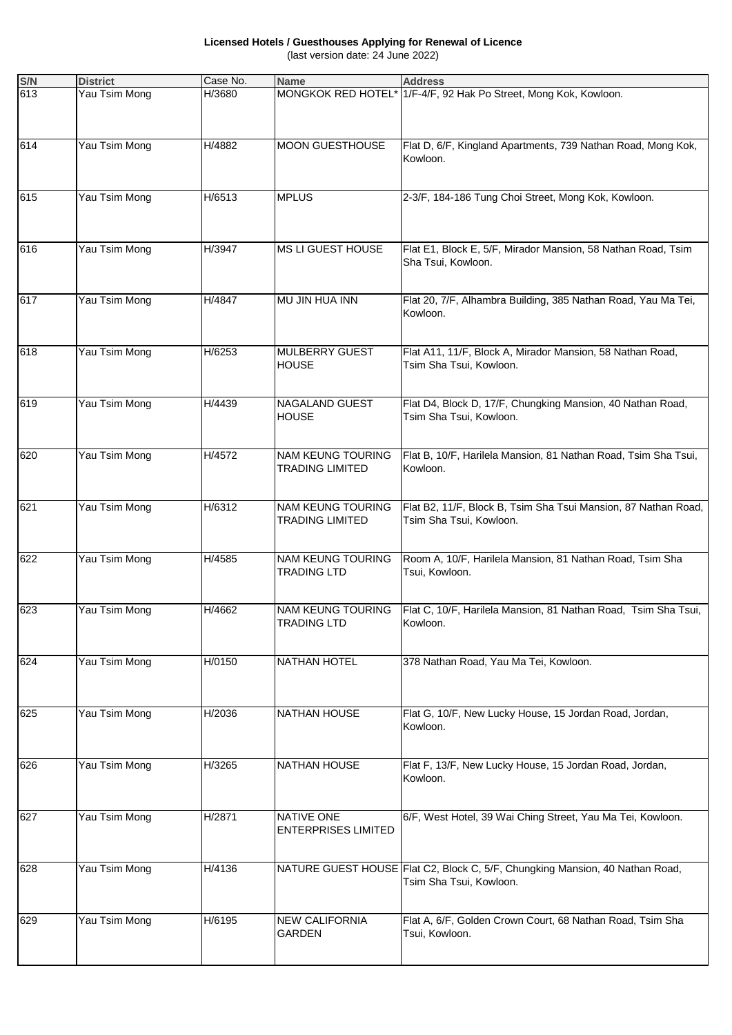**Licensed Hotels / Guesthouses Applying for Renewal of Licence**
(last version date: 24 June 2022)

| S/N | District | Case No. | Name | Address |
| --- | --- | --- | --- | --- |
| 613 | Yau Tsim Mong | H/3680 | MONGKOK RED HOTEL* | 1/F-4/F, 92 Hak Po Street, Mong Kok, Kowloon. |
| 614 | Yau Tsim Mong | H/4882 | MOON GUESTHOUSE | Flat D, 6/F, Kingland Apartments, 739 Nathan Road, Mong Kok, Kowloon. |
| 615 | Yau Tsim Mong | H/6513 | MPLUS | 2-3/F, 184-186 Tung Choi Street, Mong Kok, Kowloon. |
| 616 | Yau Tsim Mong | H/3947 | MS LI GUEST HOUSE | Flat E1, Block E, 5/F, Mirador Mansion, 58 Nathan Road, Tsim Sha Tsui, Kowloon. |
| 617 | Yau Tsim Mong | H/4847 | MU JIN HUA INN | Flat 20, 7/F, Alhambra Building, 385 Nathan Road, Yau Ma Tei, Kowloon. |
| 618 | Yau Tsim Mong | H/6253 | MULBERRY GUEST HOUSE | Flat A11, 11/F, Block A, Mirador Mansion, 58 Nathan Road, Tsim Sha Tsui, Kowloon. |
| 619 | Yau Tsim Mong | H/4439 | NAGALAND GUEST HOUSE | Flat D4, Block D, 17/F, Chungking Mansion, 40 Nathan Road, Tsim Sha Tsui, Kowloon. |
| 620 | Yau Tsim Mong | H/4572 | NAM KEUNG TOURING TRADING LIMITED | Flat B, 10/F, Harilela Mansion, 81 Nathan Road, Tsim Sha Tsui, Kowloon. |
| 621 | Yau Tsim Mong | H/6312 | NAM KEUNG TOURING TRADING LIMITED | Flat B2, 11/F, Block B, Tsim Sha Tsui Mansion, 87 Nathan Road, Tsim Sha Tsui, Kowloon. |
| 622 | Yau Tsim Mong | H/4585 | NAM KEUNG TOURING TRADING LTD | Room A, 10/F, Harilela Mansion, 81 Nathan Road, Tsim Sha Tsui, Kowloon. |
| 623 | Yau Tsim Mong | H/4662 | NAM KEUNG TOURING TRADING LTD | Flat C, 10/F, Harilela Mansion, 81 Nathan Road, Tsim Sha Tsui, Kowloon. |
| 624 | Yau Tsim Mong | H/0150 | NATHAN HOTEL | 378 Nathan Road, Yau Ma Tei, Kowloon. |
| 625 | Yau Tsim Mong | H/2036 | NATHAN HOUSE | Flat G, 10/F, New Lucky House, 15 Jordan Road, Jordan, Kowloon. |
| 626 | Yau Tsim Mong | H/3265 | NATHAN HOUSE | Flat F, 13/F, New Lucky House, 15 Jordan Road, Jordan, Kowloon. |
| 627 | Yau Tsim Mong | H/2871 | NATIVE ONE ENTERPRISES LIMITED | 6/F, West Hotel, 39 Wai Ching Street, Yau Ma Tei, Kowloon. |
| 628 | Yau Tsim Mong | H/4136 | NATURE GUEST HOUSE | Flat C2, Block C, 5/F, Chungking Mansion, 40 Nathan Road, Tsim Sha Tsui, Kowloon. |
| 629 | Yau Tsim Mong | H/6195 | NEW CALIFORNIA GARDEN | Flat A, 6/F, Golden Crown Court, 68 Nathan Road, Tsim Sha Tsui, Kowloon. |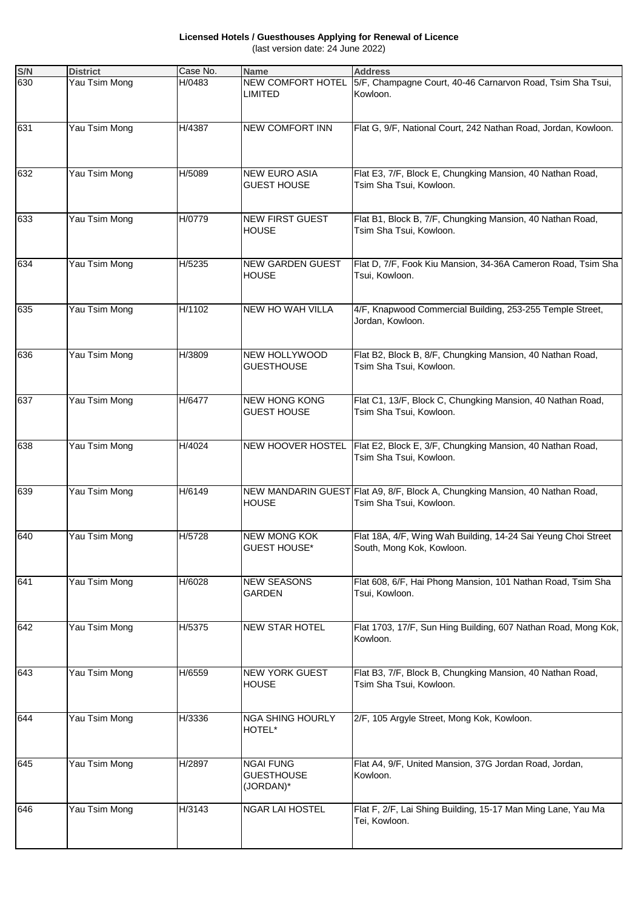**Licensed Hotels / Guesthouses Applying for Renewal of Licence**
(last version date: 24 June 2022)

| S/N | District | Case No. | Name | Address |
|---|---|---|---|---|
| 630 | Yau Tsim Mong | H/0483 | NEW COMFORT HOTEL LIMITED | 5/F, Champagne Court, 40-46 Carnarvon Road, Tsim Sha Tsui, Kowloon. |
| 631 | Yau Tsim Mong | H/4387 | NEW COMFORT INN | Flat G, 9/F, National Court, 242 Nathan Road, Jordan, Kowloon. |
| 632 | Yau Tsim Mong | H/5089 | NEW EURO ASIA GUEST HOUSE | Flat E3, 7/F, Block E, Chungking Mansion, 40 Nathan Road, Tsim Sha Tsui, Kowloon. |
| 633 | Yau Tsim Mong | H/0779 | NEW FIRST GUEST HOUSE | Flat B1, Block B, 7/F, Chungking Mansion, 40 Nathan Road, Tsim Sha Tsui, Kowloon. |
| 634 | Yau Tsim Mong | H/5235 | NEW GARDEN GUEST HOUSE | Flat D, 7/F, Fook Kiu Mansion, 34-36A Cameron Road, Tsim Sha Tsui, Kowloon. |
| 635 | Yau Tsim Mong | H/1102 | NEW HO WAH VILLA | 4/F, Knapwood Commercial Building, 253-255 Temple Street, Jordan, Kowloon. |
| 636 | Yau Tsim Mong | H/3809 | NEW HOLLYWOOD GUESTHOUSE | Flat B2, Block B, 8/F, Chungking Mansion, 40 Nathan Road, Tsim Sha Tsui, Kowloon. |
| 637 | Yau Tsim Mong | H/6477 | NEW HONG KONG GUEST HOUSE | Flat C1, 13/F, Block C, Chungking Mansion, 40 Nathan Road, Tsim Sha Tsui, Kowloon. |
| 638 | Yau Tsim Mong | H/4024 | NEW HOOVER HOSTEL | Flat E2, Block E, 3/F, Chungking Mansion, 40 Nathan Road, Tsim Sha Tsui, Kowloon. |
| 639 | Yau Tsim Mong | H/6149 | NEW MANDARIN GUEST HOUSE | Flat A9, 8/F, Block A, Chungking Mansion, 40 Nathan Road, Tsim Sha Tsui, Kowloon. |
| 640 | Yau Tsim Mong | H/5728 | NEW MONG KOK GUEST HOUSE* | Flat 18A, 4/F, Wing Wah Building, 14-24 Sai Yeung Choi Street South, Mong Kok, Kowloon. |
| 641 | Yau Tsim Mong | H/6028 | NEW SEASONS GARDEN | Flat 608, 6/F, Hai Phong Mansion, 101 Nathan Road, Tsim Sha Tsui, Kowloon. |
| 642 | Yau Tsim Mong | H/5375 | NEW STAR HOTEL | Flat 1703, 17/F, Sun Hing Building, 607 Nathan Road, Mong Kok, Kowloon. |
| 643 | Yau Tsim Mong | H/6559 | NEW YORK GUEST HOUSE | Flat B3, 7/F, Block B, Chungking Mansion, 40 Nathan Road, Tsim Sha Tsui, Kowloon. |
| 644 | Yau Tsim Mong | H/3336 | NGA SHING HOURLY HOTEL* | 2/F, 105 Argyle Street, Mong Kok, Kowloon. |
| 645 | Yau Tsim Mong | H/2897 | NGAI FUNG GUESTHOUSE (JORDAN)* | Flat A4, 9/F, United Mansion, 37G Jordan Road, Jordan, Kowloon. |
| 646 | Yau Tsim Mong | H/3143 | NGAR LAI HOSTEL | Flat F, 2/F, Lai Shing Building, 15-17 Man Ming Lane, Yau Ma Tei, Kowloon. |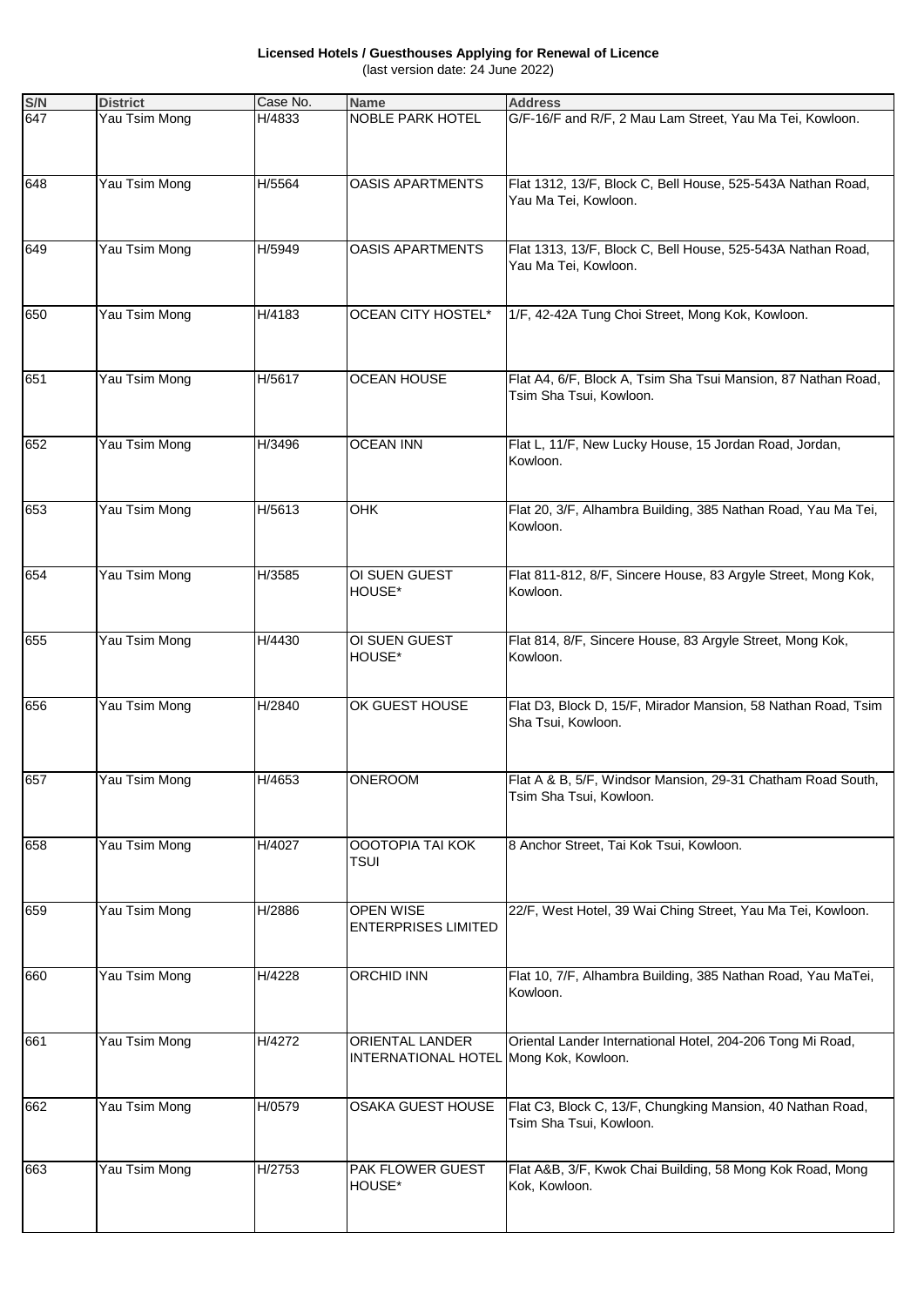**Licensed Hotels / Guesthouses Applying for Renewal of Licence**
(last version date: 24 June 2022)

| S/N | District | Case No. | Name | Address |
|---|---|---|---|---|
| 647 | Yau Tsim Mong | H/4833 | NOBLE PARK HOTEL | G/F-16/F and R/F, 2 Mau Lam Street, Yau Ma Tei, Kowloon. |
| 648 | Yau Tsim Mong | H/5564 | OASIS APARTMENTS | Flat 1312, 13/F, Block C, Bell House, 525-543A Nathan Road, Yau Ma Tei, Kowloon. |
| 649 | Yau Tsim Mong | H/5949 | OASIS APARTMENTS | Flat 1313, 13/F, Block C, Bell House, 525-543A Nathan Road, Yau Ma Tei, Kowloon. |
| 650 | Yau Tsim Mong | H/4183 | OCEAN CITY HOSTEL* | 1/F, 42-42A Tung Choi Street, Mong Kok, Kowloon. |
| 651 | Yau Tsim Mong | H/5617 | OCEAN HOUSE | Flat A4, 6/F, Block A, Tsim Sha Tsui Mansion, 87 Nathan Road, Tsim Sha Tsui, Kowloon. |
| 652 | Yau Tsim Mong | H/3496 | OCEAN INN | Flat L, 11/F, New Lucky House, 15 Jordan Road, Jordan, Kowloon. |
| 653 | Yau Tsim Mong | H/5613 | OHK | Flat 20, 3/F, Alhambra Building, 385 Nathan Road, Yau Ma Tei, Kowloon. |
| 654 | Yau Tsim Mong | H/3585 | OI SUEN GUEST HOUSE* | Flat 811-812, 8/F, Sincere House, 83 Argyle Street, Mong Kok, Kowloon. |
| 655 | Yau Tsim Mong | H/4430 | OI SUEN GUEST HOUSE* | Flat 814, 8/F, Sincere House, 83 Argyle Street, Mong Kok, Kowloon. |
| 656 | Yau Tsim Mong | H/2840 | OK GUEST HOUSE | Flat D3, Block D, 15/F, Mirador Mansion, 58 Nathan Road, Tsim Sha Tsui, Kowloon. |
| 657 | Yau Tsim Mong | H/4653 | ONEROOM | Flat A & B, 5/F, Windsor Mansion, 29-31 Chatham Road South, Tsim Sha Tsui, Kowloon. |
| 658 | Yau Tsim Mong | H/4027 | OOOTOPIA TAI KOK TSUI | 8 Anchor Street, Tai Kok Tsui, Kowloon. |
| 659 | Yau Tsim Mong | H/2886 | OPEN WISE ENTERPRISES LIMITED | 22/F, West Hotel, 39 Wai Ching Street, Yau Ma Tei, Kowloon. |
| 660 | Yau Tsim Mong | H/4228 | ORCHID INN | Flat 10, 7/F, Alhambra Building, 385 Nathan Road, Yau MaTei, Kowloon. |
| 661 | Yau Tsim Mong | H/4272 | ORIENTAL LANDER INTERNATIONAL HOTEL | Oriental Lander International Hotel, 204-206 Tong Mi Road, Mong Kok, Kowloon. |
| 662 | Yau Tsim Mong | H/0579 | OSAKA GUEST HOUSE | Flat C3, Block C, 13/F, Chungking Mansion, 40 Nathan Road, Tsim Sha Tsui, Kowloon. |
| 663 | Yau Tsim Mong | H/2753 | PAK FLOWER GUEST HOUSE* | Flat A&B, 3/F, Kwok Chai Building, 58 Mong Kok Road, Mong Kok, Kowloon. |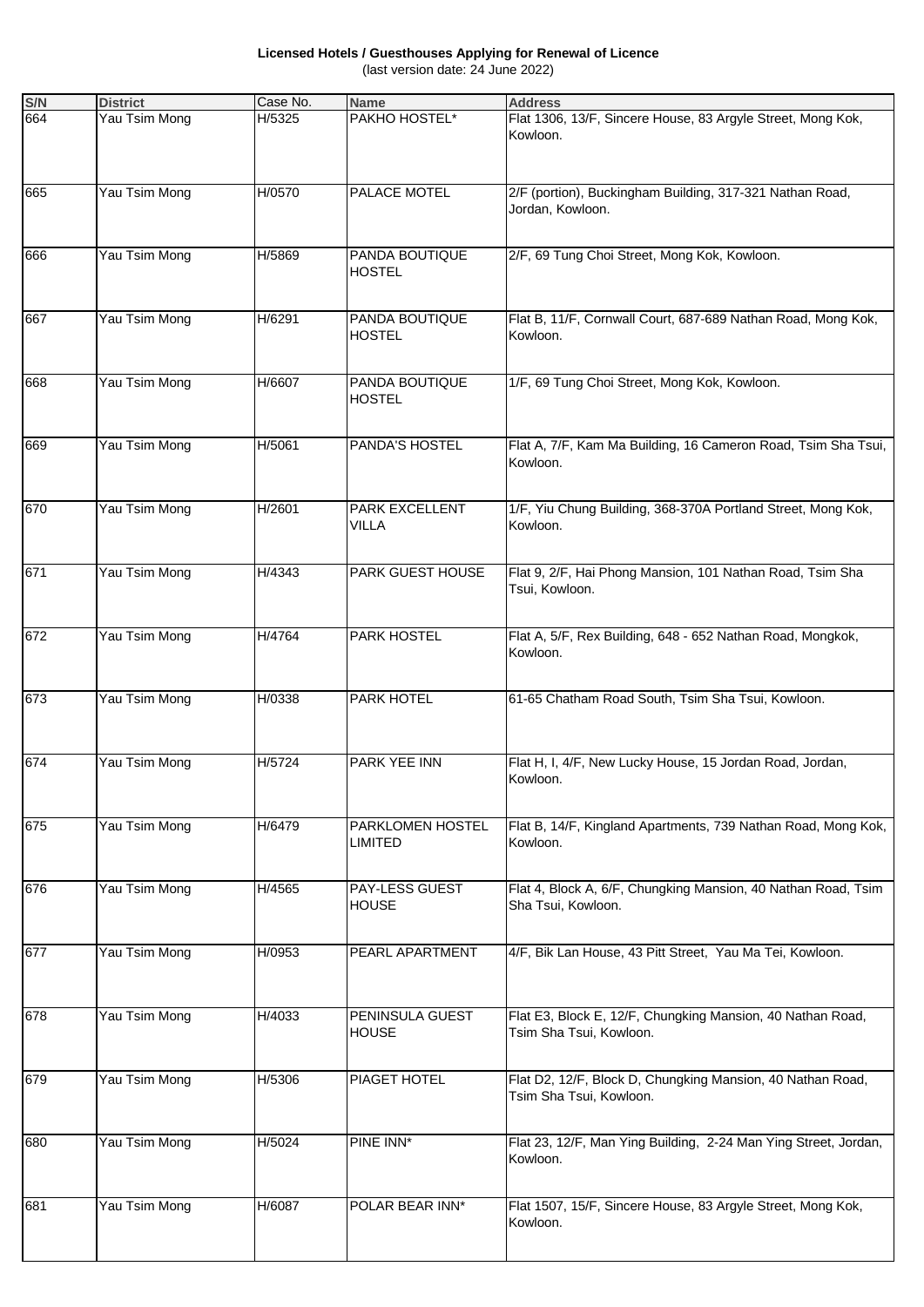**Licensed Hotels / Guesthouses Applying for Renewal of Licence**
(last version date: 24 June 2022)

| S/N | District | Case No. | Name | Address |
| --- | --- | --- | --- | --- |
| 664 | Yau Tsim Mong | H/5325 | PAKHO HOSTEL* | Flat 1306, 13/F, Sincere House, 83 Argyle Street, Mong Kok, Kowloon. |
| 665 | Yau Tsim Mong | H/0570 | PALACE MOTEL | 2/F (portion), Buckingham Building, 317-321 Nathan Road, Jordan, Kowloon. |
| 666 | Yau Tsim Mong | H/5869 | PANDA BOUTIQUE HOSTEL | 2/F, 69 Tung Choi Street, Mong Kok, Kowloon. |
| 667 | Yau Tsim Mong | H/6291 | PANDA BOUTIQUE HOSTEL | Flat B, 11/F, Cornwall Court, 687-689 Nathan Road, Mong Kok, Kowloon. |
| 668 | Yau Tsim Mong | H/6607 | PANDA BOUTIQUE HOSTEL | 1/F, 69 Tung Choi Street, Mong Kok, Kowloon. |
| 669 | Yau Tsim Mong | H/5061 | PANDA'S HOSTEL | Flat A, 7/F, Kam Ma Building, 16 Cameron Road, Tsim Sha Tsui, Kowloon. |
| 670 | Yau Tsim Mong | H/2601 | PARK EXCELLENT VILLA | 1/F, Yiu Chung Building, 368-370A Portland Street, Mong Kok, Kowloon. |
| 671 | Yau Tsim Mong | H/4343 | PARK GUEST HOUSE | Flat 9, 2/F, Hai Phong Mansion, 101 Nathan Road, Tsim Sha Tsui, Kowloon. |
| 672 | Yau Tsim Mong | H/4764 | PARK HOSTEL | Flat A, 5/F, Rex Building, 648 - 652 Nathan Road, Mongkok, Kowloon. |
| 673 | Yau Tsim Mong | H/0338 | PARK HOTEL | 61-65 Chatham Road South, Tsim Sha Tsui, Kowloon. |
| 674 | Yau Tsim Mong | H/5724 | PARK YEE INN | Flat H, I, 4/F, New Lucky House, 15 Jordan Road, Jordan, Kowloon. |
| 675 | Yau Tsim Mong | H/6479 | PARKLOMEN HOSTEL LIMITED | Flat B, 14/F, Kingland Apartments, 739 Nathan Road, Mong Kok, Kowloon. |
| 676 | Yau Tsim Mong | H/4565 | PAY-LESS GUEST HOUSE | Flat 4, Block A, 6/F, Chungking Mansion, 40 Nathan Road, Tsim Sha Tsui, Kowloon. |
| 677 | Yau Tsim Mong | H/0953 | PEARL APARTMENT | 4/F, Bik Lan House, 43 Pitt Street, Yau Ma Tei, Kowloon. |
| 678 | Yau Tsim Mong | H/4033 | PENINSULA GUEST HOUSE | Flat E3, Block E, 12/F, Chungking Mansion, 40 Nathan Road, Tsim Sha Tsui, Kowloon. |
| 679 | Yau Tsim Mong | H/5306 | PIAGET HOTEL | Flat D2, 12/F, Block D, Chungking Mansion, 40 Nathan Road, Tsim Sha Tsui, Kowloon. |
| 680 | Yau Tsim Mong | H/5024 | PINE INN* | Flat 23, 12/F, Man Ying Building, 2-24 Man Ying Street, Jordan, Kowloon. |
| 681 | Yau Tsim Mong | H/6087 | POLAR BEAR INN* | Flat 1507, 15/F, Sincere House, 83 Argyle Street, Mong Kok, Kowloon. |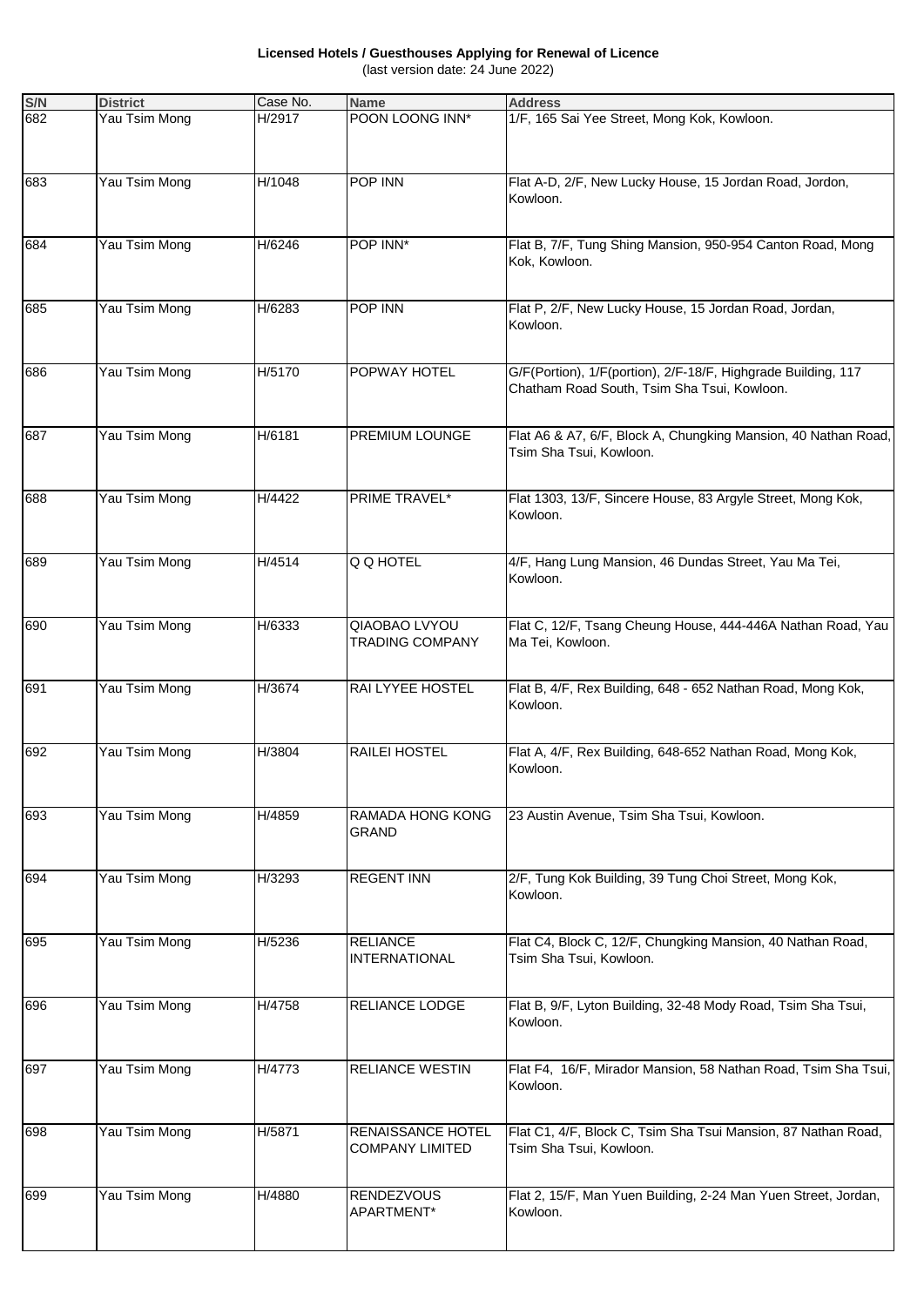**Licensed Hotels / Guesthouses Applying for Renewal of Licence**
(last version date: 24 June 2022)

| S/N | District | Case No. | Name | Address |
|---|---|---|---|---|
| 682 | Yau Tsim Mong | H/2917 | POON LOONG INN* | 1/F, 165 Sai Yee Street, Mong Kok, Kowloon. |
| 683 | Yau Tsim Mong | H/1048 | POP INN | Flat A-D, 2/F, New Lucky House, 15 Jordan Road, Jordon, Kowloon. |
| 684 | Yau Tsim Mong | H/6246 | POP INN* | Flat B, 7/F, Tung Shing Mansion, 950-954 Canton Road, Mong Kok, Kowloon. |
| 685 | Yau Tsim Mong | H/6283 | POP INN | Flat P, 2/F, New Lucky House, 15 Jordan Road, Jordan, Kowloon. |
| 686 | Yau Tsim Mong | H/5170 | POPWAY HOTEL | G/F(Portion), 1/F(portion), 2/F-18/F, Highgrade Building, 117 Chatham Road South, Tsim Sha Tsui, Kowloon. |
| 687 | Yau Tsim Mong | H/6181 | PREMIUM LOUNGE | Flat A6 & A7, 6/F, Block A, Chungking Mansion, 40 Nathan Road, Tsim Sha Tsui, Kowloon. |
| 688 | Yau Tsim Mong | H/4422 | PRIME TRAVEL* | Flat 1303, 13/F, Sincere House, 83 Argyle Street, Mong Kok, Kowloon. |
| 689 | Yau Tsim Mong | H/4514 | Q Q HOTEL | 4/F, Hang Lung Mansion, 46 Dundas Street, Yau Ma Tei, Kowloon. |
| 690 | Yau Tsim Mong | H/6333 | QIAOBAO LVYOU TRADING COMPANY | Flat C, 12/F, Tsang Cheung House, 444-446A Nathan Road, Yau Ma Tei, Kowloon. |
| 691 | Yau Tsim Mong | H/3674 | RAI LYYEE HOSTEL | Flat B, 4/F, Rex Building, 648 - 652 Nathan Road, Mong Kok, Kowloon. |
| 692 | Yau Tsim Mong | H/3804 | RAILEI HOSTEL | Flat A, 4/F, Rex Building, 648-652 Nathan Road, Mong Kok, Kowloon. |
| 693 | Yau Tsim Mong | H/4859 | RAMADA HONG KONG GRAND | 23 Austin Avenue, Tsim Sha Tsui, Kowloon. |
| 694 | Yau Tsim Mong | H/3293 | REGENT INN | 2/F, Tung Kok Building, 39 Tung Choi Street, Mong Kok, Kowloon. |
| 695 | Yau Tsim Mong | H/5236 | RELIANCE INTERNATIONAL | Flat C4, Block C, 12/F, Chungking Mansion, 40 Nathan Road, Tsim Sha Tsui, Kowloon. |
| 696 | Yau Tsim Mong | H/4758 | RELIANCE LODGE | Flat B, 9/F, Lyton Building, 32-48 Mody Road, Tsim Sha Tsui, Kowloon. |
| 697 | Yau Tsim Mong | H/4773 | RELIANCE WESTIN | Flat F4, 16/F, Mirador Mansion, 58 Nathan Road, Tsim Sha Tsui, Kowloon. |
| 698 | Yau Tsim Mong | H/5871 | RENAISSANCE HOTEL COMPANY LIMITED | Flat C1, 4/F, Block C, Tsim Sha Tsui Mansion, 87 Nathan Road, Tsim Sha Tsui, Kowloon. |
| 699 | Yau Tsim Mong | H/4880 | RENDEZVOUS APARTMENT* | Flat 2, 15/F, Man Yuen Building, 2-24 Man Yuen Street, Jordan, Kowloon. |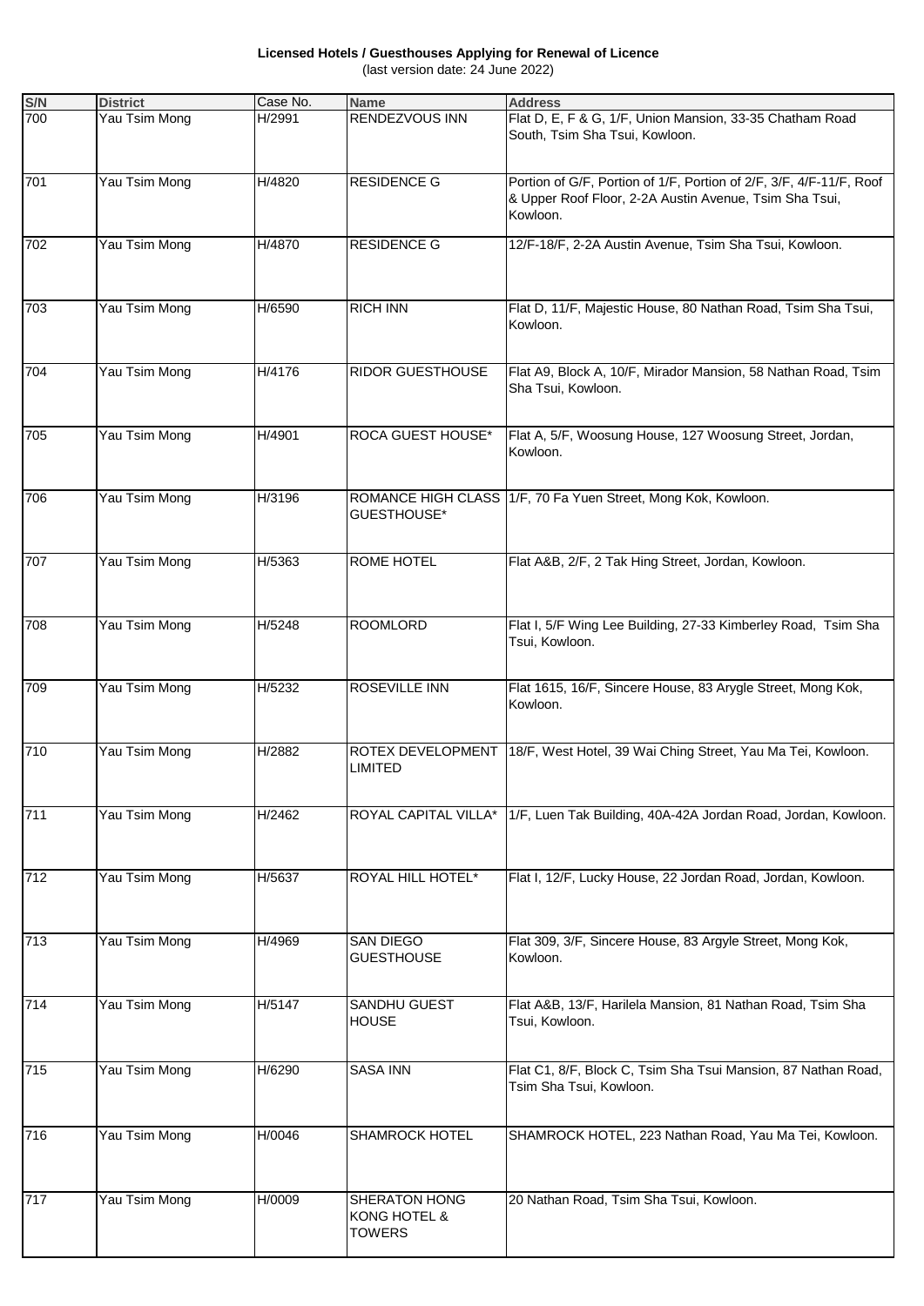**Licensed Hotels / Guesthouses Applying for Renewal of Licence**
(last version date: 24 June 2022)

| S/N | District | Case No. | Name | Address |
| --- | --- | --- | --- | --- |
| 700 | Yau Tsim Mong | H/2991 | RENDEZVOUS INN | Flat D, E, F & G, 1/F, Union Mansion, 33-35 Chatham Road South, Tsim Sha Tsui, Kowloon. |
| 701 | Yau Tsim Mong | H/4820 | RESIDENCE G | Portion of G/F, Portion of 1/F, Portion of 2/F, 3/F, 4/F-11/F, Roof & Upper Roof Floor, 2-2A Austin Avenue, Tsim Sha Tsui, Kowloon. |
| 702 | Yau Tsim Mong | H/4870 | RESIDENCE G | 12/F-18/F, 2-2A Austin Avenue, Tsim Sha Tsui, Kowloon. |
| 703 | Yau Tsim Mong | H/6590 | RICH INN | Flat D, 11/F, Majestic House, 80 Nathan Road, Tsim Sha Tsui, Kowloon. |
| 704 | Yau Tsim Mong | H/4176 | RIDOR GUESTHOUSE | Flat A9, Block A, 10/F, Mirador Mansion, 58 Nathan Road, Tsim Sha Tsui, Kowloon. |
| 705 | Yau Tsim Mong | H/4901 | ROCA GUEST HOUSE* | Flat A, 5/F, Woosung House, 127 Woosung Street, Jordan, Kowloon. |
| 706 | Yau Tsim Mong | H/3196 | ROMANCE HIGH CLASS GUESTHOUSE* | 1/F, 70 Fa Yuen Street, Mong Kok, Kowloon. |
| 707 | Yau Tsim Mong | H/5363 | ROME HOTEL | Flat A&B, 2/F, 2 Tak Hing Street, Jordan, Kowloon. |
| 708 | Yau Tsim Mong | H/5248 | ROOMLORD | Flat I, 5/F Wing Lee Building, 27-33 Kimberley Road, Tsim Sha Tsui, Kowloon. |
| 709 | Yau Tsim Mong | H/5232 | ROSEVILLE INN | Flat 1615, 16/F, Sincere House, 83 Arygle Street, Mong Kok, Kowloon. |
| 710 | Yau Tsim Mong | H/2882 | ROTEX DEVELOPMENT LIMITED | 18/F, West Hotel, 39 Wai Ching Street, Yau Ma Tei, Kowloon. |
| 711 | Yau Tsim Mong | H/2462 | ROYAL CAPITAL VILLA* | 1/F, Luen Tak Building, 40A-42A Jordan Road, Jordan, Kowloon. |
| 712 | Yau Tsim Mong | H/5637 | ROYAL HILL HOTEL* | Flat I, 12/F, Lucky House, 22 Jordan Road, Jordan, Kowloon. |
| 713 | Yau Tsim Mong | H/4969 | SAN DIEGO GUESTHOUSE | Flat 309, 3/F, Sincere House, 83 Argyle Street, Mong Kok, Kowloon. |
| 714 | Yau Tsim Mong | H/5147 | SANDHU GUEST HOUSE | Flat A&B, 13/F, Harilela Mansion, 81 Nathan Road, Tsim Sha Tsui, Kowloon. |
| 715 | Yau Tsim Mong | H/6290 | SASA INN | Flat C1, 8/F, Block C, Tsim Sha Tsui Mansion, 87 Nathan Road, Tsim Sha Tsui, Kowloon. |
| 716 | Yau Tsim Mong | H/0046 | SHAMROCK HOTEL | SHAMROCK HOTEL, 223 Nathan Road, Yau Ma Tei, Kowloon. |
| 717 | Yau Tsim Mong | H/0009 | SHERATON HONG KONG HOTEL & TOWERS | 20 Nathan Road, Tsim Sha Tsui, Kowloon. |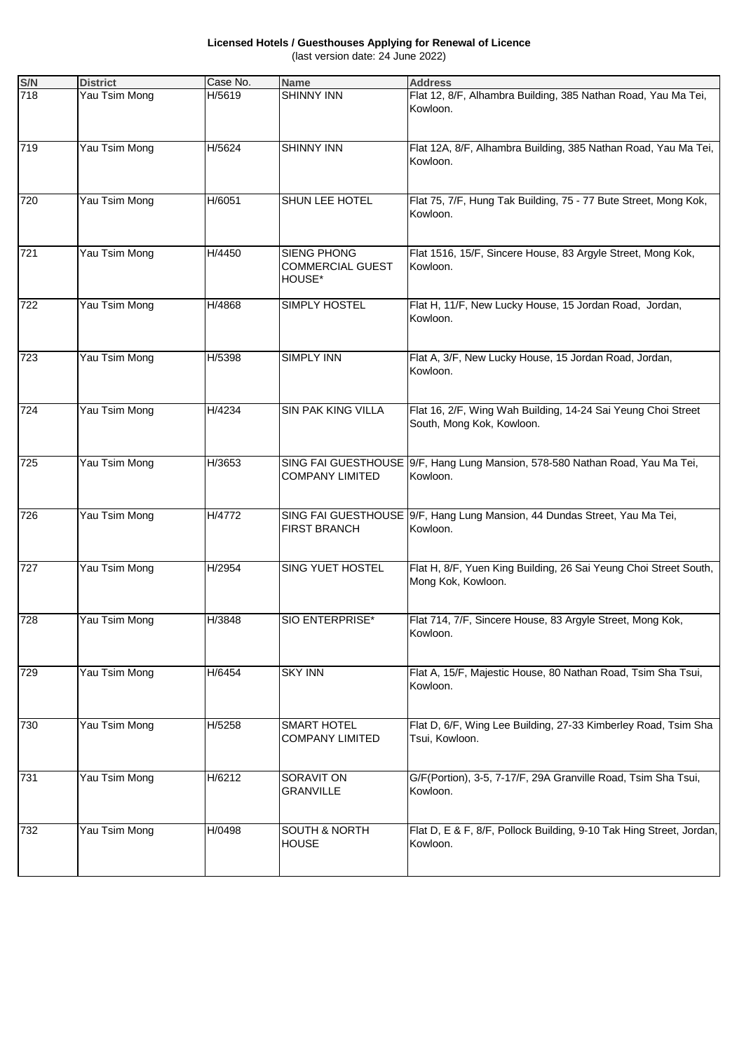**Licensed Hotels / Guesthouses Applying for Renewal of Licence**
(last version date: 24 June 2022)

| S/N | District | Case No. | Name | Address |
|---|---|---|---|---|
| 718 | Yau Tsim Mong | H/5619 | SHINNY INN | Flat 12, 8/F, Alhambra Building, 385 Nathan Road, Yau Ma Tei, Kowloon. |
| 719 | Yau Tsim Mong | H/5624 | SHINNY INN | Flat 12A, 8/F, Alhambra Building, 385 Nathan Road, Yau Ma Tei, Kowloon. |
| 720 | Yau Tsim Mong | H/6051 | SHUN LEE HOTEL | Flat 75, 7/F, Hung Tak Building, 75 - 77 Bute Street, Mong Kok, Kowloon. |
| 721 | Yau Tsim Mong | H/4450 | SIENG PHONG COMMERCIAL GUEST HOUSE* | Flat 1516, 15/F, Sincere House, 83 Argyle Street, Mong Kok, Kowloon. |
| 722 | Yau Tsim Mong | H/4868 | SIMPLY HOSTEL | Flat H, 11/F, New Lucky House, 15 Jordan Road, Jordan, Kowloon. |
| 723 | Yau Tsim Mong | H/5398 | SIMPLY INN | Flat A, 3/F, New Lucky House, 15 Jordan Road, Jordan, Kowloon. |
| 724 | Yau Tsim Mong | H/4234 | SIN PAK KING VILLA | Flat 16, 2/F, Wing Wah Building, 14-24 Sai Yeung Choi Street South, Mong Kok, Kowloon. |
| 725 | Yau Tsim Mong | H/3653 | SING FAI GUESTHOUSE COMPANY LIMITED | 9/F, Hang Lung Mansion, 578-580 Nathan Road, Yau Ma Tei, Kowloon. |
| 726 | Yau Tsim Mong | H/4772 | SING FAI GUESTHOUSE FIRST BRANCH | 9/F, Hang Lung Mansion, 44 Dundas Street, Yau Ma Tei, Kowloon. |
| 727 | Yau Tsim Mong | H/2954 | SING YUET HOSTEL | Flat H, 8/F, Yuen King Building, 26 Sai Yeung Choi Street South, Mong Kok, Kowloon. |
| 728 | Yau Tsim Mong | H/3848 | SIO ENTERPRISE* | Flat 714, 7/F, Sincere House, 83 Argyle Street, Mong Kok, Kowloon. |
| 729 | Yau Tsim Mong | H/6454 | SKY INN | Flat A, 15/F, Majestic House, 80 Nathan Road, Tsim Sha Tsui, Kowloon. |
| 730 | Yau Tsim Mong | H/5258 | SMART HOTEL COMPANY LIMITED | Flat D, 6/F, Wing Lee Building, 27-33 Kimberley Road, Tsim Sha Tsui, Kowloon. |
| 731 | Yau Tsim Mong | H/6212 | SORAVIT ON GRANVILLE | G/F(Portion), 3-5, 7-17/F, 29A Granville Road, Tsim Sha Tsui, Kowloon. |
| 732 | Yau Tsim Mong | H/0498 | SOUTH & NORTH HOUSE | Flat D, E & F, 8/F, Pollock Building, 9-10 Tak Hing Street, Jordan, Kowloon. |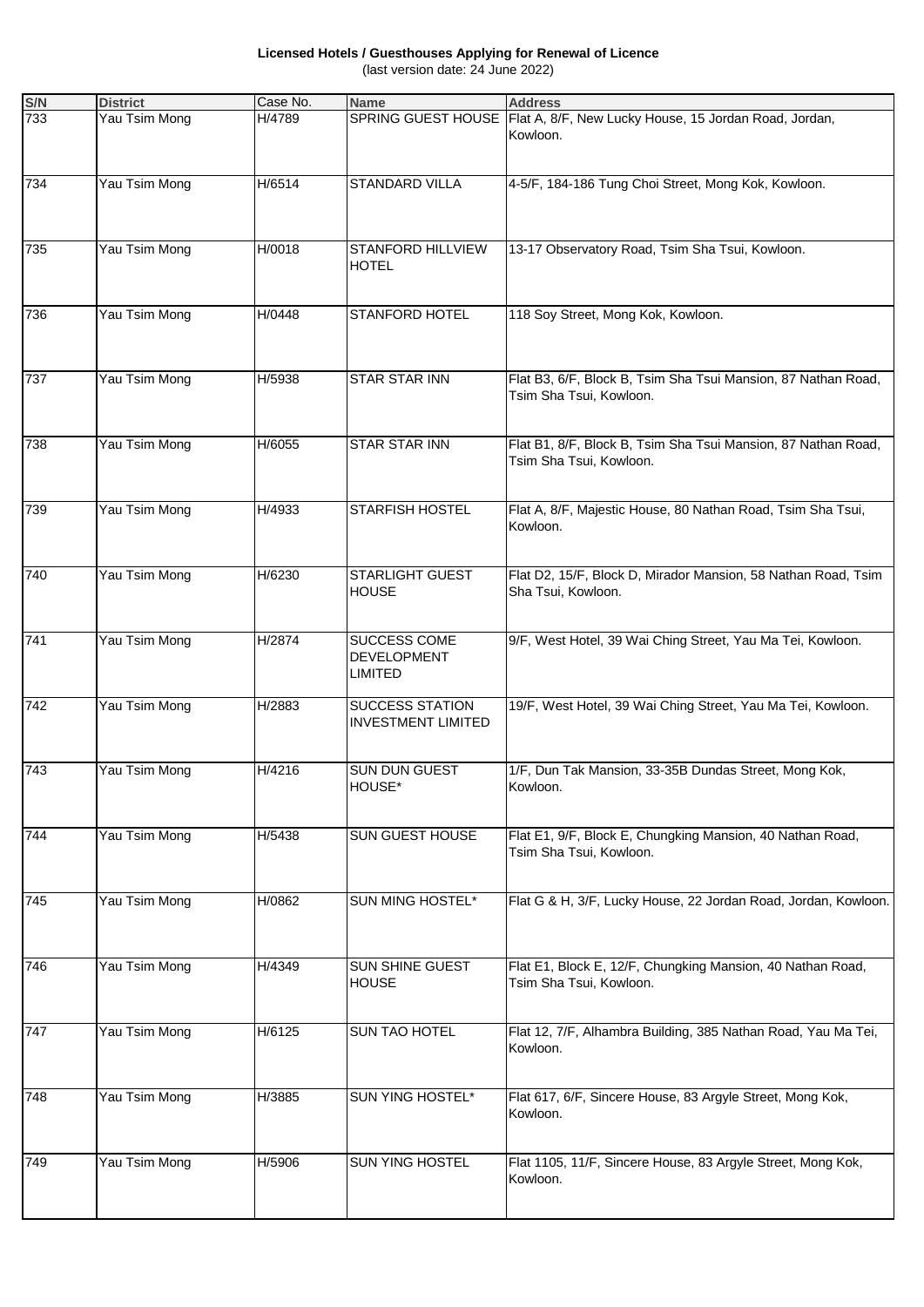**Licensed Hotels / Guesthouses Applying for Renewal of Licence**
(last version date: 24 June 2022)

| S/N | District | Case No. | Name | Address |
|---|---|---|---|---|
| 733 | Yau Tsim Mong | H/4789 | SPRING GUEST HOUSE | Flat A, 8/F, New Lucky House, 15 Jordan Road, Jordan, Kowloon. |
| 734 | Yau Tsim Mong | H/6514 | STANDARD VILLA | 4-5/F, 184-186 Tung Choi Street, Mong Kok, Kowloon. |
| 735 | Yau Tsim Mong | H/0018 | STANFORD HILLVIEW HOTEL | 13-17 Observatory Road, Tsim Sha Tsui, Kowloon. |
| 736 | Yau Tsim Mong | H/0448 | STANFORD HOTEL | 118 Soy Street, Mong Kok, Kowloon. |
| 737 | Yau Tsim Mong | H/5938 | STAR STAR INN | Flat B3, 6/F, Block B, Tsim Sha Tsui Mansion, 87 Nathan Road, Tsim Sha Tsui, Kowloon. |
| 738 | Yau Tsim Mong | H/6055 | STAR STAR INN | Flat B1, 8/F, Block B, Tsim Sha Tsui Mansion, 87 Nathan Road, Tsim Sha Tsui, Kowloon. |
| 739 | Yau Tsim Mong | H/4933 | STARFISH HOSTEL | Flat A, 8/F, Majestic House, 80 Nathan Road, Tsim Sha Tsui, Kowloon. |
| 740 | Yau Tsim Mong | H/6230 | STARLIGHT GUEST HOUSE | Flat D2, 15/F, Block D, Mirador Mansion, 58 Nathan Road, Tsim Sha Tsui, Kowloon. |
| 741 | Yau Tsim Mong | H/2874 | SUCCESS COME DEVELOPMENT LIMITED | 9/F, West Hotel, 39 Wai Ching Street, Yau Ma Tei, Kowloon. |
| 742 | Yau Tsim Mong | H/2883 | SUCCESS STATION INVESTMENT LIMITED | 19/F, West Hotel, 39 Wai Ching Street, Yau Ma Tei, Kowloon. |
| 743 | Yau Tsim Mong | H/4216 | SUN DUN GUEST HOUSE* | 1/F, Dun Tak Mansion, 33-35B Dundas Street, Mong Kok, Kowloon. |
| 744 | Yau Tsim Mong | H/5438 | SUN GUEST HOUSE | Flat E1, 9/F, Block E, Chungking Mansion, 40 Nathan Road, Tsim Sha Tsui, Kowloon. |
| 745 | Yau Tsim Mong | H/0862 | SUN MING HOSTEL* | Flat G & H, 3/F, Lucky House, 22 Jordan Road, Jordan, Kowloon. |
| 746 | Yau Tsim Mong | H/4349 | SUN SHINE GUEST HOUSE | Flat E1, Block E, 12/F, Chungking Mansion, 40 Nathan Road, Tsim Sha Tsui, Kowloon. |
| 747 | Yau Tsim Mong | H/6125 | SUN TAO HOTEL | Flat 12, 7/F, Alhambra Building, 385 Nathan Road, Yau Ma Tei, Kowloon. |
| 748 | Yau Tsim Mong | H/3885 | SUN YING HOSTEL* | Flat 617, 6/F, Sincere House, 83 Argyle Street, Mong Kok, Kowloon. |
| 749 | Yau Tsim Mong | H/5906 | SUN YING HOSTEL | Flat 1105, 11/F, Sincere House, 83 Argyle Street, Mong Kok, Kowloon. |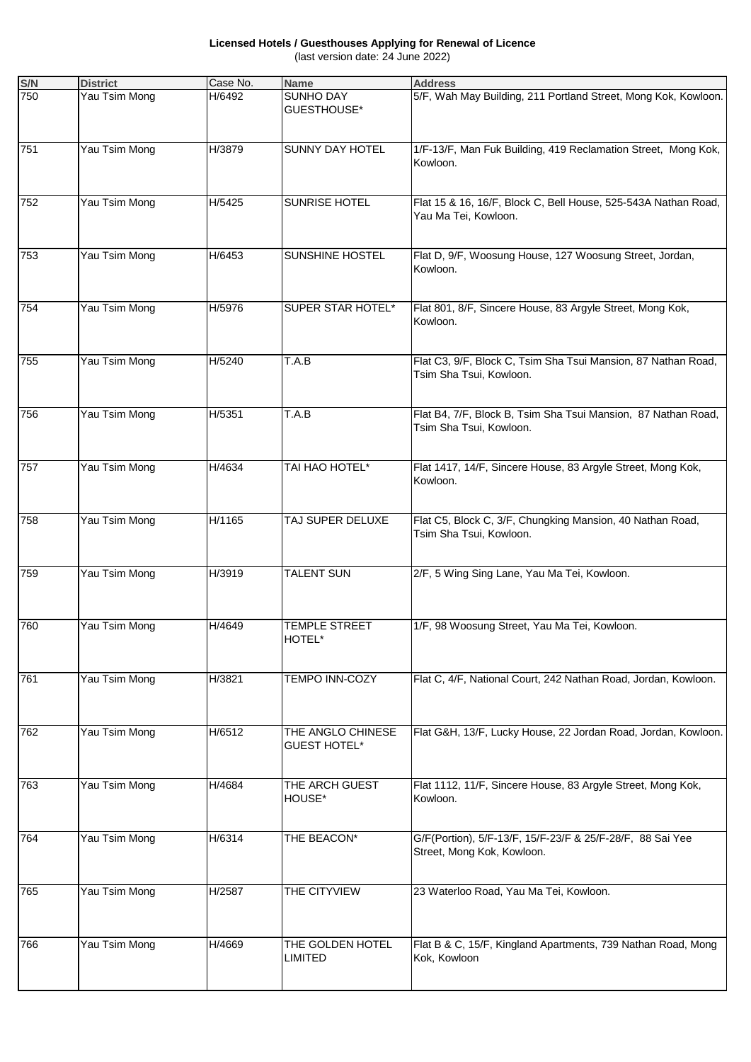**Licensed Hotels / Guesthouses Applying for Renewal of Licence**
(last version date: 24 June 2022)

| S/N | District | Case No. | Name | Address |
|---|---|---|---|---|
| 750 | Yau Tsim Mong | H/6492 | SUNHO DAY GUESTHOUSE* | 5/F, Wah May Building, 211 Portland Street, Mong Kok, Kowloon. |
| 751 | Yau Tsim Mong | H/3879 | SUNNY DAY HOTEL | 1/F-13/F, Man Fuk Building, 419 Reclamation Street, Mong Kok, Kowloon. |
| 752 | Yau Tsim Mong | H/5425 | SUNRISE HOTEL | Flat 15 & 16, 16/F, Block C, Bell House, 525-543A Nathan Road, Yau Ma Tei, Kowloon. |
| 753 | Yau Tsim Mong | H/6453 | SUNSHINE HOSTEL | Flat D, 9/F, Woosung House, 127 Woosung Street, Jordan, Kowloon. |
| 754 | Yau Tsim Mong | H/5976 | SUPER STAR HOTEL* | Flat 801, 8/F, Sincere House, 83 Argyle Street, Mong Kok, Kowloon. |
| 755 | Yau Tsim Mong | H/5240 | T.A.B | Flat C3, 9/F, Block C, Tsim Sha Tsui Mansion, 87 Nathan Road, Tsim Sha Tsui, Kowloon. |
| 756 | Yau Tsim Mong | H/5351 | T.A.B | Flat B4, 7/F, Block B, Tsim Sha Tsui Mansion, 87 Nathan Road, Tsim Sha Tsui, Kowloon. |
| 757 | Yau Tsim Mong | H/4634 | TAI HAO HOTEL* | Flat 1417, 14/F, Sincere House, 83 Argyle Street, Mong Kok, Kowloon. |
| 758 | Yau Tsim Mong | H/1165 | TAJ SUPER DELUXE | Flat C5, Block C, 3/F, Chungking Mansion, 40 Nathan Road, Tsim Sha Tsui, Kowloon. |
| 759 | Yau Tsim Mong | H/3919 | TALENT SUN | 2/F, 5 Wing Sing Lane, Yau Ma Tei, Kowloon. |
| 760 | Yau Tsim Mong | H/4649 | TEMPLE STREET HOTEL* | 1/F, 98 Woosung Street, Yau Ma Tei, Kowloon. |
| 761 | Yau Tsim Mong | H/3821 | TEMPO INN-COZY | Flat C, 4/F, National Court, 242 Nathan Road, Jordan, Kowloon. |
| 762 | Yau Tsim Mong | H/6512 | THE ANGLO CHINESE GUEST HOTEL* | Flat G&H, 13/F, Lucky House, 22 Jordan Road, Jordan, Kowloon. |
| 763 | Yau Tsim Mong | H/4684 | THE ARCH GUEST HOUSE* | Flat 1112, 11/F, Sincere House, 83 Argyle Street, Mong Kok, Kowloon. |
| 764 | Yau Tsim Mong | H/6314 | THE BEACON* | G/F(Portion), 5/F-13/F, 15/F-23/F & 25/F-28/F, 88 Sai Yee Street, Mong Kok, Kowloon. |
| 765 | Yau Tsim Mong | H/2587 | THE CITYVIEW | 23 Waterloo Road, Yau Ma Tei, Kowloon. |
| 766 | Yau Tsim Mong | H/4669 | THE GOLDEN HOTEL LIMITED | Flat B & C, 15/F, Kingland Apartments, 739 Nathan Road, Mong Kok, Kowloon |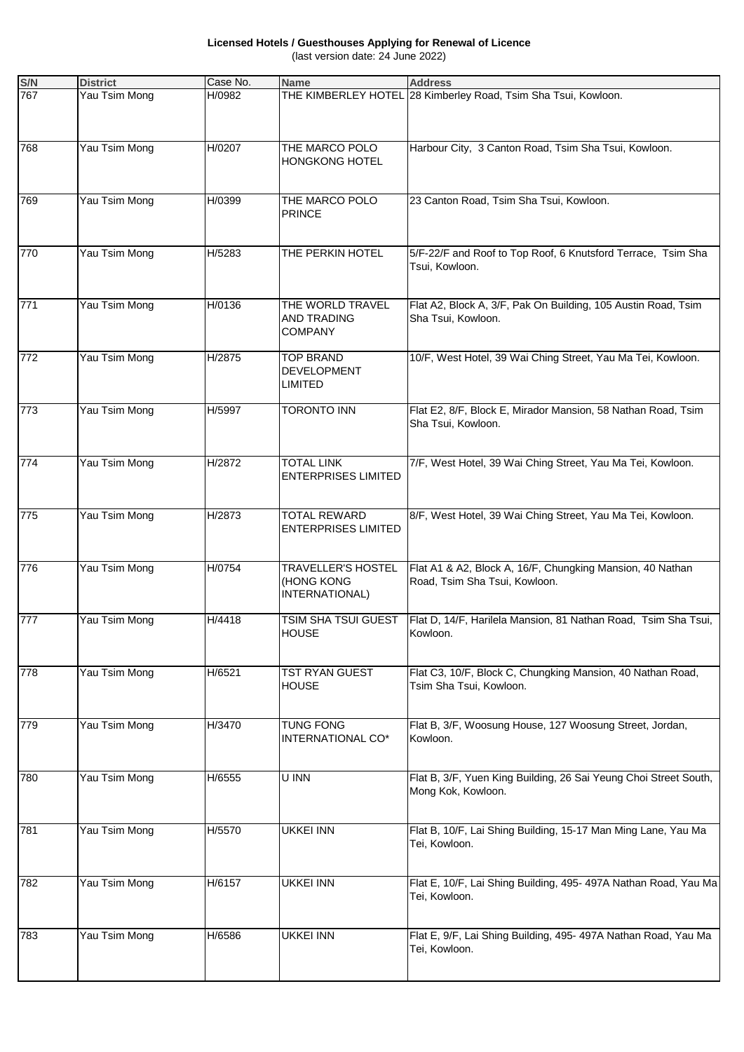**Licensed Hotels / Guesthouses Applying for Renewal of Licence**
(last version date: 24 June 2022)

| S/N | District | Case No. | Name | Address |
|---|---|---|---|---|
| 767 | Yau Tsim Mong | H/0982 | THE KIMBERLEY HOTEL | 28 Kimberley Road, Tsim Sha Tsui, Kowloon. |
| 768 | Yau Tsim Mong | H/0207 | THE MARCO POLO HONGKONG HOTEL | Harbour City, 3 Canton Road, Tsim Sha Tsui, Kowloon. |
| 769 | Yau Tsim Mong | H/0399 | THE MARCO POLO PRINCE | 23 Canton Road, Tsim Sha Tsui, Kowloon. |
| 770 | Yau Tsim Mong | H/5283 | THE PERKIN HOTEL | 5/F-22/F and Roof to Top Roof, 6 Knutsford Terrace, Tsim Sha Tsui, Kowloon. |
| 771 | Yau Tsim Mong | H/0136 | THE WORLD TRAVEL AND TRADING COMPANY | Flat A2, Block A, 3/F, Pak On Building, 105 Austin Road, Tsim Sha Tsui, Kowloon. |
| 772 | Yau Tsim Mong | H/2875 | TOP BRAND DEVELOPMENT LIMITED | 10/F, West Hotel, 39 Wai Ching Street, Yau Ma Tei, Kowloon. |
| 773 | Yau Tsim Mong | H/5997 | TORONTO INN | Flat E2, 8/F, Block E, Mirador Mansion, 58 Nathan Road, Tsim Sha Tsui, Kowloon. |
| 774 | Yau Tsim Mong | H/2872 | TOTAL LINK ENTERPRISES LIMITED | 7/F, West Hotel, 39 Wai Ching Street, Yau Ma Tei, Kowloon. |
| 775 | Yau Tsim Mong | H/2873 | TOTAL REWARD ENTERPRISES LIMITED | 8/F, West Hotel, 39 Wai Ching Street, Yau Ma Tei, Kowloon. |
| 776 | Yau Tsim Mong | H/0754 | TRAVELLER'S HOSTEL (HONG KONG INTERNATIONAL) | Flat A1 & A2, Block A, 16/F, Chungking Mansion, 40 Nathan Road, Tsim Sha Tsui, Kowloon. |
| 777 | Yau Tsim Mong | H/4418 | TSIM SHA TSUI GUEST HOUSE | Flat D, 14/F, Harilela Mansion, 81 Nathan Road, Tsim Sha Tsui, Kowloon. |
| 778 | Yau Tsim Mong | H/6521 | TST RYAN GUEST HOUSE | Flat C3, 10/F, Block C, Chungking Mansion, 40 Nathan Road, Tsim Sha Tsui, Kowloon. |
| 779 | Yau Tsim Mong | H/3470 | TUNG FONG INTERNATIONAL CO* | Flat B, 3/F, Woosung House, 127 Woosung Street, Jordan, Kowloon. |
| 780 | Yau Tsim Mong | H/6555 | U INN | Flat B, 3/F, Yuen King Building, 26 Sai Yeung Choi Street South, Mong Kok, Kowloon. |
| 781 | Yau Tsim Mong | H/5570 | UKKEI INN | Flat B, 10/F, Lai Shing Building, 15-17 Man Ming Lane, Yau Ma Tei, Kowloon. |
| 782 | Yau Tsim Mong | H/6157 | UKKEI INN | Flat E, 10/F, Lai Shing Building, 495- 497A Nathan Road, Yau Ma Tei, Kowloon. |
| 783 | Yau Tsim Mong | H/6586 | UKKEI INN | Flat E, 9/F, Lai Shing Building, 495- 497A Nathan Road, Yau Ma Tei, Kowloon. |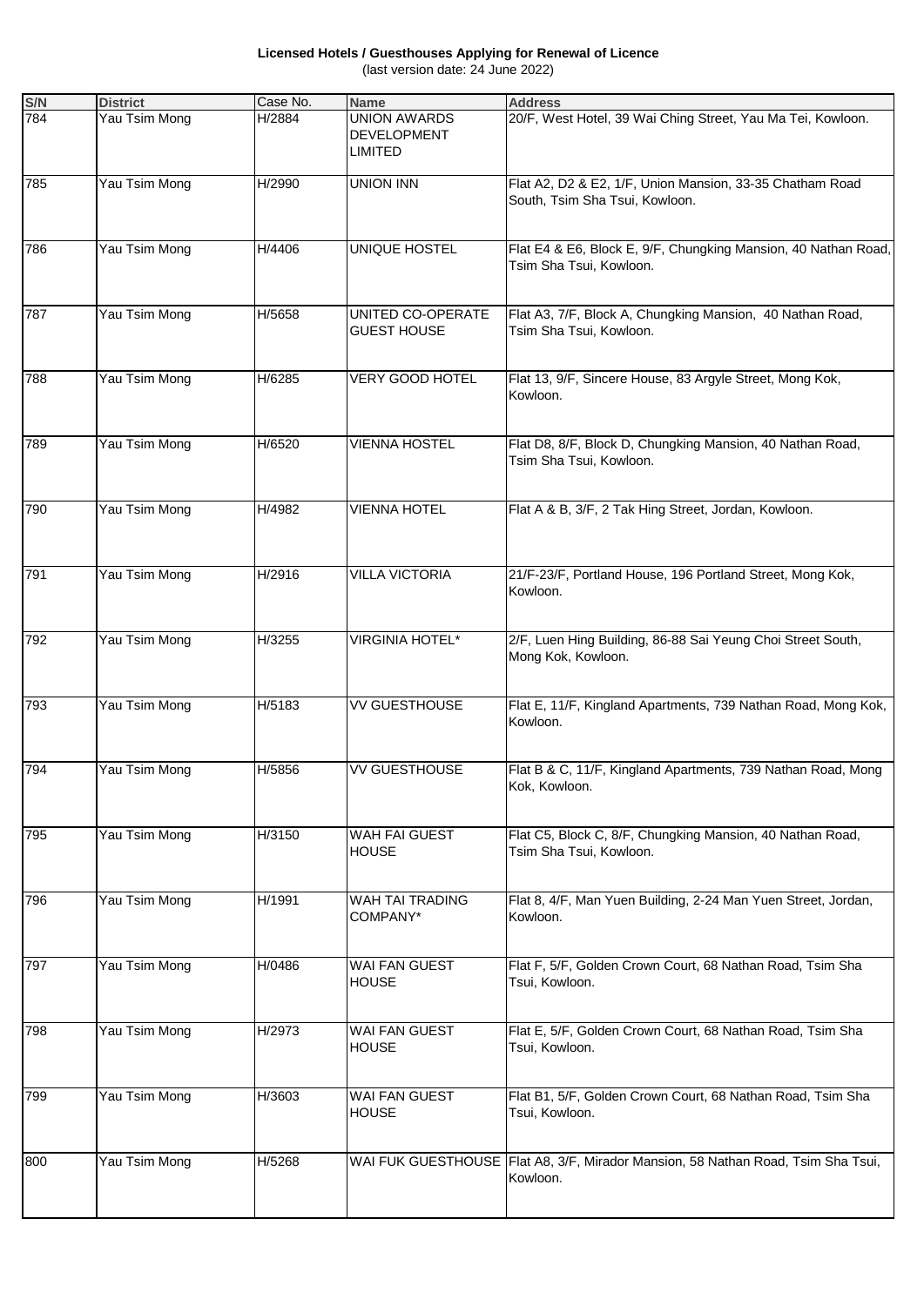**Licensed Hotels / Guesthouses Applying for Renewal of Licence**
(last version date: 24 June 2022)

| S/N | District | Case No. | Name | Address |
|---|---|---|---|---|
| 784 | Yau Tsim Mong | H/2884 | UNION AWARDS DEVELOPMENT LIMITED | 20/F, West Hotel, 39 Wai Ching Street, Yau Ma Tei, Kowloon. |
| 785 | Yau Tsim Mong | H/2990 | UNION INN | Flat A2, D2 & E2, 1/F, Union Mansion, 33-35 Chatham Road South, Tsim Sha Tsui, Kowloon. |
| 786 | Yau Tsim Mong | H/4406 | UNIQUE HOSTEL | Flat E4 & E6, Block E, 9/F, Chungking Mansion, 40 Nathan Road, Tsim Sha Tsui, Kowloon. |
| 787 | Yau Tsim Mong | H/5658 | UNITED CO-OPERATE GUEST HOUSE | Flat A3, 7/F, Block A, Chungking Mansion, 40 Nathan Road, Tsim Sha Tsui, Kowloon. |
| 788 | Yau Tsim Mong | H/6285 | VERY GOOD HOTEL | Flat 13, 9/F, Sincere House, 83 Argyle Street, Mong Kok, Kowloon. |
| 789 | Yau Tsim Mong | H/6520 | VIENNA HOSTEL | Flat D8, 8/F, Block D, Chungking Mansion, 40 Nathan Road, Tsim Sha Tsui, Kowloon. |
| 790 | Yau Tsim Mong | H/4982 | VIENNA HOTEL | Flat A & B, 3/F, 2 Tak Hing Street, Jordan, Kowloon. |
| 791 | Yau Tsim Mong | H/2916 | VILLA VICTORIA | 21/F-23/F, Portland House, 196 Portland Street, Mong Kok, Kowloon. |
| 792 | Yau Tsim Mong | H/3255 | VIRGINIA HOTEL* | 2/F, Luen Hing Building, 86-88 Sai Yeung Choi Street South, Mong Kok, Kowloon. |
| 793 | Yau Tsim Mong | H/5183 | VV GUESTHOUSE | Flat E, 11/F, Kingland Apartments, 739 Nathan Road, Mong Kok, Kowloon. |
| 794 | Yau Tsim Mong | H/5856 | VV GUESTHOUSE | Flat B & C, 11/F, Kingland Apartments, 739 Nathan Road, Mong Kok, Kowloon. |
| 795 | Yau Tsim Mong | H/3150 | WAH FAI GUEST HOUSE | Flat C5, Block C, 8/F, Chungking Mansion, 40 Nathan Road, Tsim Sha Tsui, Kowloon. |
| 796 | Yau Tsim Mong | H/1991 | WAH TAI TRADING COMPANY* | Flat 8, 4/F, Man Yuen Building, 2-24 Man Yuen Street, Jordan, Kowloon. |
| 797 | Yau Tsim Mong | H/0486 | WAI FAN GUEST HOUSE | Flat F, 5/F, Golden Crown Court, 68 Nathan Road, Tsim Sha Tsui, Kowloon. |
| 798 | Yau Tsim Mong | H/2973 | WAI FAN GUEST HOUSE | Flat E, 5/F, Golden Crown Court, 68 Nathan Road, Tsim Sha Tsui, Kowloon. |
| 799 | Yau Tsim Mong | H/3603 | WAI FAN GUEST HOUSE | Flat B1, 5/F, Golden Crown Court, 68 Nathan Road, Tsim Sha Tsui, Kowloon. |
| 800 | Yau Tsim Mong | H/5268 | WAI FUK GUESTHOUSE | Flat A8, 3/F, Mirador Mansion, 58 Nathan Road, Tsim Sha Tsui, Kowloon. |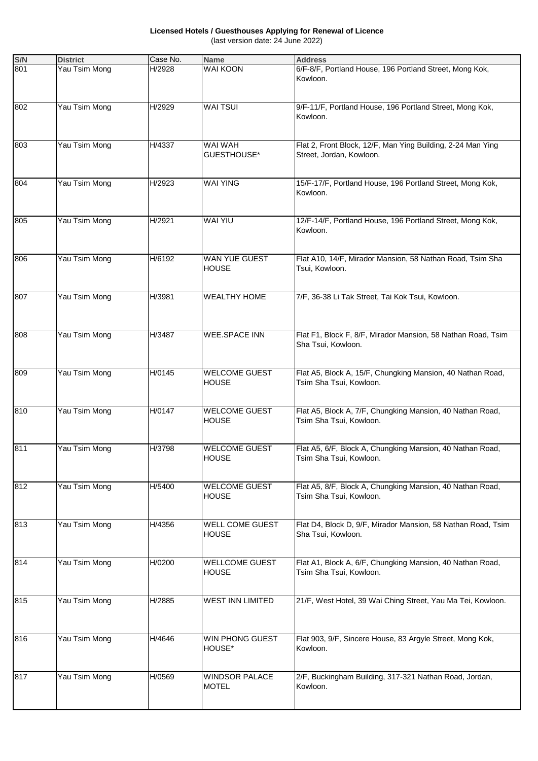**Licensed Hotels / Guesthouses Applying for Renewal of Licence**
(last version date: 24 June 2022)

| S/N | District | Case No. | Name | Address |
|---|---|---|---|---|
| 801 | Yau Tsim Mong | H/2928 | WAI KOON | 6/F-8/F, Portland House, 196 Portland Street, Mong Kok, Kowloon. |
| 802 | Yau Tsim Mong | H/2929 | WAI TSUI | 9/F-11/F, Portland House, 196 Portland Street, Mong Kok, Kowloon. |
| 803 | Yau Tsim Mong | H/4337 | WAI WAH GUESTHOUSE* | Flat 2, Front Block, 12/F, Man Ying Building, 2-24 Man Ying Street, Jordan, Kowloon. |
| 804 | Yau Tsim Mong | H/2923 | WAI YING | 15/F-17/F, Portland House, 196 Portland Street, Mong Kok, Kowloon. |
| 805 | Yau Tsim Mong | H/2921 | WAI YIU | 12/F-14/F, Portland House, 196 Portland Street, Mong Kok, Kowloon. |
| 806 | Yau Tsim Mong | H/6192 | WAN YUE GUEST HOUSE | Flat A10, 14/F, Mirador Mansion, 58 Nathan Road, Tsim Sha Tsui, Kowloon. |
| 807 | Yau Tsim Mong | H/3981 | WEALTHY HOME | 7/F, 36-38 Li Tak Street, Tai Kok Tsui, Kowloon. |
| 808 | Yau Tsim Mong | H/3487 | WEE.SPACE INN | Flat F1, Block F, 8/F, Mirador Mansion, 58 Nathan Road, Tsim Sha Tsui, Kowloon. |
| 809 | Yau Tsim Mong | H/0145 | WELCOME GUEST HOUSE | Flat A5, Block A, 15/F, Chungking Mansion, 40 Nathan Road, Tsim Sha Tsui, Kowloon. |
| 810 | Yau Tsim Mong | H/0147 | WELCOME GUEST HOUSE | Flat A5, Block A, 7/F, Chungking Mansion, 40 Nathan Road, Tsim Sha Tsui, Kowloon. |
| 811 | Yau Tsim Mong | H/3798 | WELCOME GUEST HOUSE | Flat A5, 6/F, Block A, Chungking Mansion, 40 Nathan Road, Tsim Sha Tsui, Kowloon. |
| 812 | Yau Tsim Mong | H/5400 | WELCOME GUEST HOUSE | Flat A5, 8/F, Block A, Chungking Mansion, 40 Nathan Road, Tsim Sha Tsui, Kowloon. |
| 813 | Yau Tsim Mong | H/4356 | WELL COME GUEST HOUSE | Flat D4, Block D, 9/F, Mirador Mansion, 58 Nathan Road, Tsim Sha Tsui, Kowloon. |
| 814 | Yau Tsim Mong | H/0200 | WELLCOME GUEST HOUSE | Flat A1, Block A, 6/F, Chungking Mansion, 40 Nathan Road, Tsim Sha Tsui, Kowloon. |
| 815 | Yau Tsim Mong | H/2885 | WEST INN LIMITED | 21/F, West Hotel, 39 Wai Ching Street, Yau Ma Tei, Kowloon. |
| 816 | Yau Tsim Mong | H/4646 | WIN PHONG GUEST HOUSE* | Flat 903, 9/F, Sincere House, 83 Argyle Street, Mong Kok, Kowloon. |
| 817 | Yau Tsim Mong | H/0569 | WINDSOR PALACE MOTEL | 2/F, Buckingham Building, 317-321 Nathan Road, Jordan, Kowloon. |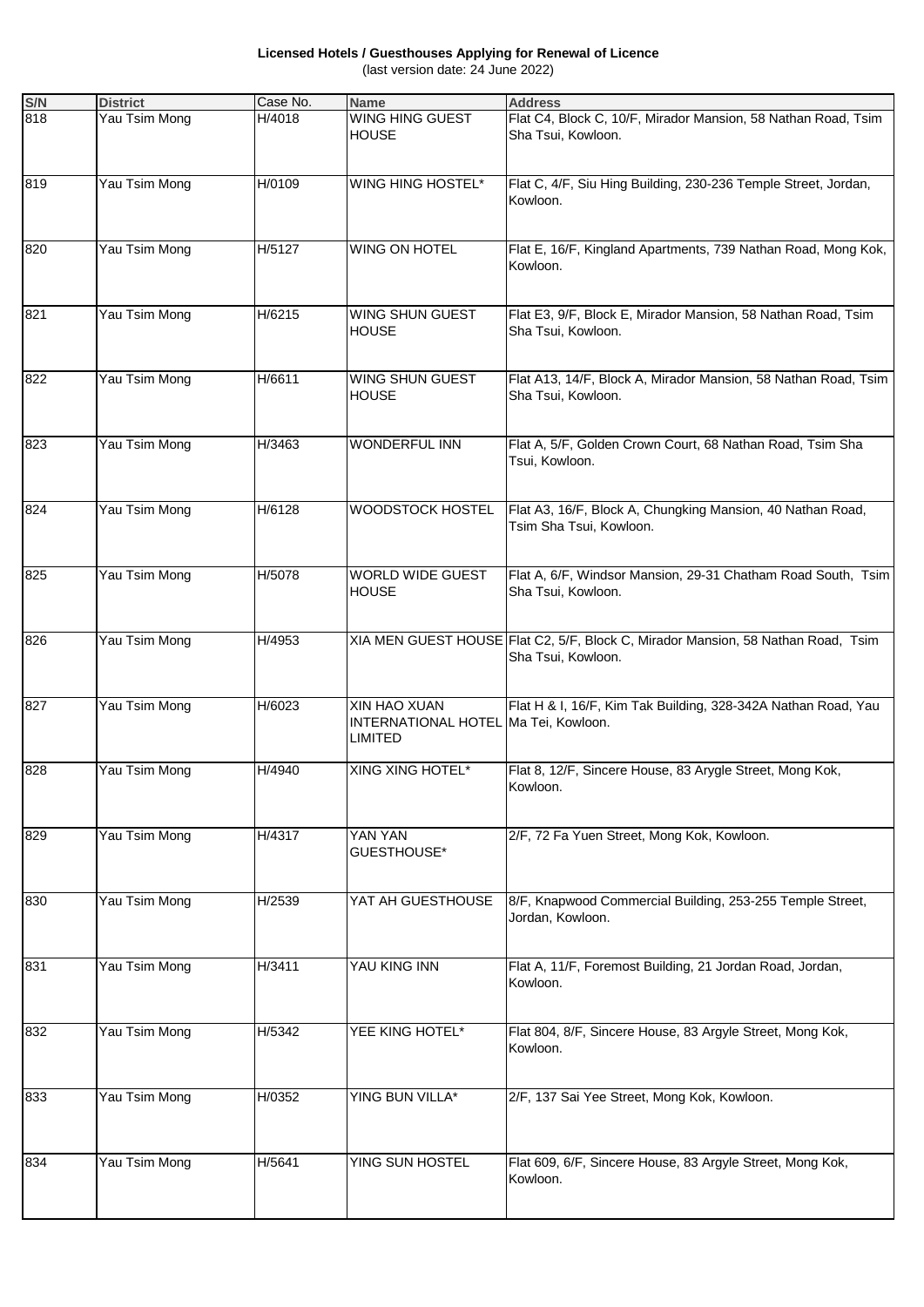**Licensed Hotels / Guesthouses Applying for Renewal of Licence**
(last version date: 24 June 2022)

| S/N | District | Case No. | Name | Address |
|---|---|---|---|---|
| 818 | Yau Tsim Mong | H/4018 | WING HING GUEST HOUSE | Flat C4, Block C, 10/F, Mirador Mansion, 58 Nathan Road, Tsim Sha Tsui, Kowloon. |
| 819 | Yau Tsim Mong | H/0109 | WING HING HOSTEL* | Flat C, 4/F, Siu Hing Building, 230-236 Temple Street, Jordan, Kowloon. |
| 820 | Yau Tsim Mong | H/5127 | WING ON HOTEL | Flat E, 16/F, Kingland Apartments, 739 Nathan Road, Mong Kok, Kowloon. |
| 821 | Yau Tsim Mong | H/6215 | WING SHUN GUEST HOUSE | Flat E3, 9/F, Block E, Mirador Mansion, 58 Nathan Road, Tsim Sha Tsui, Kowloon. |
| 822 | Yau Tsim Mong | H/6611 | WING SHUN GUEST HOUSE | Flat A13, 14/F, Block A, Mirador Mansion, 58 Nathan Road, Tsim Sha Tsui, Kowloon. |
| 823 | Yau Tsim Mong | H/3463 | WONDERFUL INN | Flat A, 5/F, Golden Crown Court, 68 Nathan Road, Tsim Sha Tsui, Kowloon. |
| 824 | Yau Tsim Mong | H/6128 | WOODSTOCK HOSTEL | Flat A3, 16/F, Block A, Chungking Mansion, 40 Nathan Road, Tsim Sha Tsui, Kowloon. |
| 825 | Yau Tsim Mong | H/5078 | WORLD WIDE GUEST HOUSE | Flat A, 6/F, Windsor Mansion, 29-31 Chatham Road South, Tsim Sha Tsui, Kowloon. |
| 826 | Yau Tsim Mong | H/4953 | XIA MEN GUEST HOUSE | Flat C2, 5/F, Block C, Mirador Mansion, 58 Nathan Road, Tsim Sha Tsui, Kowloon. |
| 827 | Yau Tsim Mong | H/6023 | XIN HAO XUAN INTERNATIONAL HOTEL LIMITED | Flat H & I, 16/F, Kim Tak Building, 328-342A Nathan Road, Yau Ma Tei, Kowloon. |
| 828 | Yau Tsim Mong | H/4940 | XING XING HOTEL* | Flat 8, 12/F, Sincere House, 83 Arygle Street, Mong Kok, Kowloon. |
| 829 | Yau Tsim Mong | H/4317 | YAN YAN GUESTHOUSE* | 2/F, 72 Fa Yuen Street, Mong Kok, Kowloon. |
| 830 | Yau Tsim Mong | H/2539 | YAT AH GUESTHOUSE | 8/F, Knapwood Commercial Building, 253-255 Temple Street, Jordan, Kowloon. |
| 831 | Yau Tsim Mong | H/3411 | YAU KING INN | Flat A, 11/F, Foremost Building, 21 Jordan Road, Jordan, Kowloon. |
| 832 | Yau Tsim Mong | H/5342 | YEE KING HOTEL* | Flat 804, 8/F, Sincere House, 83 Argyle Street, Mong Kok, Kowloon. |
| 833 | Yau Tsim Mong | H/0352 | YING BUN VILLA* | 2/F, 137 Sai Yee Street, Mong Kok, Kowloon. |
| 834 | Yau Tsim Mong | H/5641 | YING SUN HOSTEL | Flat 609, 6/F, Sincere House, 83 Argyle Street, Mong Kok, Kowloon. |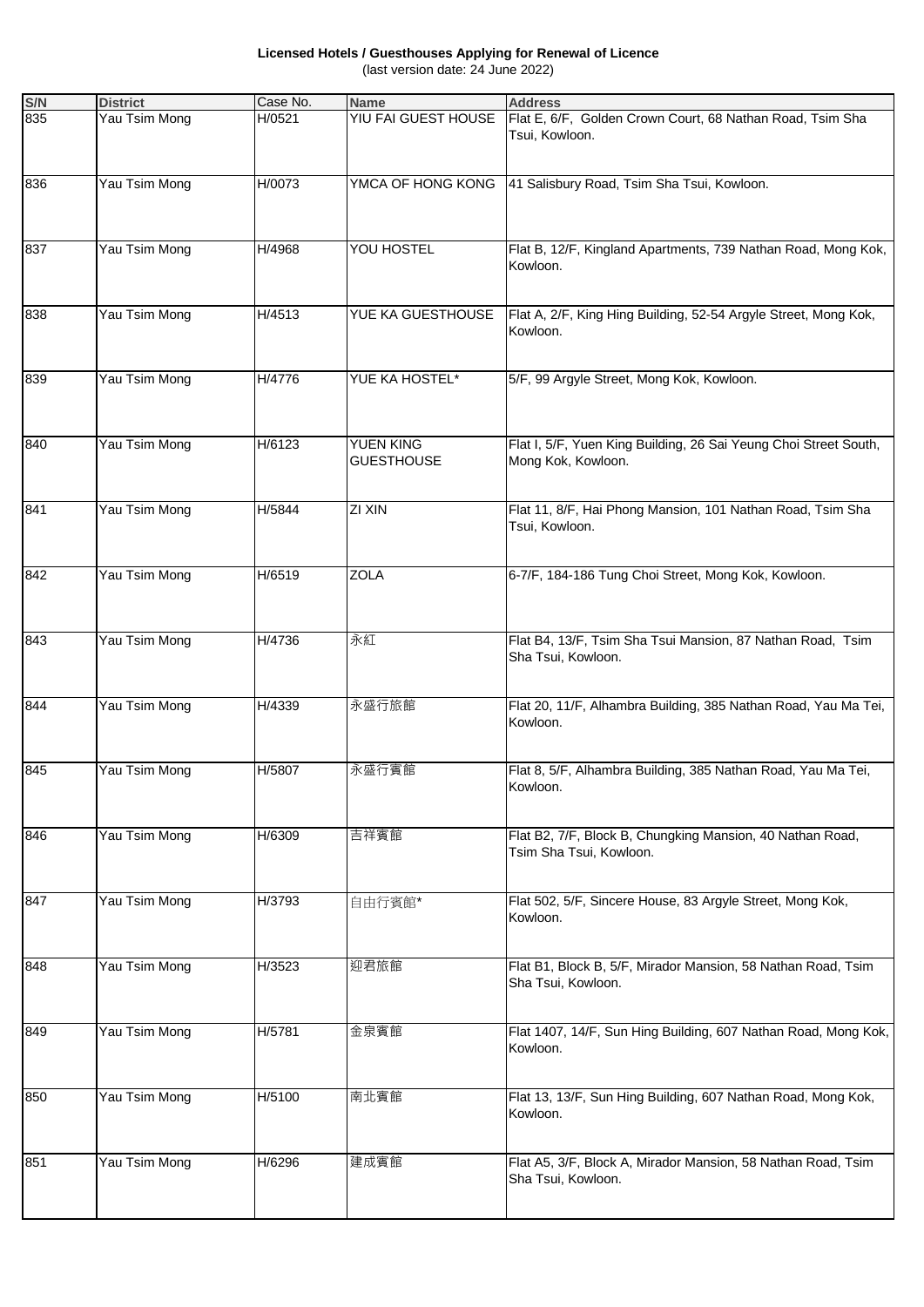**Licensed Hotels / Guesthouses Applying for Renewal of Licence**
(last version date: 24 June 2022)

| S/N | District | Case No. | Name | Address |
|---|---|---|---|---|
| 835 | Yau Tsim Mong | H/0521 | YIU FAI GUEST HOUSE | Flat E, 6/F, Golden Crown Court, 68 Nathan Road, Tsim Sha Tsui, Kowloon. |
| 836 | Yau Tsim Mong | H/0073 | YMCA OF HONG KONG | 41 Salisbury Road, Tsim Sha Tsui, Kowloon. |
| 837 | Yau Tsim Mong | H/4968 | YOU HOSTEL | Flat B, 12/F, Kingland Apartments, 739 Nathan Road, Mong Kok, Kowloon. |
| 838 | Yau Tsim Mong | H/4513 | YUE KA GUESTHOUSE | Flat A, 2/F, King Hing Building, 52-54 Argyle Street, Mong Kok, Kowloon. |
| 839 | Yau Tsim Mong | H/4776 | YUE KA HOSTEL* | 5/F, 99 Argyle Street, Mong Kok, Kowloon. |
| 840 | Yau Tsim Mong | H/6123 | YUEN KING GUESTHOUSE | Flat I, 5/F, Yuen King Building, 26 Sai Yeung Choi Street South, Mong Kok, Kowloon. |
| 841 | Yau Tsim Mong | H/5844 | ZI XIN | Flat 11, 8/F, Hai Phong Mansion, 101 Nathan Road, Tsim Sha Tsui, Kowloon. |
| 842 | Yau Tsim Mong | H/6519 | ZOLA | 6-7/F, 184-186 Tung Choi Street, Mong Kok, Kowloon. |
| 843 | Yau Tsim Mong | H/4736 | 永紅 | Flat B4, 13/F, Tsim Sha Tsui Mansion, 87 Nathan Road, Tsim Sha Tsui, Kowloon. |
| 844 | Yau Tsim Mong | H/4339 | 永盛行旅館 | Flat 20, 11/F, Alhambra Building, 385 Nathan Road, Yau Ma Tei, Kowloon. |
| 845 | Yau Tsim Mong | H/5807 | 永盛行賓館 | Flat 8, 5/F, Alhambra Building, 385 Nathan Road, Yau Ma Tei, Kowloon. |
| 846 | Yau Tsim Mong | H/6309 | 吉祥賓館 | Flat B2, 7/F, Block B, Chungking Mansion, 40 Nathan Road, Tsim Sha Tsui, Kowloon. |
| 847 | Yau Tsim Mong | H/3793 | 自由行賓館* | Flat 502, 5/F, Sincere House, 83 Argyle Street, Mong Kok, Kowloon. |
| 848 | Yau Tsim Mong | H/3523 | 迎君旅館 | Flat B1, Block B, 5/F, Mirador Mansion, 58 Nathan Road, Tsim Sha Tsui, Kowloon. |
| 849 | Yau Tsim Mong | H/5781 | 金泉賓館 | Flat 1407, 14/F, Sun Hing Building, 607 Nathan Road, Mong Kok, Kowloon. |
| 850 | Yau Tsim Mong | H/5100 | 南北賓館 | Flat 13, 13/F, Sun Hing Building, 607 Nathan Road, Mong Kok, Kowloon. |
| 851 | Yau Tsim Mong | H/6296 | 建成賓館 | Flat A5, 3/F, Block A, Mirador Mansion, 58 Nathan Road, Tsim Sha Tsui, Kowloon. |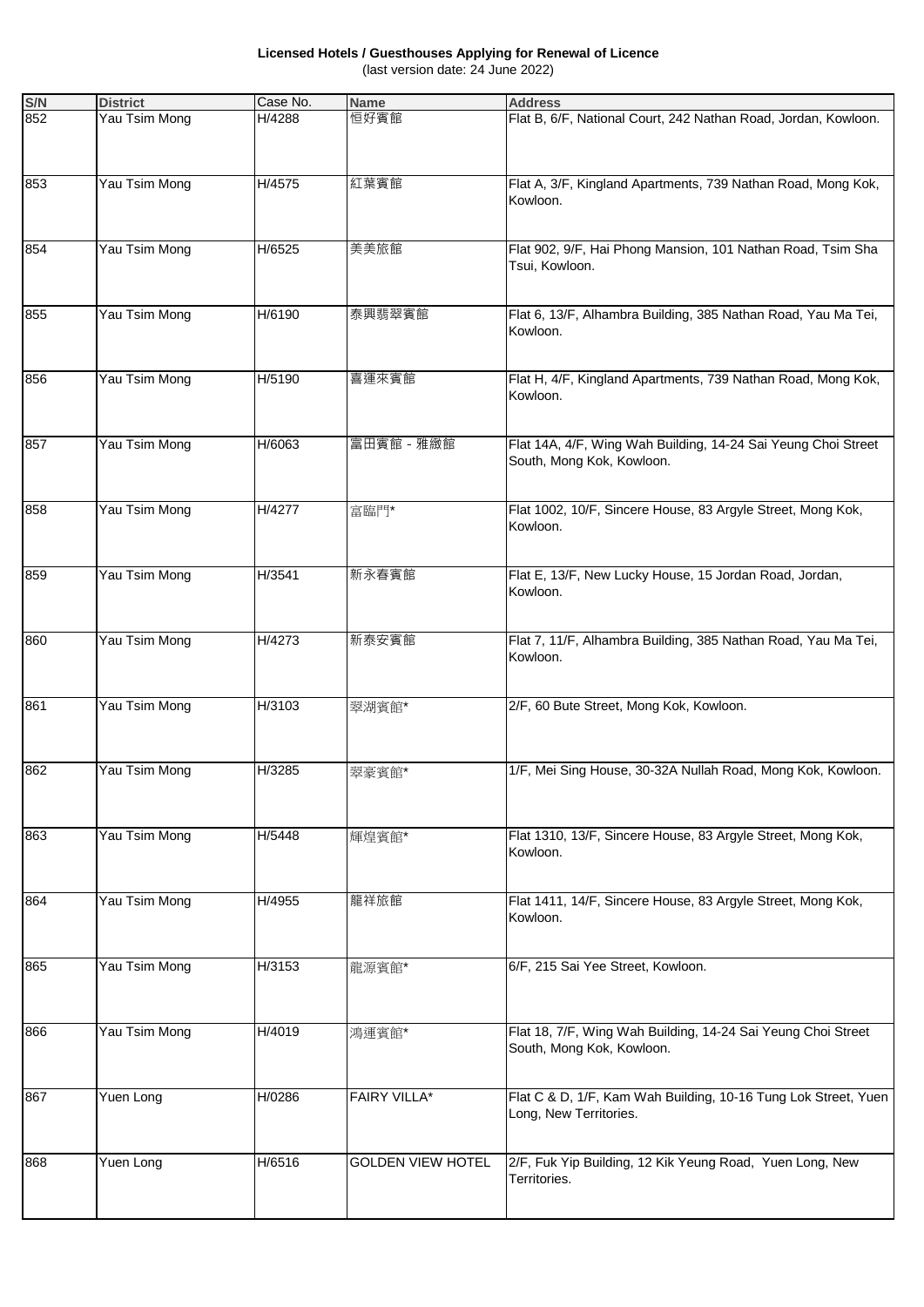**Licensed Hotels / Guesthouses Applying for Renewal of Licence**
(last version date: 24 June 2022)

| S/N | District | Case No. | Name | Address |
|---|---|---|---|---|
| 852 | Yau Tsim Mong | H/4288 | 恒好賓館 | Flat B, 6/F, National Court, 242 Nathan Road, Jordan, Kowloon. |
| 853 | Yau Tsim Mong | H/4575 | 紅葉賓館 | Flat A, 3/F, Kingland Apartments, 739 Nathan Road, Mong Kok, Kowloon. |
| 854 | Yau Tsim Mong | H/6525 | 美美旅館 | Flat 902, 9/F, Hai Phong Mansion, 101 Nathan Road, Tsim Sha Tsui, Kowloon. |
| 855 | Yau Tsim Mong | H/6190 | 泰興翡翠賓館 | Flat 6, 13/F, Alhambra Building, 385 Nathan Road, Yau Ma Tei, Kowloon. |
| 856 | Yau Tsim Mong | H/5190 | 喜運來賓館 | Flat H, 4/F, Kingland Apartments, 739 Nathan Road, Mong Kok, Kowloon. |
| 857 | Yau Tsim Mong | H/6063 | 富田賓館 - 雅緻館 | Flat 14A, 4/F, Wing Wah Building, 14-24 Sai Yeung Choi Street South, Mong Kok, Kowloon. |
| 858 | Yau Tsim Mong | H/4277 | 富臨門* | Flat 1002, 10/F, Sincere House, 83 Argyle Street, Mong Kok, Kowloon. |
| 859 | Yau Tsim Mong | H/3541 | 新永春賓館 | Flat E, 13/F, New Lucky House, 15 Jordan Road, Jordan, Kowloon. |
| 860 | Yau Tsim Mong | H/4273 | 新泰安賓館 | Flat 7, 11/F, Alhambra Building, 385 Nathan Road, Yau Ma Tei, Kowloon. |
| 861 | Yau Tsim Mong | H/3103 | 翠湖賓館* | 2/F, 60 Bute Street, Mong Kok, Kowloon. |
| 862 | Yau Tsim Mong | H/3285 | 翠豪賓館* | 1/F, Mei Sing House, 30-32A Nullah Road, Mong Kok, Kowloon. |
| 863 | Yau Tsim Mong | H/5448 | 輝煌賓館* | Flat 1310, 13/F, Sincere House, 83 Argyle Street, Mong Kok, Kowloon. |
| 864 | Yau Tsim Mong | H/4955 | 龍祥旅館 | Flat 1411, 14/F, Sincere House, 83 Argyle Street, Mong Kok, Kowloon. |
| 865 | Yau Tsim Mong | H/3153 | 龍源賓館* | 6/F, 215 Sai Yee Street, Kowloon. |
| 866 | Yau Tsim Mong | H/4019 | 鴻運賓館* | Flat 18, 7/F, Wing Wah Building, 14-24 Sai Yeung Choi Street South, Mong Kok, Kowloon. |
| 867 | Yuen Long | H/0286 | FAIRY VILLA* | Flat C & D, 1/F, Kam Wah Building, 10-16 Tung Lok Street, Yuen Long, New Territories. |
| 868 | Yuen Long | H/6516 | GOLDEN VIEW HOTEL | 2/F, Fuk Yip Building, 12 Kik Yeung Road, Yuen Long, New Territories. |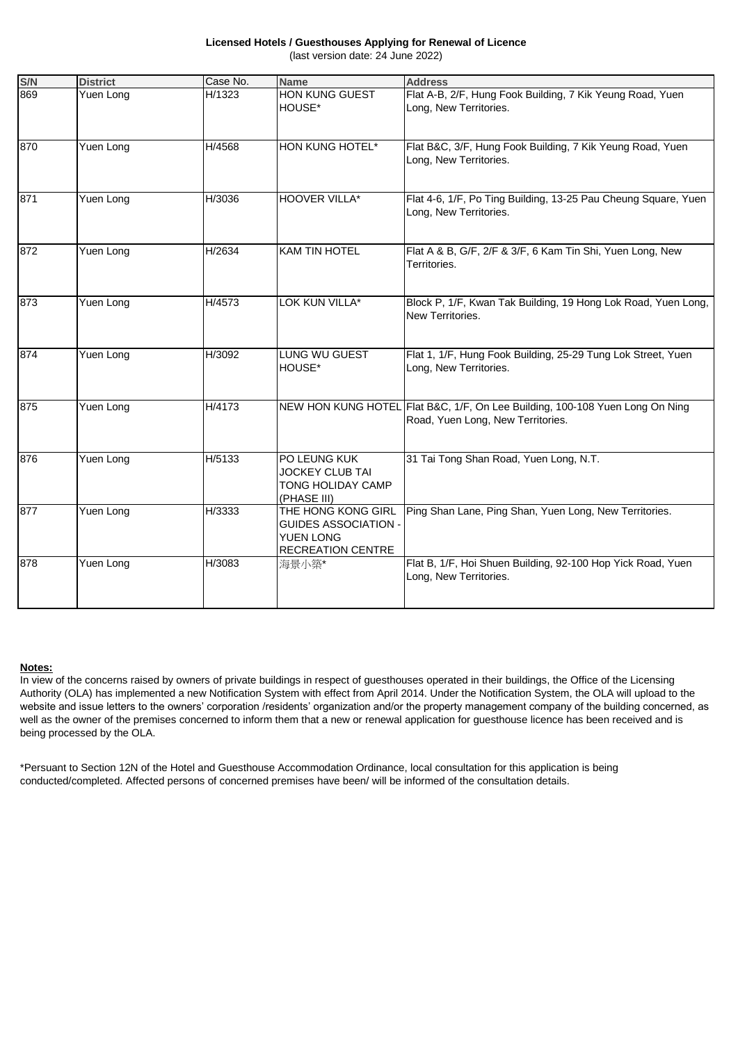**Licensed Hotels / Guesthouses Applying for Renewal of Licence**
(last version date: 24 June 2022)

| S/N | District | Case No. | Name | Address |
|---|---|---|---|---|
| 869 | Yuen Long | H/1323 | HON KUNG GUEST HOUSE* | Flat A-B, 2/F, Hung Fook Building, 7 Kik Yeung Road, Yuen Long, New Territories. |
| 870 | Yuen Long | H/4568 | HON KUNG HOTEL* | Flat B&C, 3/F, Hung Fook Building, 7 Kik Yeung Road, Yuen Long, New Territories. |
| 871 | Yuen Long | H/3036 | HOOVER VILLA* | Flat 4-6, 1/F, Po Ting Building, 13-25 Pau Cheung Square, Yuen Long, New Territories. |
| 872 | Yuen Long | H/2634 | KAM TIN HOTEL | Flat A & B, G/F, 2/F & 3/F, 6 Kam Tin Shi, Yuen Long, New Territories. |
| 873 | Yuen Long | H/4573 | LOK KUN VILLA* | Block P, 1/F, Kwan Tak Building, 19 Hong Lok Road, Yuen Long, New Territories. |
| 874 | Yuen Long | H/3092 | LUNG WU GUEST HOUSE* | Flat 1, 1/F, Hung Fook Building, 25-29 Tung Lok Street, Yuen Long, New Territories. |
| 875 | Yuen Long | H/4173 | NEW HON KUNG HOTEL | Flat B&C, 1/F, On Lee Building, 100-108 Yuen Long On Ning Road, Yuen Long, New Territories. |
| 876 | Yuen Long | H/5133 | PO LEUNG KUK JOCKEY CLUB TAI TONG HOLIDAY CAMP (PHASE III) | 31 Tai Tong Shan Road, Yuen Long, N.T. |
| 877 | Yuen Long | H/3333 | THE HONG KONG GIRL GUIDES ASSOCIATION - YUEN LONG RECREATION CENTRE | Ping Shan Lane, Ping Shan, Yuen Long, New Territories. |
| 878 | Yuen Long | H/3083 | 海景小築* | Flat B, 1/F, Hoi Shuen Building, 92-100 Hop Yick Road, Yuen Long, New Territories. |

**Notes:**

In view of the concerns raised by owners of private buildings in respect of guesthouses operated in their buildings, the Office of the Licensing Authority (OLA) has implemented a new Notification System with effect from April 2014. Under the Notification System, the OLA will upload to the website and issue letters to the owners' corporation /residents' organization and/or the property management company of the building concerned, as well as the owner of the premises concerned to inform them that a new or renewal application for guesthouse licence has been received and is being processed by the OLA.

*Persuant to Section 12N of the Hotel and Guesthouse Accommodation Ordinance, local consultation for this application is being conducted/completed. Affected persons of concerned premises have been/ will be informed of the consultation details.